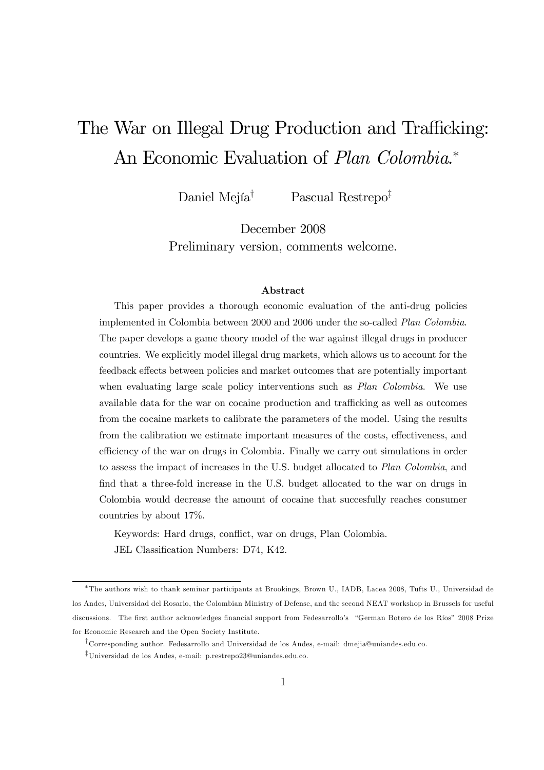# The War on Illegal Drug Production and Trafficking: An Economic Evaluation of *Plan Colombia*.*

Daniel Mejía[†] Pascual Restrepo[‡]

December 2008

Preliminary version, comments welcome.

### Abstract

This paper provides a thorough economic evaluation of the anti-drug policies implemented in Colombia between 2000 and 2006 under the so-called *Plan Colombia*. The paper develops a game theory model of the war against illegal drugs in producer countries. We explicitly model illegal drug markets, which allows us to account for the feedback effects between policies and market outcomes that are potentially important when evaluating large scale policy interventions such as *Plan Colombia*. We use available data for the war on cocaine production and trafficking as well as outcomes from the cocaine markets to calibrate the parameters of the model. Using the results from the calibration we estimate important measures of the costs, effectiveness, and efficiency of the war on drugs in Colombia. Finally we carry out simulations in order to assess the impact of increases in the U.S. budget allocated to *Plan Colombia*, and find that a three-fold increase in the U.S. budget allocated to the war on drugs in Colombia would decrease the amount of cocaine that succesfully reaches consumer countries by about 17%.

Keywords: Hard drugs, conflict, war on drugs, Plan Colombia.

JEL Classification Numbers: D74, K42.

---

*The authors wish to thank seminar participants at Brookings, Brown U., IADB, Lacea 2008, Tufts U., Universidad de los Andes, Universidad del Rosario, the Colombian Ministry of Defense, and the second NEAT workshop in Brussels for useful discussions. The first author acknowledges financial support from Fedesarrollo's "German Botero de los Ríos" 2008 Prize for Economic Research and the Open Society Institute.

[†]Corresponding author. Fedesarrollo and Universidad de los Andes, e-mail: dmejia@uniandes.edu.co.

[‡]Universidad de los Andes, e-mail: p.restrepo23@uniandes.edu.co.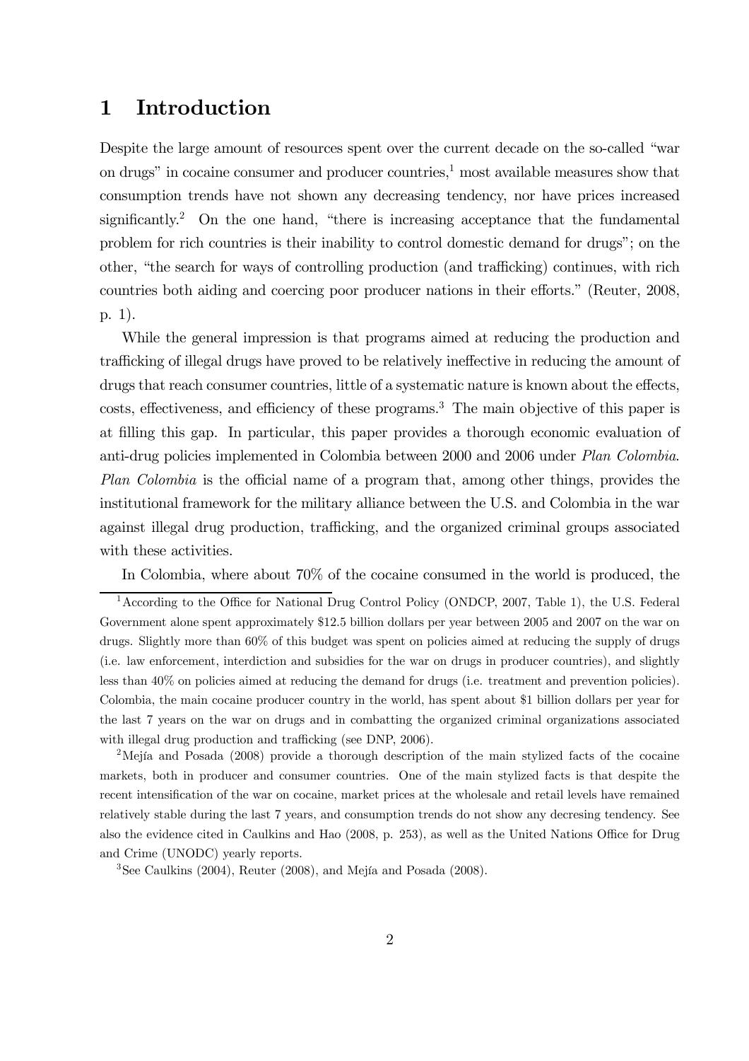# 1 Introduction

Despite the large amount of resources spent over the current decade on the so-called "war on drugs" in cocaine consumer and producer countries,[1] most available measures show that consumption trends have not shown any decreasing tendency, nor have prices increased significantly.[2] On the one hand, "there is increasing acceptance that the fundamental problem for rich countries is their inability to control domestic demand for drugs"; on the other, "the search for ways of controlling production (and trafficking) continues, with rich countries both aiding and coercing poor producer nations in their efforts." (Reuter, 2008, p. 1).

While the general impression is that programs aimed at reducing the production and trafficking of illegal drugs have proved to be relatively ineffective in reducing the amount of drugs that reach consumer countries, little of a systematic nature is known about the effects, costs, effectiveness, and efficiency of these programs.[3] The main objective of this paper is at filling this gap. In particular, this paper provides a thorough economic evaluation of anti-drug policies implemented in Colombia between 2000 and 2006 under *Plan Colombia*. *Plan Colombia* is the official name of a program that, among other things, provides the institutional framework for the military alliance between the U.S. and Colombia in the war against illegal drug production, trafficking, and the organized criminal groups associated with these activities.

In Colombia, where about 70% of the cocaine consumed in the world is produced, the

[1] According to the Office for National Drug Control Policy (ONDCP, 2007, Table 1), the U.S. Federal Government alone spent approximately $12.5 billion dollars per year between 2005 and 2007 on the war on drugs. Slightly more than 60% of this budget was spent on policies aimed at reducing the supply of drugs (i.e. law enforcement, interdiction and subsidies for the war on drugs in producer countries), and slightly less than 40% on policies aimed at reducing the demand for drugs (i.e. treatment and prevention policies). Colombia, the main cocaine producer country in the world, has spent about $1 billion dollars per year for the last 7 years on the war on drugs and in combatting the organized criminal organizations associated with illegal drug production and trafficking (see DNP, 2006).

[2] Mejía and Posada (2008) provide a thorough description of the main stylized facts of the cocaine markets, both in producer and consumer countries. One of the main stylized facts is that despite the recent intensification of the war on cocaine, market prices at the wholesale and retail levels have remained relatively stable during the last 7 years, and consumption trends do not show any decresing tendency. See also the evidence cited in Caulkins and Hao (2008, p. 253), as well as the United Nations Office for Drug and Crime (UNODC) yearly reports.

[3] See Caulkins (2004), Reuter (2008), and Mejía and Posada (2008).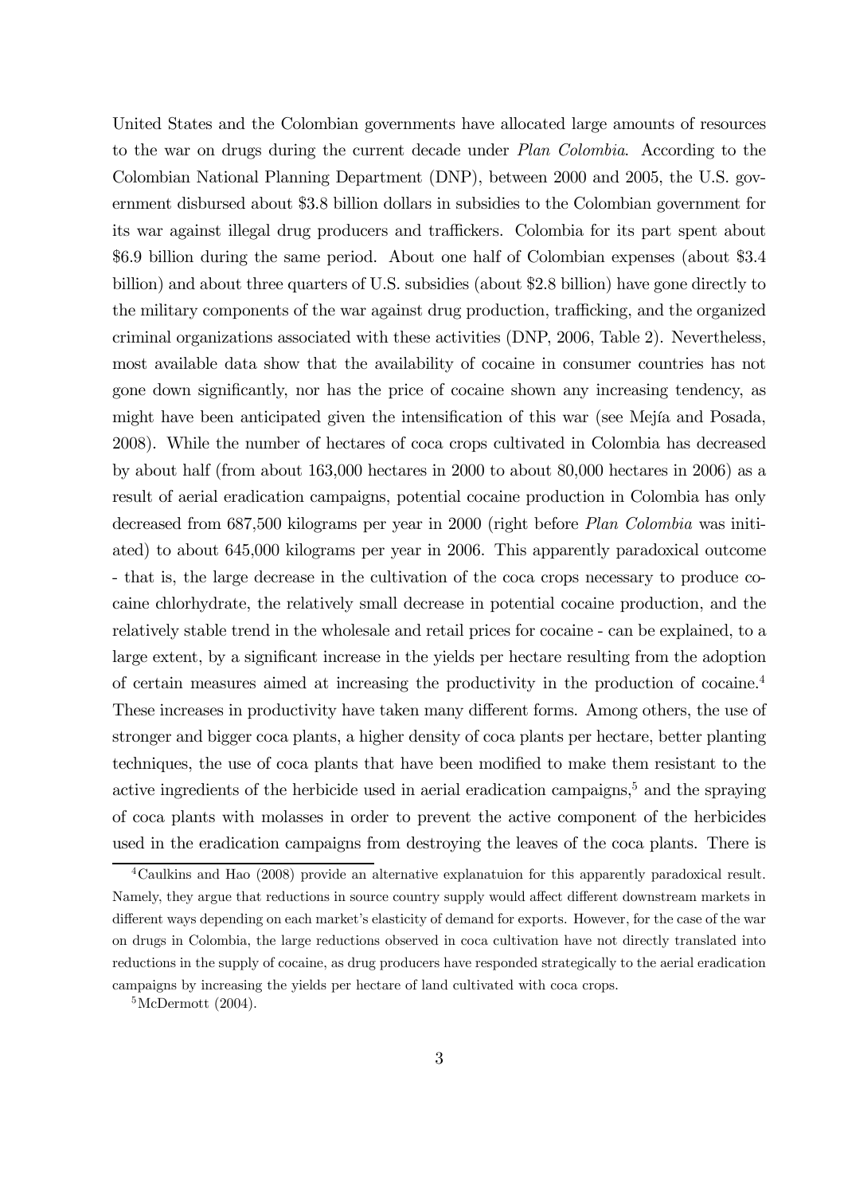United States and the Colombian governments have allocated large amounts of resources to the war on drugs during the current decade under *Plan Colombia*. According to the Colombian National Planning Department (DNP), between 2000 and 2005, the U.S. government disbursed about $3.8 billion dollars in subsidies to the Colombian government for its war against illegal drug producers and traffickers. Colombia for its part spent about $6.9 billion during the same period. About one half of Colombian expenses (about $3.4 billion) and about three quarters of U.S. subsidies (about $2.8 billion) have gone directly to the military components of the war against drug production, trafficking, and the organized criminal organizations associated with these activities (DNP, 2006, Table 2). Nevertheless, most available data show that the availability of cocaine in consumer countries has not gone down significantly, nor has the price of cocaine shown any increasing tendency, as might have been anticipated given the intensification of this war (see Mejía and Posada, 2008). While the number of hectares of coca crops cultivated in Colombia has decreased by about half (from about 163,000 hectares in 2000 to about 80,000 hectares in 2006) as a result of aerial eradication campaigns, potential cocaine production in Colombia has only decreased from 687,500 kilograms per year in 2000 (right before *Plan Colombia* was initiated) to about 645,000 kilograms per year in 2006. This apparently paradoxical outcome - that is, the large decrease in the cultivation of the coca crops necessary to produce cocaine chlorhydrate, the relatively small decrease in potential cocaine production, and the relatively stable trend in the wholesale and retail prices for cocaine - can be explained, to a large extent, by a significant increase in the yields per hectare resulting from the adoption of certain measures aimed at increasing the productivity in the production of cocaine.[4] These increases in productivity have taken many different forms. Among others, the use of stronger and bigger coca plants, a higher density of coca plants per hectare, better planting techniques, the use of coca plants that have been modified to make them resistant to the active ingredients of the herbicide used in aerial eradication campaigns,[5] and the spraying of coca plants with molasses in order to prevent the active component of the herbicides used in the eradication campaigns from destroying the leaves of the coca plants. There is

[4] Caulkins and Hao (2008) provide an alternative explanatuion for this apparently paradoxical result. Namely, they argue that reductions in source country supply would affect different downstream markets in different ways depending on each market's elasticity of demand for exports. However, for the case of the war on drugs in Colombia, the large reductions observed in coca cultivation have not directly translated into reductions in the supply of cocaine, as drug producers have responded strategically to the aerial eradication campaigns by increasing the yields per hectare of land cultivated with coca crops.

[5] McDermott (2004).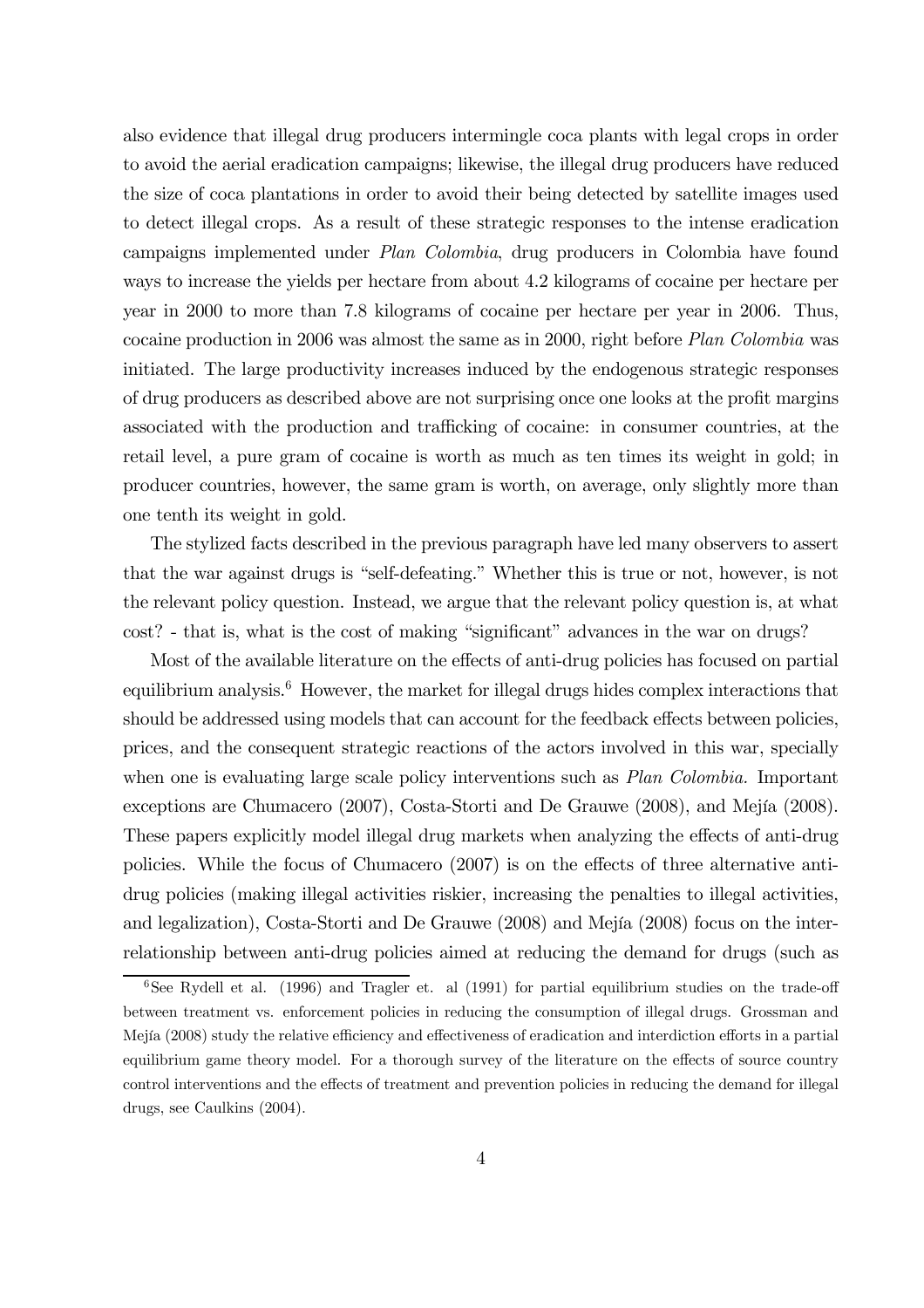also evidence that illegal drug producers intermingle coca plants with legal crops in order to avoid the aerial eradication campaigns; likewise, the illegal drug producers have reduced the size of coca plantations in order to avoid their being detected by satellite images used to detect illegal crops. As a result of these strategic responses to the intense eradication campaigns implemented under *Plan Colombia*, drug producers in Colombia have found ways to increase the yields per hectare from about 4.2 kilograms of cocaine per hectare per year in 2000 to more than 7.8 kilograms of cocaine per hectare per year in 2006. Thus, cocaine production in 2006 was almost the same as in 2000, right before *Plan Colombia* was initiated. The large productivity increases induced by the endogenous strategic responses of drug producers as described above are not surprising once one looks at the profit margins associated with the production and trafficking of cocaine: in consumer countries, at the retail level, a pure gram of cocaine is worth as much as ten times its weight in gold; in producer countries, however, the same gram is worth, on average, only slightly more than one tenth its weight in gold.

The stylized facts described in the previous paragraph have led many observers to assert that the war against drugs is "self-defeating." Whether this is true or not, however, is not the relevant policy question. Instead, we argue that the relevant policy question is, at what cost? - that is, what is the cost of making "significant" advances in the war on drugs?

Most of the available literature on the effects of anti-drug policies has focused on partial equilibrium analysis.[6] However, the market for illegal drugs hides complex interactions that should be addressed using models that can account for the feedback effects between policies, prices, and the consequent strategic reactions of the actors involved in this war, specially when one is evaluating large scale policy interventions such as *Plan Colombia.* Important exceptions are Chumacero (2007), Costa-Storti and De Grauwe (2008), and Mejía (2008). These papers explicitly model illegal drug markets when analyzing the effects of anti-drug policies. While the focus of Chumacero (2007) is on the effects of three alternative anti-drug policies (making illegal activities riskier, increasing the penalties to illegal activities, and legalization), Costa-Storti and De Grauwe (2008) and Mejía (2008) focus on the inter-relationship between anti-drug policies aimed at reducing the demand for drugs (such as

[6] See Rydell et al. (1996) and Tragler et. al (1991) for partial equilibrium studies on the trade-off between treatment vs. enforcement policies in reducing the consumption of illegal drugs. Grossman and Mejía (2008) study the relative efficiency and effectiveness of eradication and interdiction efforts in a partial equilibrium game theory model. For a thorough survey of the literature on the effects of source country control interventions and the effects of treatment and prevention policies in reducing the demand for illegal drugs, see Caulkins (2004).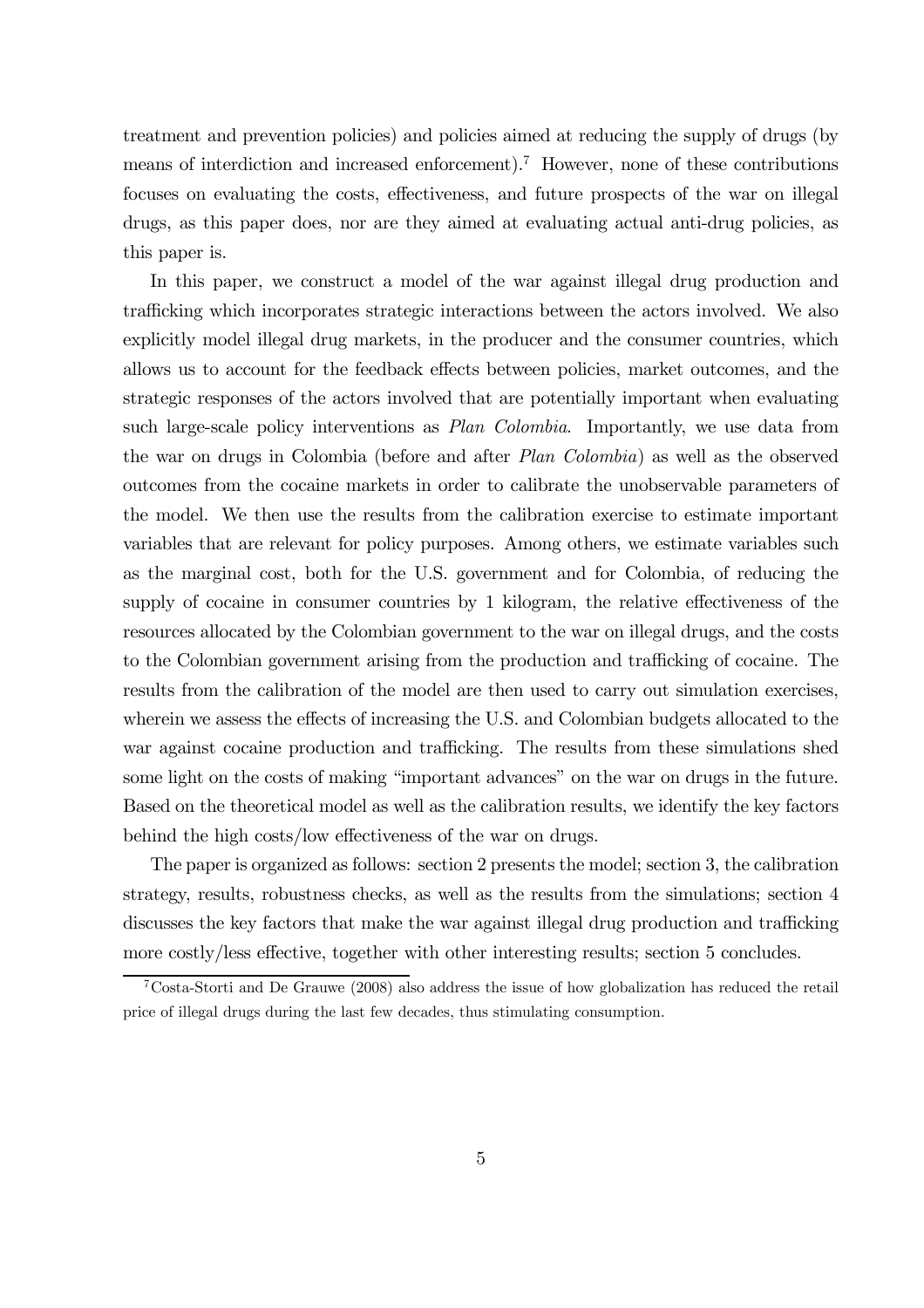treatment and prevention policies) and policies aimed at reducing the supply of drugs (by means of interdiction and increased enforcement).[7] However, none of these contributions focuses on evaluating the costs, effectiveness, and future prospects of the war on illegal drugs, as this paper does, nor are they aimed at evaluating actual anti-drug policies, as this paper is.

In this paper, we construct a model of the war against illegal drug production and trafficking which incorporates strategic interactions between the actors involved. We also explicitly model illegal drug markets, in the producer and the consumer countries, which allows us to account for the feedback effects between policies, market outcomes, and the strategic responses of the actors involved that are potentially important when evaluating such large-scale policy interventions as *Plan Colombia*. Importantly, we use data from the war on drugs in Colombia (before and after *Plan Colombia*) as well as the observed outcomes from the cocaine markets in order to calibrate the unobservable parameters of the model. We then use the results from the calibration exercise to estimate important variables that are relevant for policy purposes. Among others, we estimate variables such as the marginal cost, both for the U.S. government and for Colombia, of reducing the supply of cocaine in consumer countries by 1 kilogram, the relative effectiveness of the resources allocated by the Colombian government to the war on illegal drugs, and the costs to the Colombian government arising from the production and trafficking of cocaine. The results from the calibration of the model are then used to carry out simulation exercises, wherein we assess the effects of increasing the U.S. and Colombian budgets allocated to the war against cocaine production and trafficking. The results from these simulations shed some light on the costs of making "important advances" on the war on drugs in the future. Based on the theoretical model as well as the calibration results, we identify the key factors behind the high costs/low effectiveness of the war on drugs.

The paper is organized as follows: section 2 presents the model; section 3, the calibration strategy, results, robustness checks, as well as the results from the simulations; section 4 discusses the key factors that make the war against illegal drug production and trafficking more costly/less effective, together with other interesting results; section 5 concludes.

[7] Costa-Storti and De Grauwe (2008) also address the issue of how globalization has reduced the retail price of illegal drugs during the last few decades, thus stimulating consumption.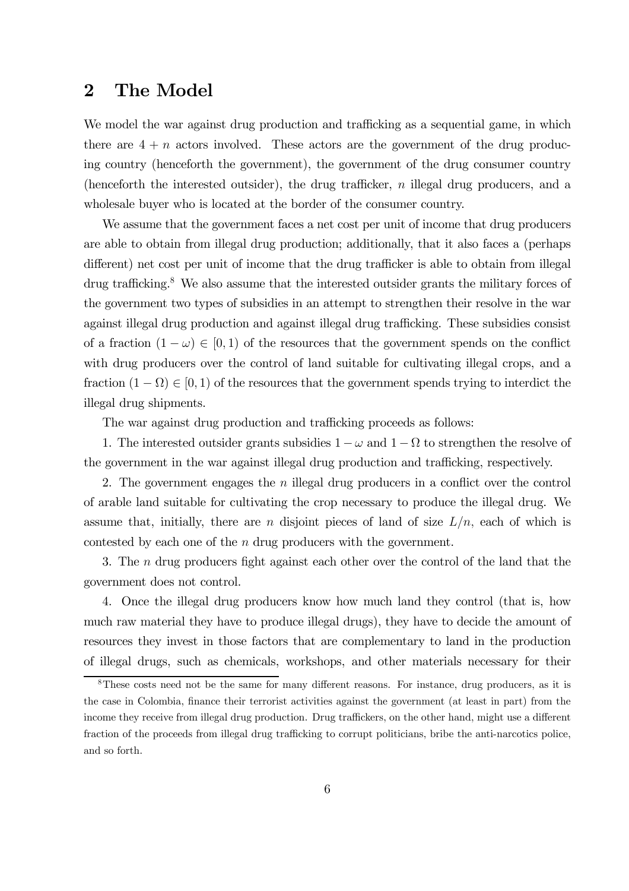## 2 The Model

We model the war against drug production and trafficking as a sequential game, in which there are $4 + n$ actors involved. These actors are the government of the drug producing country (henceforth the government), the government of the drug consumer country (henceforth the interested outsider), the drug trafficker, $n$ illegal drug producers, and a wholesale buyer who is located at the border of the consumer country.

We assume that the government faces a net cost per unit of income that drug producers are able to obtain from illegal drug production; additionally, that it also faces a (perhaps different) net cost per unit of income that the drug trafficker is able to obtain from illegal drug trafficking.[8] We also assume that the interested outsider grants the military forces of the government two types of subsidies in an attempt to strengthen their resolve in the war against illegal drug production and against illegal drug trafficking. These subsidies consist of a fraction $(1 - \omega) \in [0, 1)$ of the resources that the government spends on the conflict with drug producers over the control of land suitable for cultivating illegal crops, and a fraction $(1 - \Omega) \in [0, 1)$ of the resources that the government spends trying to interdict the illegal drug shipments.

The war against drug production and trafficking proceeds as follows:

1. The interested outsider grants subsidies $1 - \omega$ and $1 - \Omega$ to strengthen the resolve of the government in the war against illegal drug production and trafficking, respectively.

2. The government engages the $n$ illegal drug producers in a conflict over the control of arable land suitable for cultivating the crop necessary to produce the illegal drug. We assume that, initially, there are $n$ disjoint pieces of land of size $L/n$, each of which is contested by each one of the $n$ drug producers with the government.

3. The $n$ drug producers fight against each other over the control of the land that the government does not control.

4. Once the illegal drug producers know how much land they control (that is, how much raw material they have to produce illegal drugs), they have to decide the amount of resources they invest in those factors that are complementary to land in the production of illegal drugs, such as chemicals, workshops, and other materials necessary for their

[8] These costs need not be the same for many different reasons. For instance, drug producers, as it is the case in Colombia, finance their terrorist activities against the government (at least in part) from the income they receive from illegal drug production. Drug traffickers, on the other hand, might use a different fraction of the proceeds from illegal drug trafficking to corrupt politicians, bribe the anti-narcotics police, and so forth.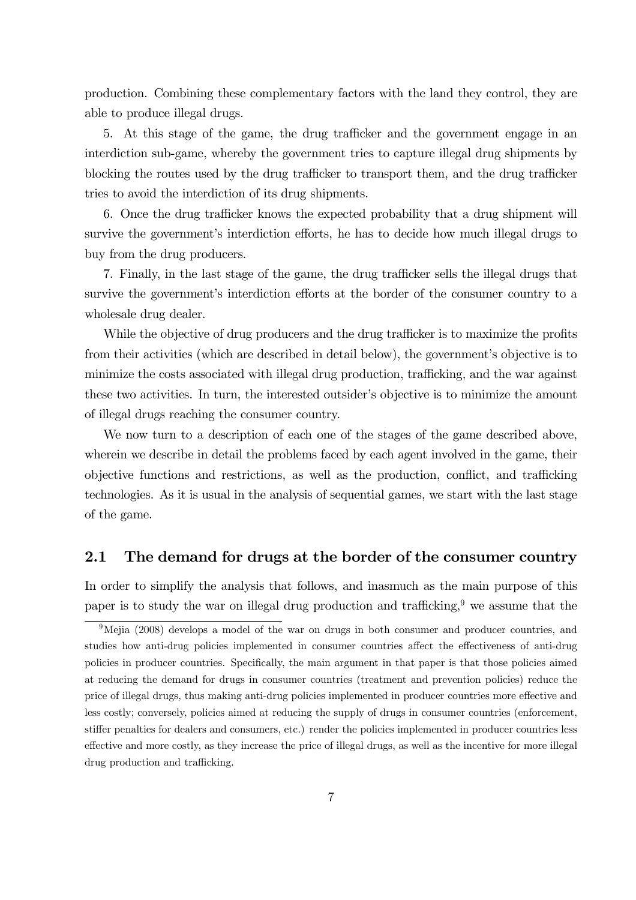production. Combining these complementary factors with the land they control, they are able to produce illegal drugs.

5. At this stage of the game, the drug trafficker and the government engage in an interdiction sub-game, whereby the government tries to capture illegal drug shipments by blocking the routes used by the drug trafficker to transport them, and the drug trafficker tries to avoid the interdiction of its drug shipments.

6. Once the drug trafficker knows the expected probability that a drug shipment will survive the government's interdiction efforts, he has to decide how much illegal drugs to buy from the drug producers.

7. Finally, in the last stage of the game, the drug trafficker sells the illegal drugs that survive the government's interdiction efforts at the border of the consumer country to a wholesale drug dealer.

While the objective of drug producers and the drug trafficker is to maximize the profits from their activities (which are described in detail below), the government's objective is to minimize the costs associated with illegal drug production, trafficking, and the war against these two activities. In turn, the interested outsider's objective is to minimize the amount of illegal drugs reaching the consumer country.

We now turn to a description of each one of the stages of the game described above, wherein we describe in detail the problems faced by each agent involved in the game, their objective functions and restrictions, as well as the production, conflict, and trafficking technologies. As it is usual in the analysis of sequential games, we start with the last stage of the game.

## 2.1 The demand for drugs at the border of the consumer country

In order to simplify the analysis that follows, and inasmuch as the main purpose of this paper is to study the war on illegal drug production and trafficking,[9] we assume that the

[9] Mejia (2008) develops a model of the war on drugs in both consumer and producer countries, and studies how anti-drug policies implemented in consumer countries affect the effectiveness of anti-drug policies in producer countries. Specifically, the main argument in that paper is that those policies aimed at reducing the demand for drugs in consumer countries (treatment and prevention policies) reduce the price of illegal drugs, thus making anti-drug policies implemented in producer countries more effective and less costly; conversely, policies aimed at reducing the supply of drugs in consumer countries (enforcement, stiffer penalties for dealers and consumers, etc.) render the policies implemented in producer countries less effective and more costly, as they increase the price of illegal drugs, as well as the incentive for more illegal drug production and trafficking.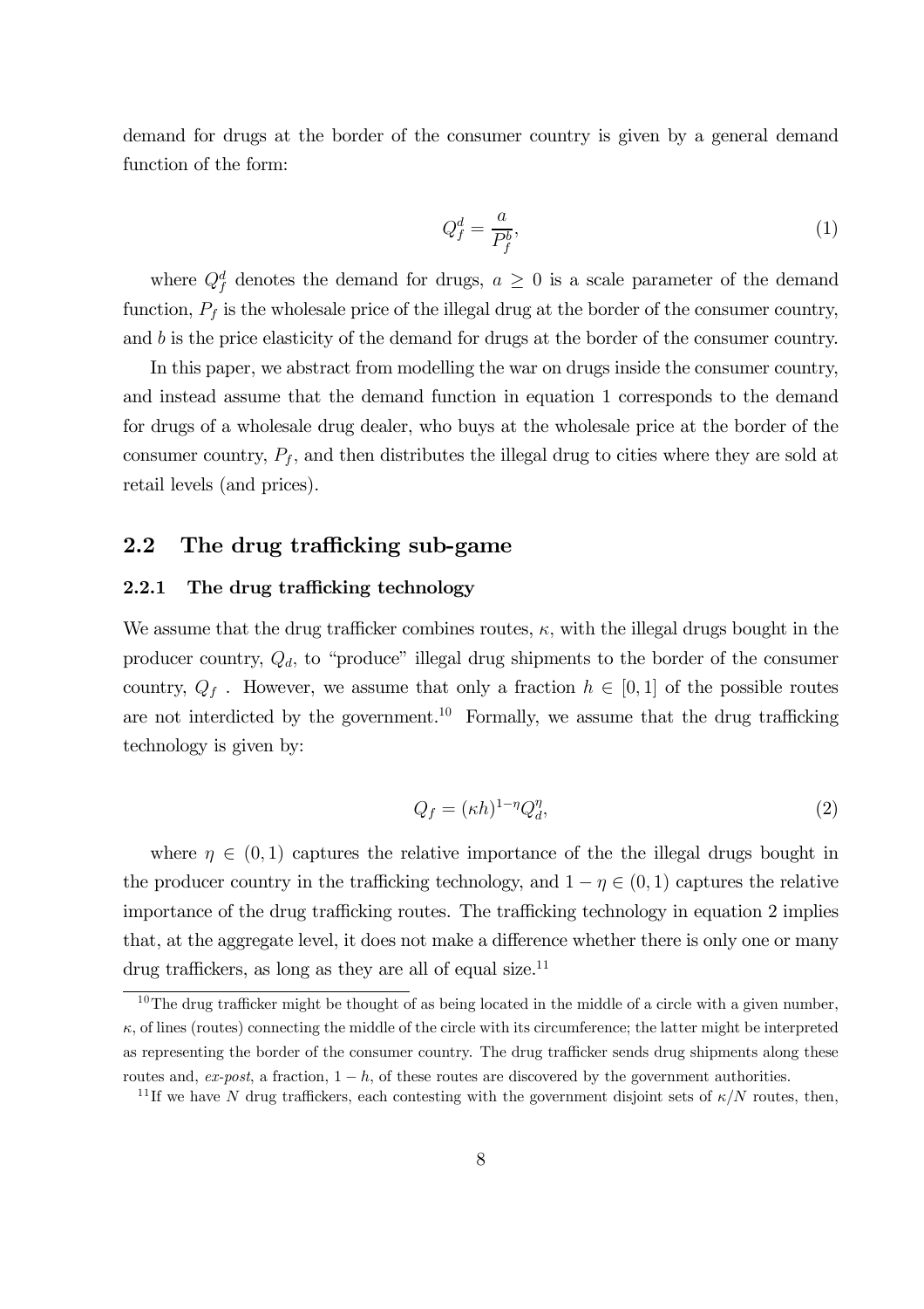demand for drugs at the border of the consumer country is given by a general demand function of the form:

$$Q_f^d = \frac{a}{P_f^b}, \tag{1}$$

where $Q_f^d$ denotes the demand for drugs, $a \geq 0$ is a scale parameter of the demand function, $P_f$ is the wholesale price of the illegal drug at the border of the consumer country, and $b$ is the price elasticity of the demand for drugs at the border of the consumer country.

In this paper, we abstract from modelling the war on drugs inside the consumer country, and instead assume that the demand function in equation 1 corresponds to the demand for drugs of a wholesale drug dealer, who buys at the wholesale price at the border of the consumer country, $P_f$, and then distributes the illegal drug to cities where they are sold at retail levels (and prices).

## 2.2 The drug trafficking sub-game

### 2.2.1 The drug trafficking technology

We assume that the drug trafficker combines routes, $\kappa$, with the illegal drugs bought in the producer country, $Q_d$, to "produce" illegal drug shipments to the border of the consumer country, $Q_f$ . However, we assume that only a fraction $h \in [0, 1]$ of the possible routes are not interdicted by the government.[10] Formally, we assume that the drug trafficking technology is given by:

$$Q_f = (\kappa h)^{1-\eta} Q_d^{\eta}, \tag{2}$$

where $\eta \in (0, 1)$ captures the relative importance of the the illegal drugs bought in the producer country in the trafficking technology, and $1 - \eta \in (0, 1)$ captures the relative importance of the drug trafficking routes. The trafficking technology in equation 2 implies that, at the aggregate level, it does not make a difference whether there is only one or many drug traffickers, as long as they are all of equal size.[11]

[10] The drug trafficker might be thought of as being located in the middle of a circle with a given number, $\kappa$, of lines (routes) connecting the middle of the circle with its circumference; the latter might be interpreted as representing the border of the consumer country. The drug trafficker sends drug shipments along these routes and, *ex-post*, a fraction, $1 - h$, of these routes are discovered by the government authorities.

[11] If we have $N$ drug traffickers, each contesting with the government disjoint sets of $\kappa/N$ routes, then,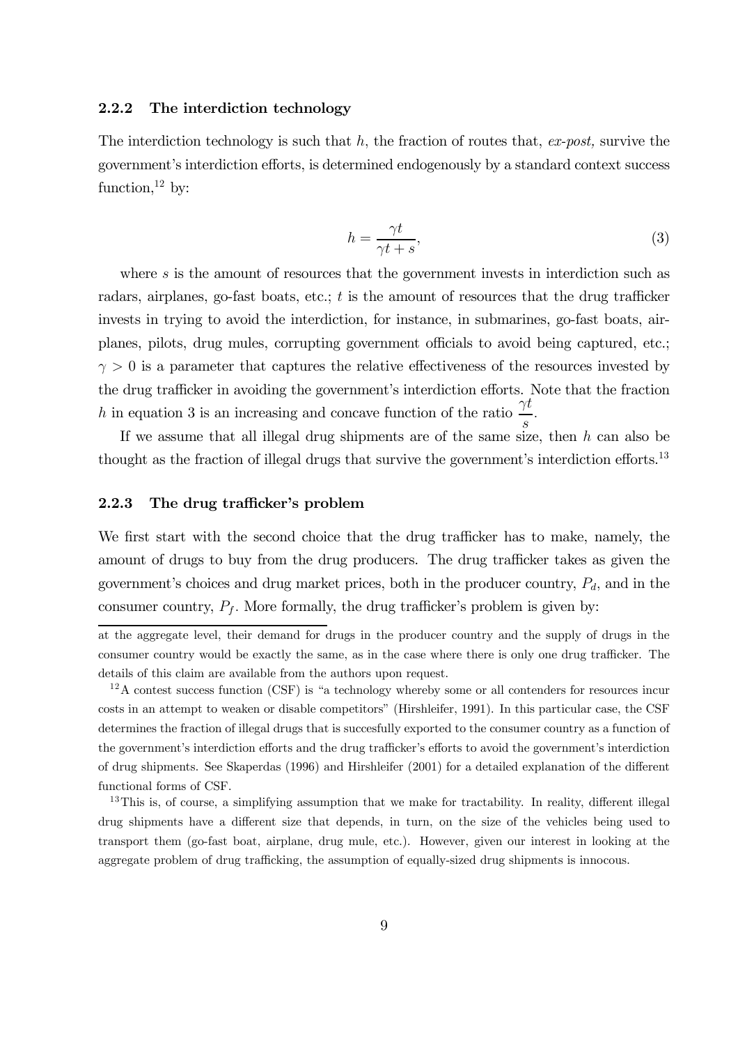### 2.2.2 The interdiction technology

The interdiction technology is such that $h$, the fraction of routes that, *ex-post,* survive the government's interdiction efforts, is determined endogenously by a standard context success function,[12] by:

$$h = \frac{\gamma t}{\gamma t + s}, \tag{3}$$

where $s$ is the amount of resources that the government invests in interdiction such as radars, airplanes, go-fast boats, etc.; $t$ is the amount of resources that the drug trafficker invests in trying to avoid the interdiction, for instance, in submarines, go-fast boats, airplanes, pilots, drug mules, corrupting government officials to avoid being captured, etc.; $\gamma > 0$ is a parameter that captures the relative effectiveness of the resources invested by the drug trafficker in avoiding the government's interdiction efforts. Note that the fraction $h$ in equation 3 is an increasing and concave function of the ratio $\frac{\gamma t}{s}$.

If we assume that all illegal drug shipments are of the same size, then $h$ can also be thought as the fraction of illegal drugs that survive the government's interdiction efforts.[13]

### 2.2.3 The drug trafficker's problem

We first start with the second choice that the drug trafficker has to make, namely, the amount of drugs to buy from the drug producers. The drug trafficker takes as given the government's choices and drug market prices, both in the producer country, $P_d$, and in the consumer country, $P_f$. More formally, the drug trafficker's problem is given by:

---

at the aggregate level, their demand for drugs in the producer country and the supply of drugs in the consumer country would be exactly the same, as in the case where there is only one drug trafficker. The details of this claim are available from the authors upon request.

[12] A contest success function (CSF) is "a technology whereby some or all contenders for resources incur costs in an attempt to weaken or disable competitors" (Hirshleifer, 1991). In this particular case, the CSF determines the fraction of illegal drugs that is succesfully exported to the consumer country as a function of the government's interdiction efforts and the drug trafficker's efforts to avoid the government's interdiction of drug shipments. See Skaperdas (1996) and Hirshleifer (2001) for a detailed explanation of the different functional forms of CSF.

[13] This is, of course, a simplifying assumption that we make for tractability. In reality, different illegal drug shipments have a different size that depends, in turn, on the size of the vehicles being used to transport them (go-fast boat, airplane, drug mule, etc.). However, given our interest in looking at the aggregate problem of drug trafficking, the assumption of equally-sized drug shipments is innocous.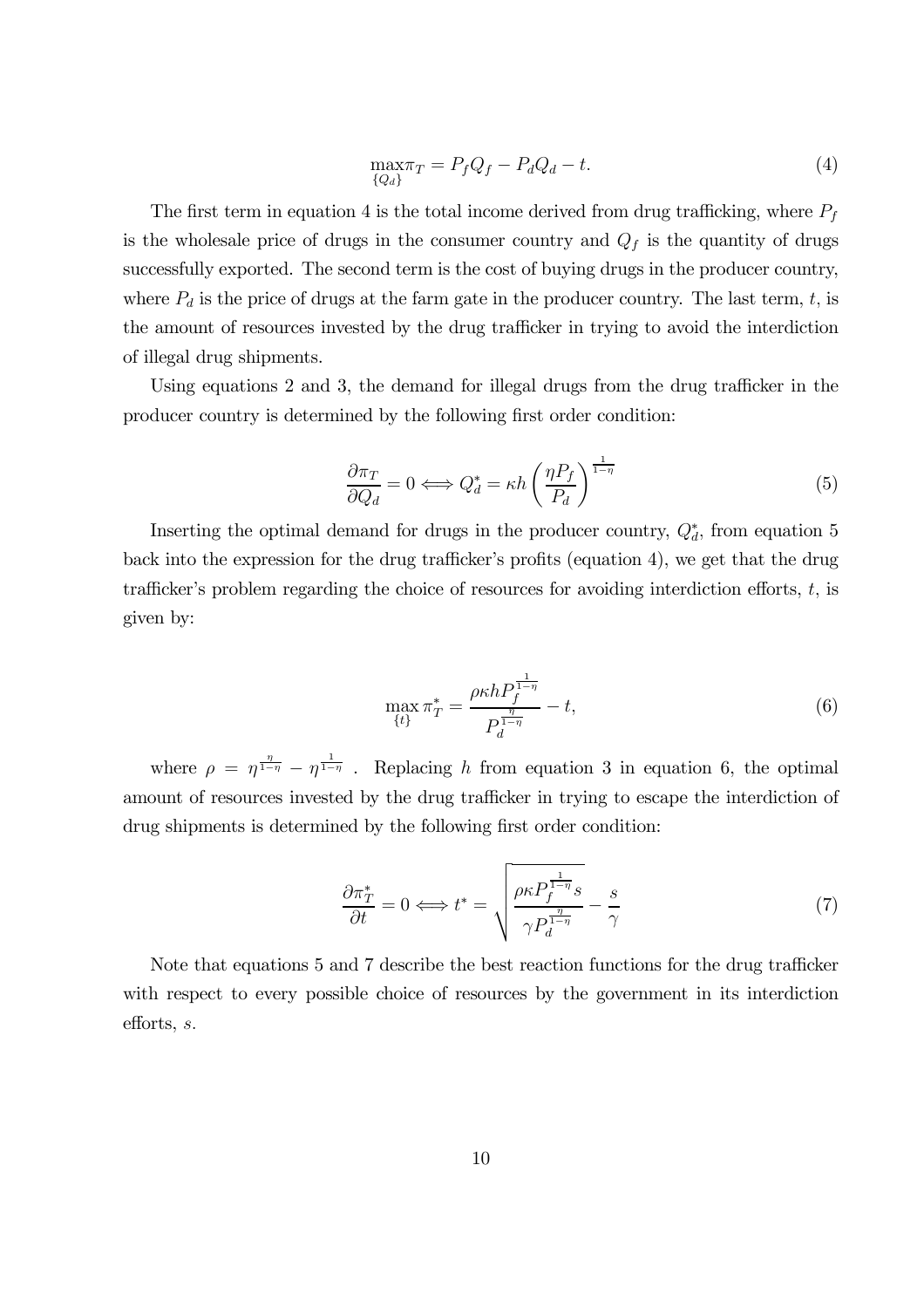$$\max_{\{Q_d\}} \pi_T = P_f Q_f - P_d Q_d - t. \tag{4}$$

The first term in equation 4 is the total income derived from drug trafficking, where $P_f$ is the wholesale price of drugs in the consumer country and $Q_f$ is the quantity of drugs successfully exported. The second term is the cost of buying drugs in the producer country, where $P_d$ is the price of drugs at the farm gate in the producer country. The last term, $t$, is the amount of resources invested by the drug trafficker in trying to avoid the interdiction of illegal drug shipments.

Using equations 2 and 3, the demand for illegal drugs from the drug trafficker in the producer country is determined by the following first order condition:

$$\frac{\partial \pi_T}{\partial Q_d} = 0 \Longleftrightarrow Q_d^* = \kappa h \left( \frac{\eta P_f}{P_d} \right)^{\frac{1}{1-\eta}} \tag{5}$$

Inserting the optimal demand for drugs in the producer country, $Q_d^*$, from equation 5 back into the expression for the drug trafficker's profits (equation 4), we get that the drug trafficker's problem regarding the choice of resources for avoiding interdiction efforts, $t$, is given by:

$$\max_{\{t\}} \pi_T^* = \frac{\rho \kappa h P_f^{\frac{1}{1-\eta}}}{P_d^{\frac{\eta}{1-\eta}}} - t, \tag{6}$$

where $\rho = \eta^{\frac{\eta}{1-\eta}} - \eta^{\frac{1}{1-\eta}}$ . Replacing $h$ from equation 3 in equation 6, the optimal amount of resources invested by the drug trafficker in trying to escape the interdiction of drug shipments is determined by the following first order condition:

$$\frac{\partial \pi_T^*}{\partial t} = 0 \Longleftrightarrow t^* = \sqrt{\frac{\rho \kappa P_f^{\frac{1}{1-\eta}} s}{\gamma P_d^{\frac{\eta}{1-\eta}}}} - \frac{s}{\gamma} \tag{7}$$

Note that equations 5 and 7 describe the best reaction functions for the drug trafficker with respect to every possible choice of resources by the government in its interdiction efforts, $s$.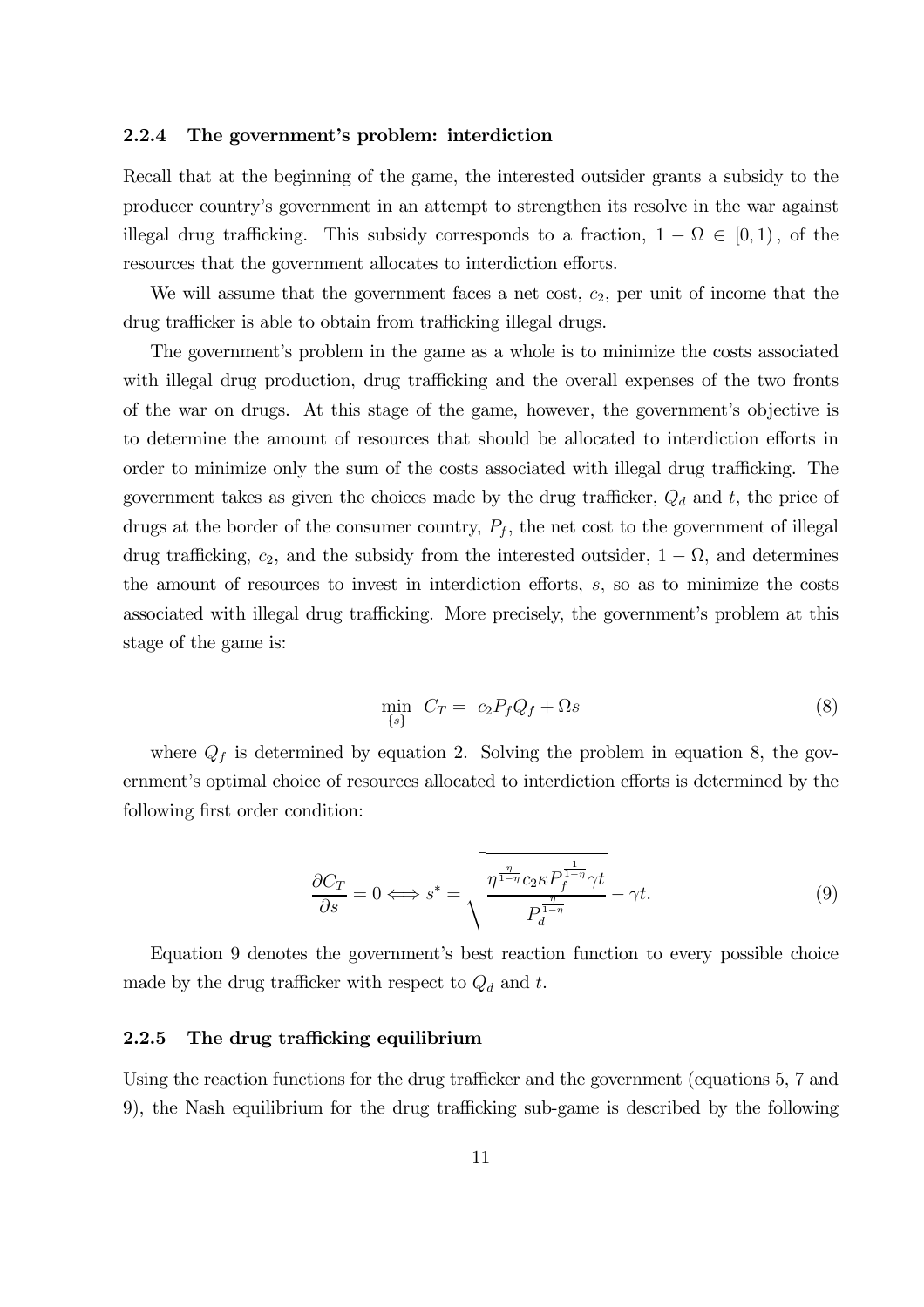### 2.2.4 The government's problem: interdiction

Recall that at the beginning of the game, the interested outsider grants a subsidy to the producer country's government in an attempt to strengthen its resolve in the war against illegal drug trafficking. This subsidy corresponds to a fraction, $1 - \Omega \in [0, 1)$, of the resources that the government allocates to interdiction efforts.

We will assume that the government faces a net cost, $c_2$, per unit of income that the drug trafficker is able to obtain from trafficking illegal drugs.

The government's problem in the game as a whole is to minimize the costs associated with illegal drug production, drug trafficking and the overall expenses of the two fronts of the war on drugs. At this stage of the game, however, the government's objective is to determine the amount of resources that should be allocated to interdiction efforts in order to minimize only the sum of the costs associated with illegal drug trafficking. The government takes as given the choices made by the drug trafficker, $Q_d$ and $t$, the price of drugs at the border of the consumer country, $P_f$, the net cost to the government of illegal drug trafficking, $c_2$, and the subsidy from the interested outsider, $1 - \Omega$, and determines the amount of resources to invest in interdiction efforts, $s$, so as to minimize the costs associated with illegal drug trafficking. More precisely, the government's problem at this stage of the game is:

$$\min_{\{s\}} \; C_T = \; c_2 P_f Q_f + \Omega s \tag{8}$$

where $Q_f$ is determined by equation 2. Solving the problem in equation 8, the government's optimal choice of resources allocated to interdiction efforts is determined by the following first order condition:

$$\frac{\partial C_T}{\partial s} = 0 \Longleftrightarrow s^* = \sqrt{\frac{\eta^{\frac{\eta}{1-\eta}} c_2 \kappa P_f^{\frac{1}{1-\eta}} \gamma t}{P_d^{\frac{\eta}{1-\eta}}}} - \gamma t. \tag{9}$$

Equation 9 denotes the government's best reaction function to every possible choice made by the drug trafficker with respect to $Q_d$ and $t$.

### 2.2.5 The drug trafficking equilibrium

Using the reaction functions for the drug trafficker and the government (equations 5, 7 and 9), the Nash equilibrium for the drug trafficking sub-game is described by the following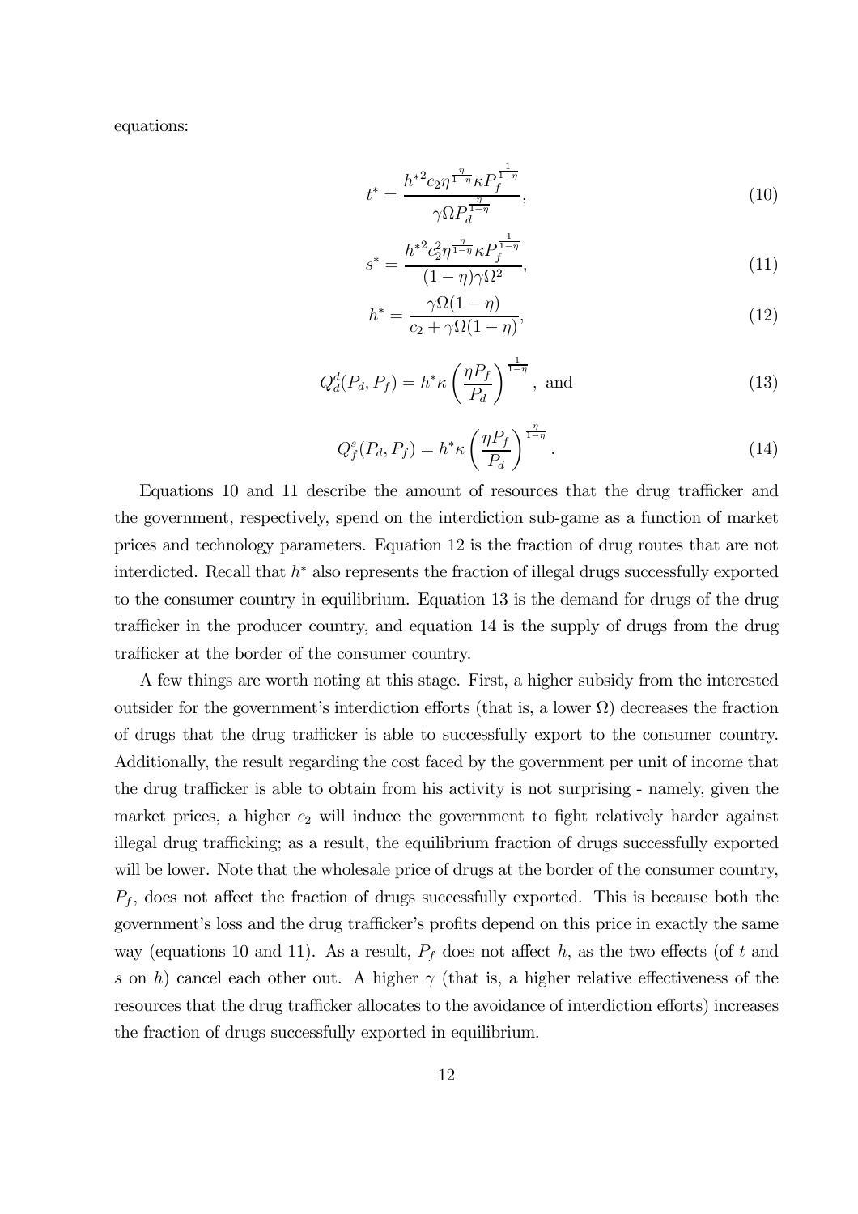equations:

$$t^* = \frac{h^{*2} c_2 \eta^{\frac{\eta}{1-\eta}} \kappa P_f^{\frac{1}{1-\eta}}}{\gamma \Omega P_d^{\frac{\eta}{1-\eta}}}, \tag{10}$$

$$s^* = \frac{h^{*2} c_2^2 \eta^{\frac{\eta}{1-\eta}} \kappa P_f^{\frac{1}{1-\eta}}}{(1-\eta)\gamma \Omega^2}, \tag{11}$$

$$h^* = \frac{\gamma \Omega (1-\eta)}{c_2 + \gamma \Omega (1-\eta)}, \tag{12}$$

$$Q_d^d(P_d, P_f) = h^* \kappa \left( \frac{\eta P_f}{P_d} \right)^{\frac{1}{1-\eta}}, \text{ and} \tag{13}$$

$$Q_f^s(P_d, P_f) = h^* \kappa \left( \frac{\eta P_f}{P_d} \right)^{\frac{\eta}{1-\eta}}. \tag{14}$$

Equations 10 and 11 describe the amount of resources that the drug trafficker and the government, respectively, spend on the interdiction sub-game as a function of market prices and technology parameters. Equation 12 is the fraction of drug routes that are not interdicted. Recall that $h^*$ also represents the fraction of illegal drugs successfully exported to the consumer country in equilibrium. Equation 13 is the demand for drugs of the drug trafficker in the producer country, and equation 14 is the supply of drugs from the drug trafficker at the border of the consumer country.

A few things are worth noting at this stage. First, a higher subsidy from the interested outsider for the government's interdiction efforts (that is, a lower $\Omega$) decreases the fraction of drugs that the drug trafficker is able to successfully export to the consumer country. Additionally, the result regarding the cost faced by the government per unit of income that the drug trafficker is able to obtain from his activity is not surprising - namely, given the market prices, a higher $c_2$ will induce the government to fight relatively harder against illegal drug trafficking; as a result, the equilibrium fraction of drugs successfully exported will be lower. Note that the wholesale price of drugs at the border of the consumer country, $P_f$, does not affect the fraction of drugs successfully exported. This is because both the government's loss and the drug trafficker's profits depend on this price in exactly the same way (equations 10 and 11). As a result, $P_f$ does not affect $h$, as the two effects (of $t$ and $s$ on $h$) cancel each other out. A higher $\gamma$ (that is, a higher relative effectiveness of the resources that the drug trafficker allocates to the avoidance of interdiction efforts) increases the fraction of drugs successfully exported in equilibrium.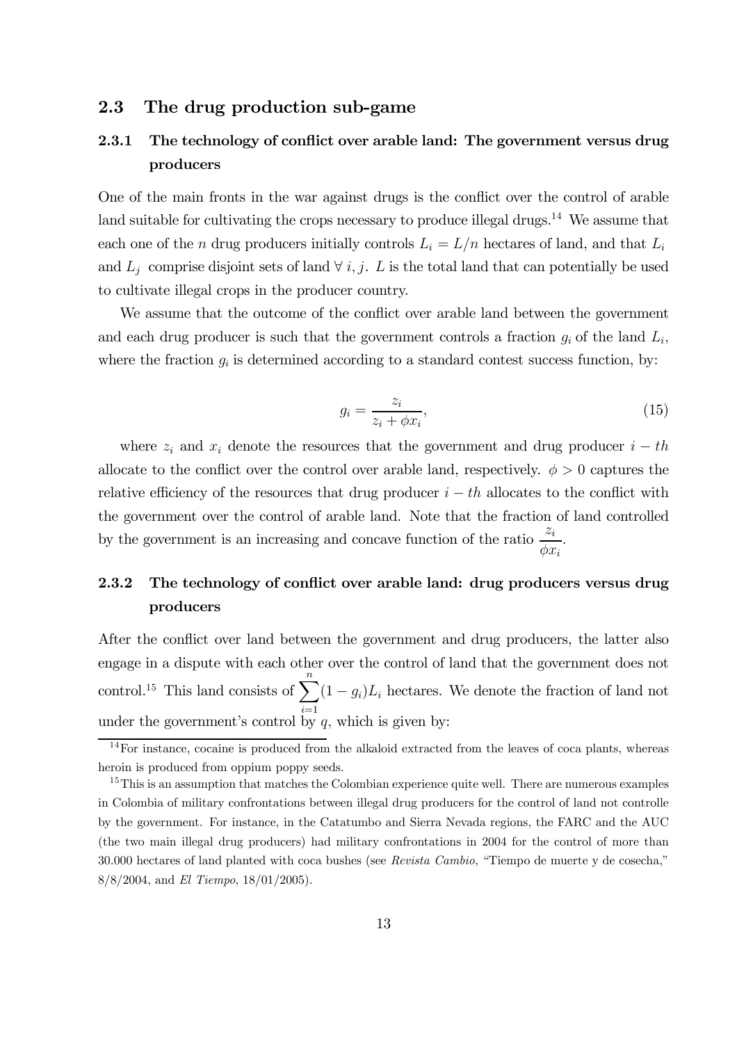### 2.3 The drug production sub-game

#### 2.3.1 The technology of conflict over arable land: The government versus drug producers

One of the main fronts in the war against drugs is the conflict over the control of arable land suitable for cultivating the crops necessary to produce illegal drugs.[14] We assume that each one of the $n$ drug producers initially controls $L_i = L/n$ hectares of land, and that $L_i$ and $L_j$ comprise disjoint sets of land $\forall\ i, j$. $L$ is the total land that can potentially be used to cultivate illegal crops in the producer country.

We assume that the outcome of the conflict over arable land between the government and each drug producer is such that the government controls a fraction $g_i$ of the land $L_i$, where the fraction $g_i$ is determined according to a standard contest success function, by:

$$g_i = \frac{z_i}{z_i + \phi x_i}, \tag{15}$$

where $z_i$ and $x_i$ denote the resources that the government and drug producer $i-th$ allocate to the conflict over the control over arable land, respectively. $\phi > 0$ captures the relative efficiency of the resources that drug producer $i-th$ allocates to the conflict with the government over the control of arable land. Note that the fraction of land controlled by the government is an increasing and concave function of the ratio $\dfrac{z_i}{\phi x_i}$.

#### 2.3.2 The technology of conflict over arable land: drug producers versus drug producers

After the conflict over land between the government and drug producers, the latter also engage in a dispute with each other over the control of land that the government does not control.[15] This land consists of $\sum_{i=1}^{n}(1-g_i)L_i$ hectares. We denote the fraction of land not under the government's control by $q$, which is given by:

[14] For instance, cocaine is produced from the alkaloid extracted from the leaves of coca plants, whereas heroin is produced from oppium poppy seeds.

[15] This is an assumption that matches the Colombian experience quite well. There are numerous examples in Colombia of military confrontations between illegal drug producers for the control of land not controlle by the government. For instance, in the Catatumbo and Sierra Nevada regions, the FARC and the AUC (the two main illegal drug producers) had military confrontations in 2004 for the control of more than 30.000 hectares of land planted with coca bushes (see *Revista Cambio*, "Tiempo de muerte y de cosecha," 8/8/2004, and *El Tiempo*, 18/01/2005).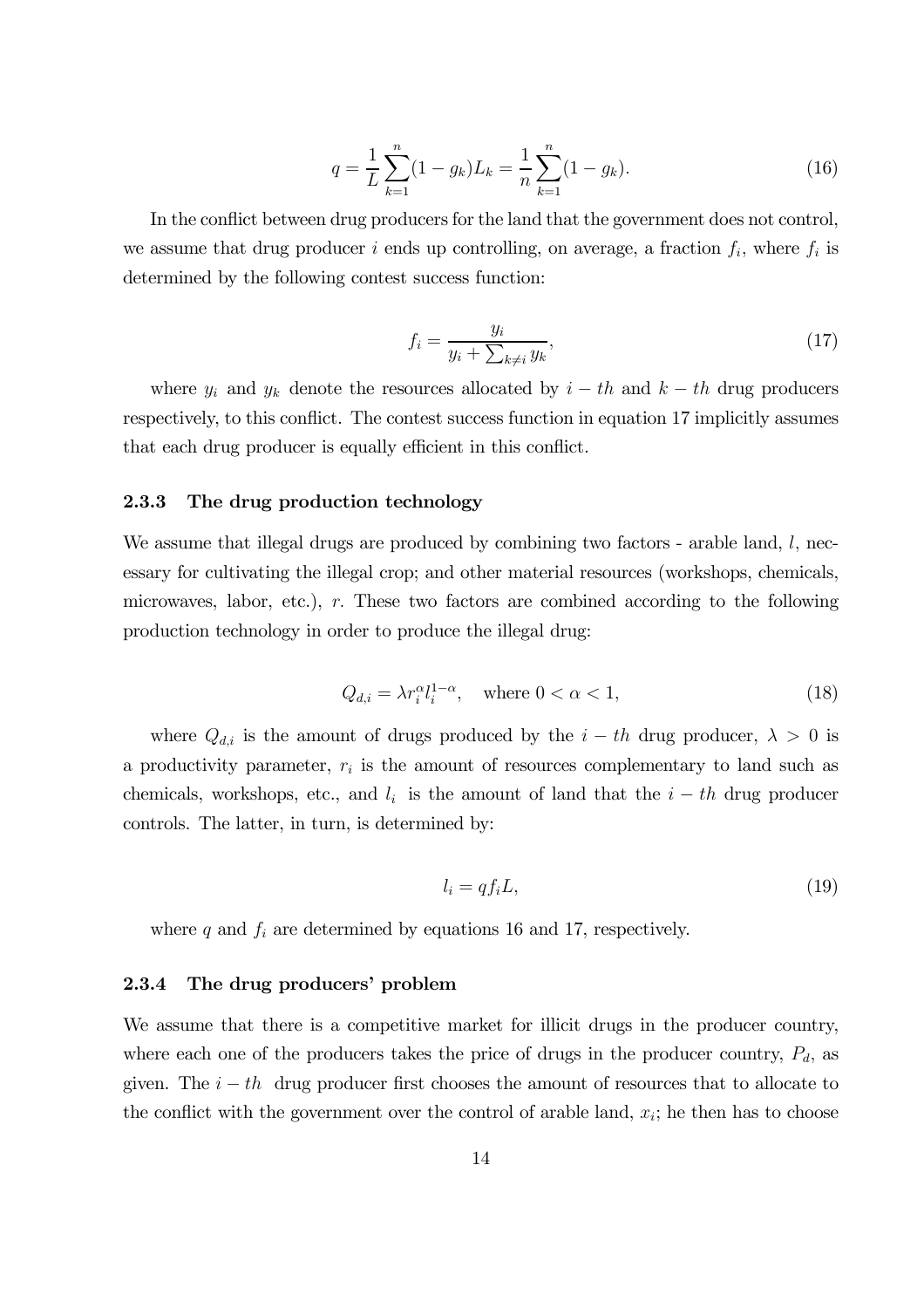$$q = \frac{1}{L}\sum_{k=1}^{n}(1-g_k)L_k = \frac{1}{n}\sum_{k=1}^{n}(1-g_k). \tag{16}$$

In the conflict between drug producers for the land that the government does not control, we assume that drug producer $i$ ends up controlling, on average, a fraction $f_i$, where $f_i$ is determined by the following contest success function:

$$f_i = \frac{y_i}{y_i + \sum_{k \neq i} y_k}, \tag{17}$$

where $y_i$ and $y_k$ denote the resources allocated by $i-th$ and $k-th$ drug producers respectively, to this conflict. The contest success function in equation 17 implicitly assumes that each drug producer is equally efficient in this conflict.

### 2.3.3 The drug production technology

We assume that illegal drugs are produced by combining two factors - arable land, $l$, necessary for cultivating the illegal crop; and other material resources (workshops, chemicals, microwaves, labor, etc.), $r$. These two factors are combined according to the following production technology in order to produce the illegal drug:

$$Q_{d,i} = \lambda r_i^{\alpha} l_i^{1-\alpha}, \quad \text{where } 0 < \alpha < 1, \tag{18}$$

where $Q_{d,i}$ is the amount of drugs produced by the $i-th$ drug producer, $\lambda > 0$ is a productivity parameter, $r_i$ is the amount of resources complementary to land such as chemicals, workshops, etc., and $l_i$ is the amount of land that the $i-th$ drug producer controls. The latter, in turn, is determined by:

$$l_i = q f_i L, \tag{19}$$

where $q$ and $f_i$ are determined by equations 16 and 17, respectively.

### 2.3.4 The drug producers' problem

We assume that there is a competitive market for illicit drugs in the producer country, where each one of the producers takes the price of drugs in the producer country, $P_d$, as given. The $i-th$ drug producer first chooses the amount of resources that to allocate to the conflict with the government over the control of arable land, $x_i$; he then has to choose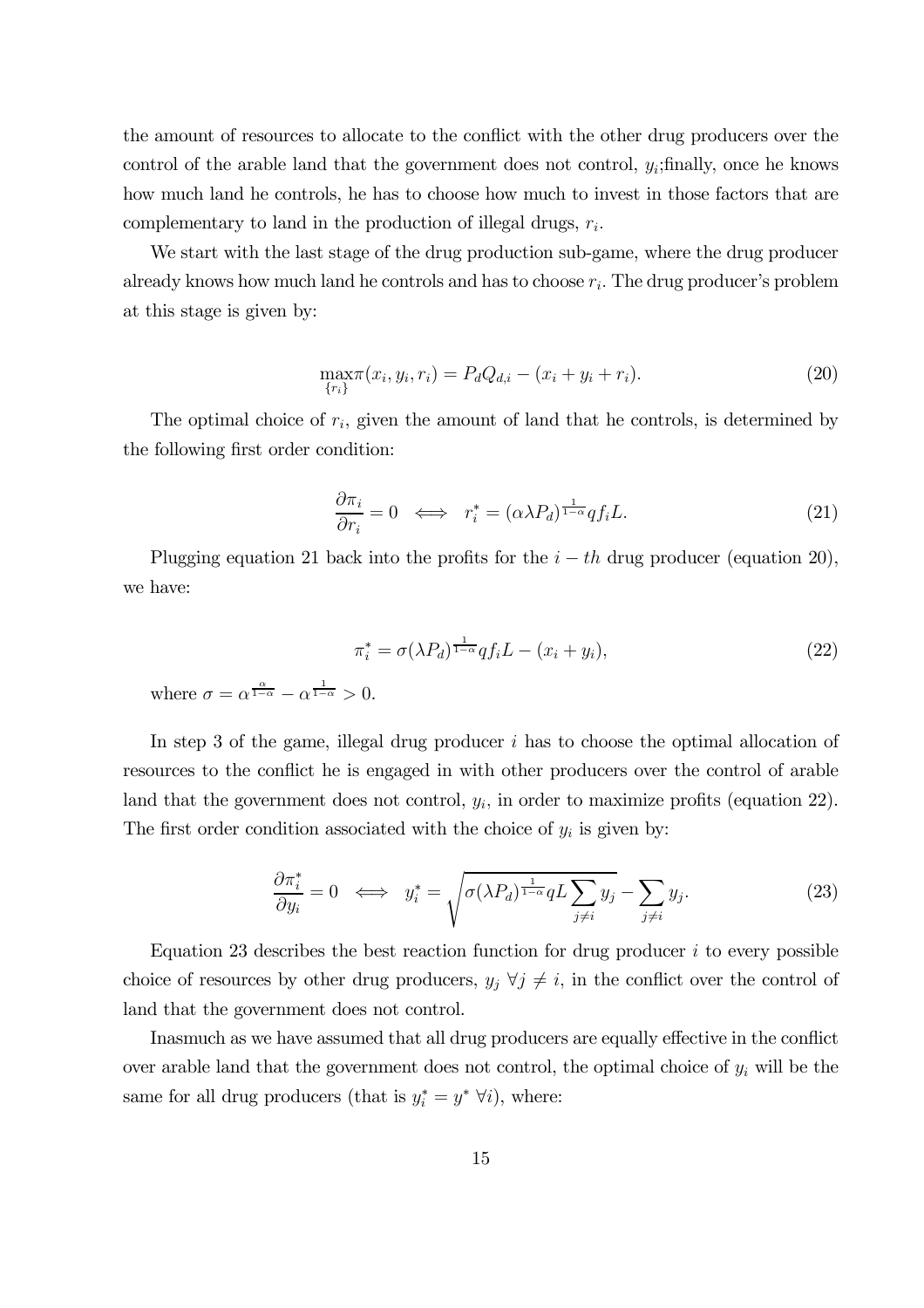the amount of resources to allocate to the conflict with the other drug producers over the control of the arable land that the government does not control, $y_i$;finally, once he knows how much land he controls, he has to choose how much to invest in those factors that are complementary to land in the production of illegal drugs, $r_i$.

We start with the last stage of the drug production sub-game, where the drug producer already knows how much land he controls and has to choose $r_i$. The drug producer's problem at this stage is given by:

$$\max_{\{r_i\}} \pi(x_i, y_i, r_i) = P_d Q_{d,i} - (x_i + y_i + r_i). \tag{20}$$

The optimal choice of $r_i$, given the amount of land that he controls, is determined by the following first order condition:

$$\frac{\partial \pi_i}{\partial r_i} = 0 \iff r_i^* = (\alpha \lambda P_d)^{\frac{1}{1-\alpha}} q f_i L. \tag{21}$$

Plugging equation 21 back into the profits for the $i-th$ drug producer (equation 20), we have:

$$\pi_i^* = \sigma (\lambda P_d)^{\frac{1}{1-\alpha}} q f_i L - (x_i + y_i), \tag{22}$$

where $\sigma = \alpha^{\frac{\alpha}{1-\alpha}} - \alpha^{\frac{1}{1-\alpha}} > 0$.

In step 3 of the game, illegal drug producer $i$ has to choose the optimal allocation of resources to the conflict he is engaged in with other producers over the control of arable land that the government does not control, $y_i$, in order to maximize profits (equation 22). The first order condition associated with the choice of $y_i$ is given by:

$$\frac{\partial \pi_i^*}{\partial y_i} = 0 \iff y_i^* = \sqrt{\sigma (\lambda P_d)^{\frac{1}{1-\alpha}} q L \sum_{j \neq i} y_j} - \sum_{j \neq i} y_j. \tag{23}$$

Equation 23 describes the best reaction function for drug producer $i$ to every possible choice of resources by other drug producers, $y_j \; \forall j \neq i$, in the conflict over the control of land that the government does not control.

Inasmuch as we have assumed that all drug producers are equally effective in the conflict over arable land that the government does not control, the optimal choice of $y_i$ will be the same for all drug producers (that is $y_i^* = y^* \; \forall i$), where: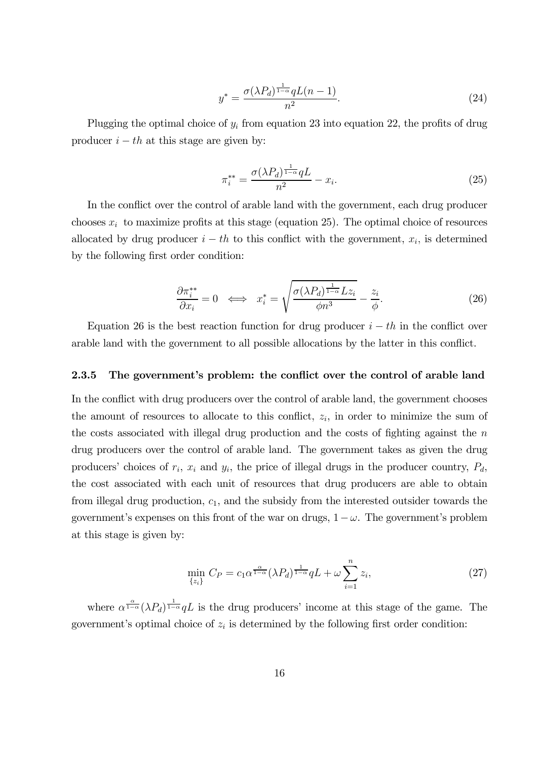$$y^* = \frac{\sigma(\lambda P_d)^{\frac{1}{1-\alpha}} qL(n-1)}{n^2}. \tag{24}$$

Plugging the optimal choice of $y_i$ from equation 23 into equation 22, the profits of drug producer $i-th$ at this stage are given by:

$$\pi_i^{**} = \frac{\sigma(\lambda P_d)^{\frac{1}{1-\alpha}} qL}{n^2} - x_i. \tag{25}$$

In the conflict over the control of arable land with the government, each drug producer chooses $x_i$ to maximize profits at this stage (equation 25). The optimal choice of resources allocated by drug producer $i-th$ to this conflict with the government, $x_i$, is determined by the following first order condition:

$$\frac{\partial \pi_i^{**}}{\partial x_i} = 0 \iff x_i^* = \sqrt{\frac{\sigma(\lambda P_d)^{\frac{1}{1-\alpha}} L z_i}{\phi n^3}} - \frac{z_i}{\phi}. \tag{26}$$

Equation 26 is the best reaction function for drug producer $i-th$ in the conflict over arable land with the government to all possible allocations by the latter in this conflict.

### 2.3.5 The government's problem: the conflict over the control of arable land

In the conflict with drug producers over the control of arable land, the government chooses the amount of resources to allocate to this conflict, $z_i$, in order to minimize the sum of the costs associated with illegal drug production and the costs of fighting against the $n$ drug producers over the control of arable land. The government takes as given the drug producers' choices of $r_i$, $x_i$ and $y_i$, the price of illegal drugs in the producer country, $P_d$, the cost associated with each unit of resources that drug producers are able to obtain from illegal drug production, $c_1$, and the subsidy from the interested outsider towards the government's expenses on this front of the war on drugs, $1-\omega$. The government's problem at this stage is given by:

$$\min_{\{z_i\}} C_P = c_1 \alpha^{\frac{\alpha}{1-\alpha}} (\lambda P_d)^{\frac{1}{1-\alpha}} qL + \omega \sum_{i=1}^{n} z_i, \tag{27}$$

where $\alpha^{\frac{\alpha}{1-\alpha}} (\lambda P_d)^{\frac{1}{1-\alpha}} qL$ is the drug producers' income at this stage of the game. The government's optimal choice of $z_i$ is determined by the following first order condition: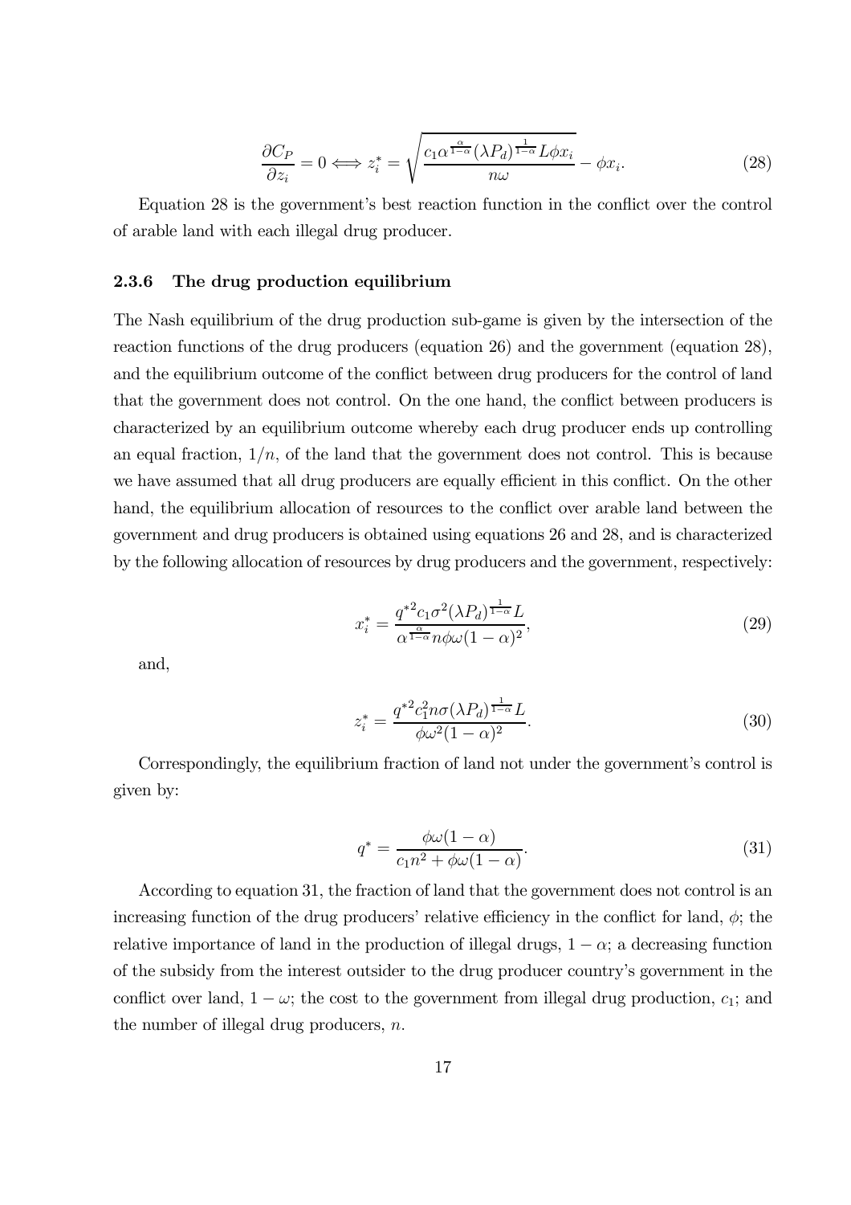$$\frac{\partial C_P}{\partial z_i} = 0 \Longleftrightarrow z_i^* = \sqrt{\frac{c_1 \alpha^{\frac{\alpha}{1-\alpha}} (\lambda P_d)^{\frac{1}{1-\alpha}} L \phi x_i}{n\omega}} - \phi x_i. \tag{28}$$

Equation 28 is the government's best reaction function in the conflict over the control of arable land with each illegal drug producer.

### 2.3.6 The drug production equilibrium

The Nash equilibrium of the drug production sub-game is given by the intersection of the reaction functions of the drug producers (equation 26) and the government (equation 28), and the equilibrium outcome of the conflict between drug producers for the control of land that the government does not control. On the one hand, the conflict between producers is characterized by an equilibrium outcome whereby each drug producer ends up controlling an equal fraction, $1/n$, of the land that the government does not control. This is because we have assumed that all drug producers are equally efficient in this conflict. On the other hand, the equilibrium allocation of resources to the conflict over arable land between the government and drug producers is obtained using equations 26 and 28, and is characterized by the following allocation of resources by drug producers and the government, respectively:

$$x_i^* = \frac{q^{*2} c_1 \sigma^2 (\lambda P_d)^{\frac{1}{1-\alpha}} L}{\alpha^{\frac{\alpha}{1-\alpha}} n \phi \omega (1-\alpha)^2}, \tag{29}$$

and,

$$z_i^* = \frac{q^{*2} c_1^2 n \sigma (\lambda P_d)^{\frac{1}{1-\alpha}} L}{\phi \omega^2 (1-\alpha)^2}. \tag{30}$$

Correspondingly, the equilibrium fraction of land not under the government's control is given by:

$$q^* = \frac{\phi \omega (1-\alpha)}{c_1 n^2 + \phi \omega (1-\alpha)}. \tag{31}$$

According to equation 31, the fraction of land that the government does not control is an increasing function of the drug producers' relative efficiency in the conflict for land, $\phi$; the relative importance of land in the production of illegal drugs, $1-\alpha$; a decreasing function of the subsidy from the interest outsider to the drug producer country's government in the conflict over land, $1-\omega$; the cost to the government from illegal drug production, $c_1$; and the number of illegal drug producers, $n$.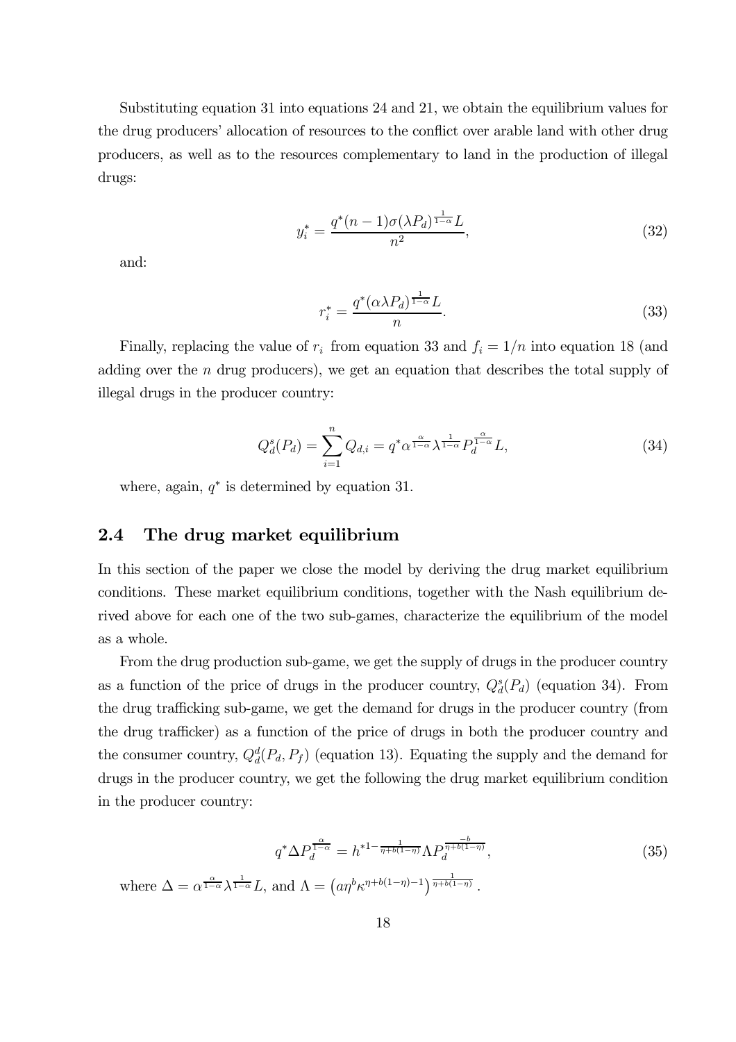Substituting equation 31 into equations 24 and 21, we obtain the equilibrium values for the drug producers' allocation of resources to the conflict over arable land with other drug producers, as well as to the resources complementary to land in the production of illegal drugs:

$$y_i^* = \frac{q^*(n-1)\sigma(\lambda P_d)^{\frac{1}{1-\alpha}} L}{n^2}, \tag{32}$$

and:

$$r_i^* = \frac{q^*(\alpha\lambda P_d)^{\frac{1}{1-\alpha}} L}{n}. \tag{33}$$

Finally, replacing the value of $r_i$ from equation 33 and $f_i = 1/n$ into equation 18 (and adding over the $n$ drug producers), we get an equation that describes the total supply of illegal drugs in the producer country:

$$Q_d^s(P_d) = \sum_{i=1}^{n} Q_{d,i} = q^* \alpha^{\frac{\alpha}{1-\alpha}} \lambda^{\frac{1}{1-\alpha}} P_d^{\frac{\alpha}{1-\alpha}} L, \tag{34}$$

where, again, $q^*$ is determined by equation 31.

## 2.4 The drug market equilibrium

In this section of the paper we close the model by deriving the drug market equilibrium conditions. These market equilibrium conditions, together with the Nash equilibrium derived above for each one of the two sub-games, characterize the equilibrium of the model as a whole.

From the drug production sub-game, we get the supply of drugs in the producer country as a function of the price of drugs in the producer country, $Q_d^s(P_d)$ (equation 34). From the drug trafficking sub-game, we get the demand for drugs in the producer country (from the drug trafficker) as a function of the price of drugs in both the producer country and the consumer country, $Q_d^d(P_d, P_f)$ (equation 13). Equating the supply and the demand for drugs in the producer country, we get the following the drug market equilibrium condition in the producer country:

$$q^* \Delta P_d^{\frac{\alpha}{1-\alpha}} = h^{*1-\frac{1}{\eta+b(1-\eta)}} \Lambda P_d^{\frac{-b}{\eta+b(1-\eta)}}, \tag{35}$$

where $\Delta = \alpha^{\frac{\alpha}{1-\alpha}} \lambda^{\frac{1}{1-\alpha}} L$, and $\Lambda = \left(a\eta^b \kappa^{\eta+b(1-\eta)-1}\right)^{\frac{1}{\eta+b(1-\eta)}}$.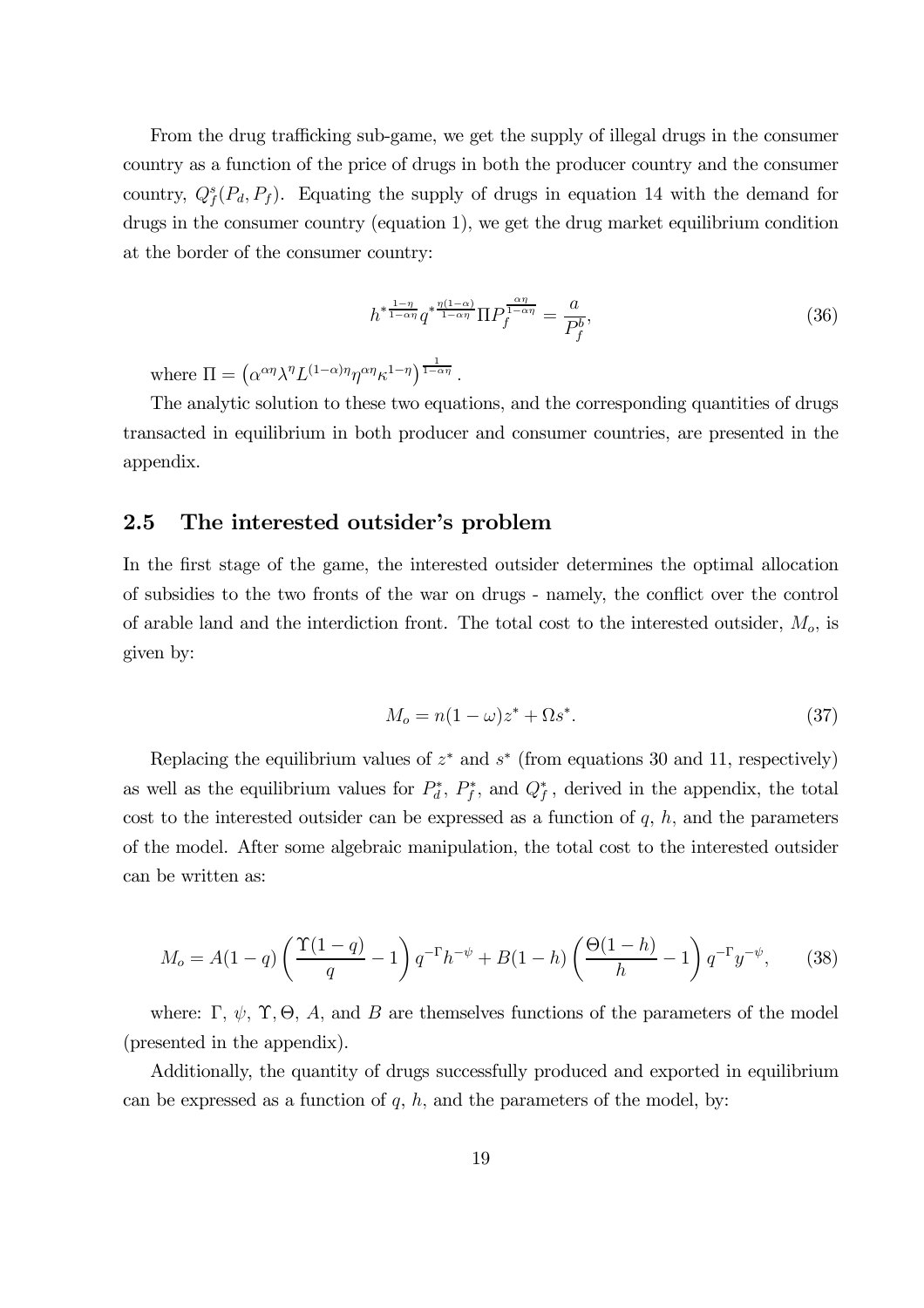From the drug trafficking sub-game, we get the supply of illegal drugs in the consumer country as a function of the price of drugs in both the producer country and the consumer country, $Q_f^s(P_d, P_f)$. Equating the supply of drugs in equation 14 with the demand for drugs in the consumer country (equation 1), we get the drug market equilibrium condition at the border of the consumer country:

$$h^{*\frac{1-\eta}{1-\alpha\eta}} q^{*\frac{\eta(1-\alpha)}{1-\alpha\eta}} \Pi P_f^{\frac{\alpha\eta}{1-\alpha\eta}} = \frac{a}{P_f^b}, \tag{36}$$

where $\Pi = \left(\alpha^{\alpha\eta}\lambda^{\eta}L^{(1-\alpha)\eta}\eta^{\alpha\eta}\kappa^{1-\eta}\right)^{\frac{1}{1-\alpha\eta}}$.

The analytic solution to these two equations, and the corresponding quantities of drugs transacted in equilibrium in both producer and consumer countries, are presented in the appendix.

## 2.5 The interested outsider's problem

In the first stage of the game, the interested outsider determines the optimal allocation of subsidies to the two fronts of the war on drugs - namely, the conflict over the control of arable land and the interdiction front. The total cost to the interested outsider, $M_o$, is given by:

$$M_o = n(1-\omega)z^* + \Omega s^*. \tag{37}$$

Replacing the equilibrium values of $z^*$ and $s^*$ (from equations 30 and 11, respectively) as well as the equilibrium values for $P_d^*$, $P_f^*$, and $Q_f^*$, derived in the appendix, the total cost to the interested outsider can be expressed as a function of $q$, $h$, and the parameters of the model. After some algebraic manipulation, the total cost to the interested outsider can be written as:

$$M_o = A(1-q)\left(\frac{\Upsilon(1-q)}{q} - 1\right)q^{-\Gamma}h^{-\psi} + B(1-h)\left(\frac{\Theta(1-h)}{h} - 1\right)q^{-\Gamma}y^{-\psi}, \tag{38}$$

where: $\Gamma$, $\psi$, $\Upsilon, \Theta$, $A$, and $B$ are themselves functions of the parameters of the model (presented in the appendix).

Additionally, the quantity of drugs successfully produced and exported in equilibrium can be expressed as a function of $q$, $h$, and the parameters of the model, by: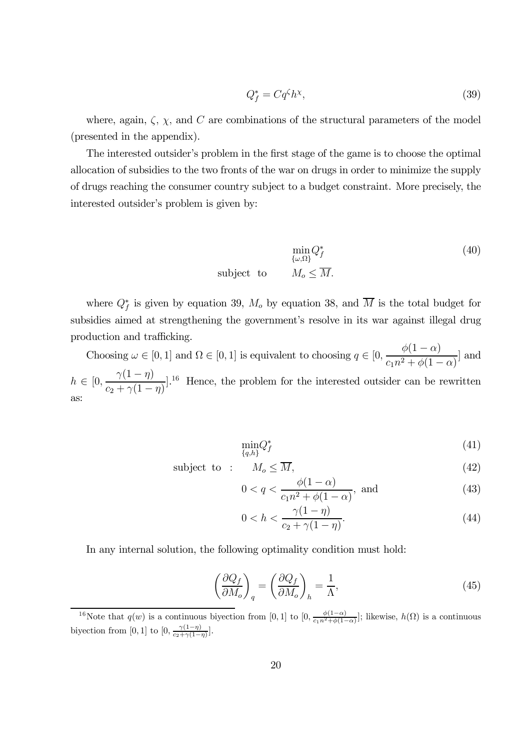$$Q_f^* = Cq^{\zeta}h^{\chi}, \tag{39}$$

where, again, $\zeta$, $\chi$, and $C$ are combinations of the structural parameters of the model (presented in the appendix).

The interested outsider's problem in the first stage of the game is to choose the optimal allocation of subsidies to the two fronts of the war on drugs in order to minimize the supply of drugs reaching the consumer country subject to a budget constraint. More precisely, the interested outsider's problem is given by:

$$\begin{aligned} &\min_{\{\omega,\Omega\}} Q_f^* \\ \text{subject to} \quad & M_o \leq \overline{M}. \end{aligned} \tag{40}$$

where $Q_f^*$ is given by equation 39, $M_o$ by equation 38, and $\overline{M}$ is the total budget for subsidies aimed at strengthening the government's resolve in its war against illegal drug production and trafficking.

Choosing $\omega \in [0,1]$ and $\Omega \in [0,1]$ is equivalent to choosing $q \in [0, \dfrac{\phi(1-\alpha)}{c_1 n^2 + \phi(1-\alpha)}]$ and $h \in [0, \dfrac{\gamma(1-\eta)}{c_2 + \gamma(1-\eta)}]$.[16] Hence, the problem for the interested outsider can be rewritten as:

$$\min_{\{q,h\}} Q_f^* \tag{41}$$

$$\text{subject to} \; : \quad M_o \leq \overline{M}, \tag{42}$$

$$0 < q < \frac{\phi(1-\alpha)}{c_1 n^2 + \phi(1-\alpha)}, \text{ and} \tag{43}$$

$$0 < h < \frac{\gamma(1-\eta)}{c_2 + \gamma(1-\eta)}. \tag{44}$$

In any internal solution, the following optimality condition must hold:

$$\left(\frac{\partial Q_f}{\partial M_o}\right)_q = \left(\frac{\partial Q_f}{\partial M_o}\right)_h = \frac{1}{\Lambda}, \tag{45}$$

[16] Note that $q(w)$ is a continuous biyection from $[0,1]$ to $[0, \frac{\phi(1-\alpha)}{c_1 n^2 + \phi(1-\alpha)}]$; likewise, $h(\Omega)$ is a continuous biyection from $[0,1]$ to $[0, \frac{\gamma(1-\eta)}{c_2 + \gamma(1-\eta)}]$.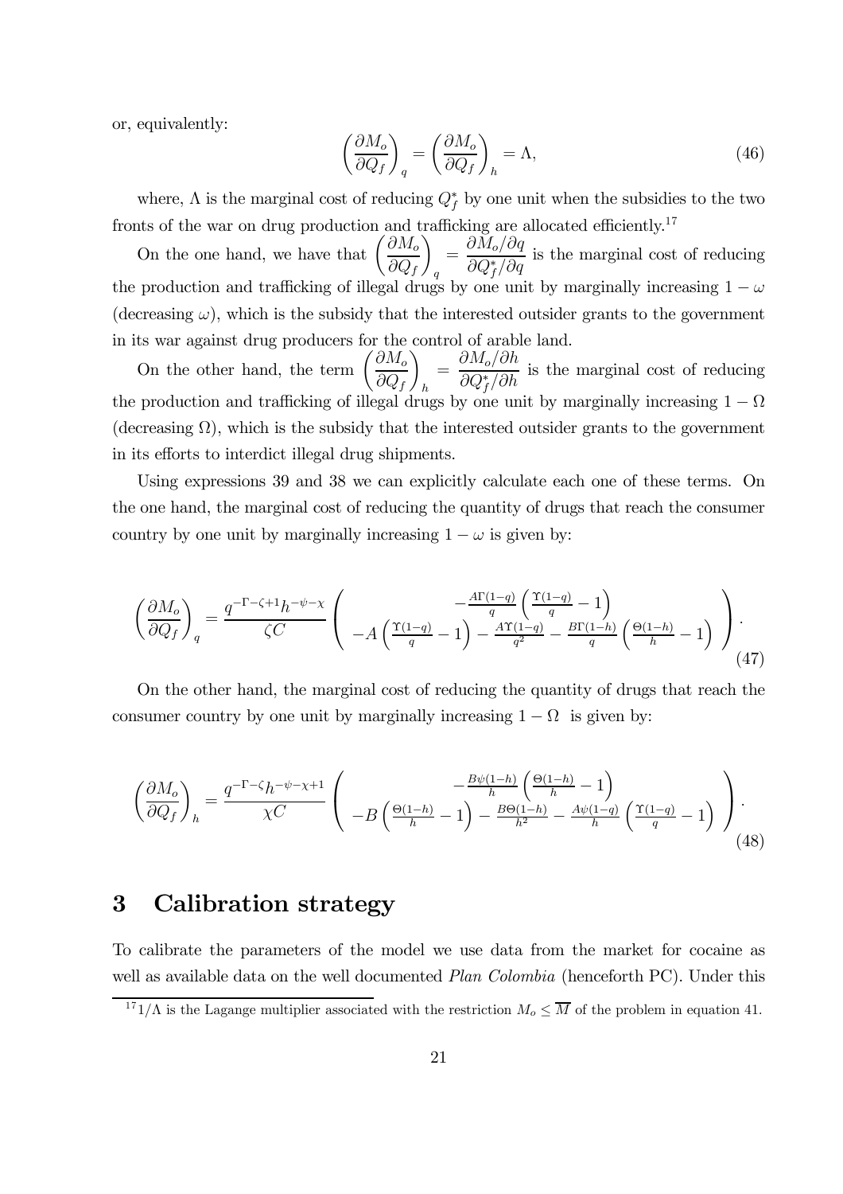or, equivalently:

$$\left(\frac{\partial M_o}{\partial Q_f}\right)_q = \left(\frac{\partial M_o}{\partial Q_f}\right)_h = \Lambda, \tag{46}$$

where, $\Lambda$ is the marginal cost of reducing $Q_f^*$ by one unit when the subsidies to the two fronts of the war on drug production and trafficking are allocated efficiently.[17]

On the one hand, we have that $\left(\frac{\partial M_o}{\partial Q_f}\right)_q = \frac{\partial M_o/\partial q}{\partial Q_f^*/\partial q}$ is the marginal cost of reducing the production and trafficking of illegal drugs by one unit by marginally increasing $1-\omega$ (decreasing $\omega$), which is the subsidy that the interested outsider grants to the government in its war against drug producers for the control of arable land.

On the other hand, the term $\left(\frac{\partial M_o}{\partial Q_f}\right)_h = \frac{\partial M_o/\partial h}{\partial Q_f^*/\partial h}$ is the marginal cost of reducing the production and trafficking of illegal drugs by one unit by marginally increasing $1-\Omega$ (decreasing $\Omega$), which is the subsidy that the interested outsider grants to the government in its efforts to interdict illegal drug shipments.

Using expressions 39 and 38 we can explicitly calculate each one of these terms. On the one hand, the marginal cost of reducing the quantity of drugs that reach the consumer country by one unit by marginally increasing $1-\omega$ is given by:

$$\left(\frac{\partial M_o}{\partial Q_f}\right)_q = \frac{q^{-\Gamma-\zeta+1}h^{-\psi-\chi}}{\zeta C}\left(\begin{array}{c} -\frac{A\Gamma(1-q)}{q}\left(\frac{\Upsilon(1-q)}{q}-1\right) \\ -A\left(\frac{\Upsilon(1-q)}{q}-1\right)-\frac{A\Upsilon(1-q)}{q^2}-\frac{B\Gamma(1-h)}{q}\left(\frac{\Theta(1-h)}{h}-1\right)\end{array}\right). \tag{47}$$

On the other hand, the marginal cost of reducing the quantity of drugs that reach the consumer country by one unit by marginally increasing $1-\Omega$ is given by:

$$\left(\frac{\partial M_o}{\partial Q_f}\right)_h = \frac{q^{-\Gamma-\zeta}h^{-\psi-\chi+1}}{\chi C}\left(\begin{array}{c} -\frac{B\psi(1-h)}{h}\left(\frac{\Theta(1-h)}{h}-1\right) \\ -B\left(\frac{\Theta(1-h)}{h}-1\right)-\frac{B\Theta(1-h)}{h^2}-\frac{A\psi(1-q)}{h}\left(\frac{\Upsilon(1-q)}{q}-1\right)\end{array}\right). \tag{48}$$

# 3 Calibration strategy

To calibrate the parameters of the model we use data from the market for cocaine as well as available data on the well documented *Plan Colombia* (henceforth PC). Under this

[17] $1/\Lambda$ is the Lagange multiplier associated with the restriction $M_o \leq \overline{M}$ of the problem in equation 41.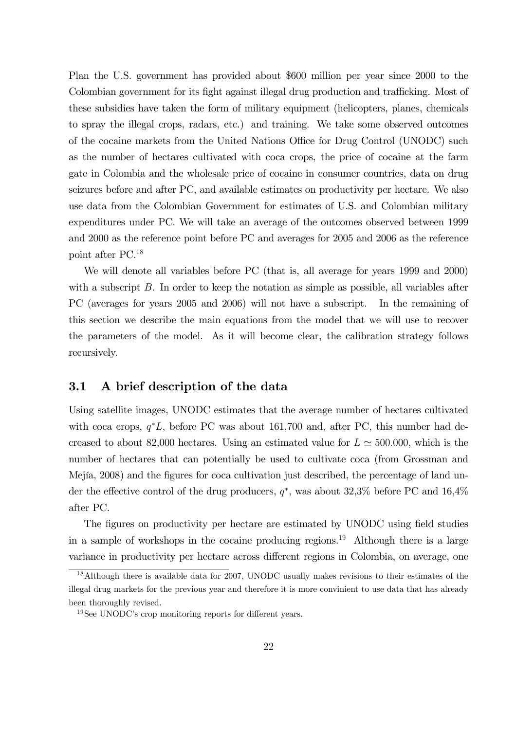Plan the U.S. government has provided about \$600 million per year since 2000 to the Colombian government for its fight against illegal drug production and trafficking. Most of these subsidies have taken the form of military equipment (helicopters, planes, chemicals to spray the illegal crops, radars, etc.) and training. We take some observed outcomes of the cocaine markets from the United Nations Office for Drug Control (UNODC) such as the number of hectares cultivated with coca crops, the price of cocaine at the farm gate in Colombia and the wholesale price of cocaine in consumer countries, data on drug seizures before and after PC, and available estimates on productivity per hectare. We also use data from the Colombian Government for estimates of U.S. and Colombian military expenditures under PC. We will take an average of the outcomes observed between 1999 and 2000 as the reference point before PC and averages for 2005 and 2006 as the reference point after PC.[18]

We will denote all variables before PC (that is, all average for years 1999 and 2000) with a subscript $B$. In order to keep the notation as simple as possible, all variables after PC (averages for years 2005 and 2006) will not have a subscript. In the remaining of this section we describe the main equations from the model that we will use to recover the parameters of the model. As it will become clear, the calibration strategy follows recursively.

### 3.1 A brief description of the data

Using satellite images, UNODC estimates that the average number of hectares cultivated with coca crops, $q^*L$, before PC was about 161,700 and, after PC, this number had decreased to about 82,000 hectares. Using an estimated value for $L \simeq 500.000$, which is the number of hectares that can potentially be used to cultivate coca (from Grossman and Mejía, 2008) and the figures for coca cultivation just described, the percentage of land under the effective control of the drug producers, $q^*$, was about 32,3% before PC and 16,4% after PC.

The figures on productivity per hectare are estimated by UNODC using field studies in a sample of workshops in the cocaine producing regions.[19] Although there is a large variance in productivity per hectare across different regions in Colombia, on average, one

[18] Although there is available data for 2007, UNODC usually makes revisions to their estimates of the illegal drug markets for the previous year and therefore it is more convinient to use data that has already been thoroughly revised.

[19] See UNODC's crop monitoring reports for different years.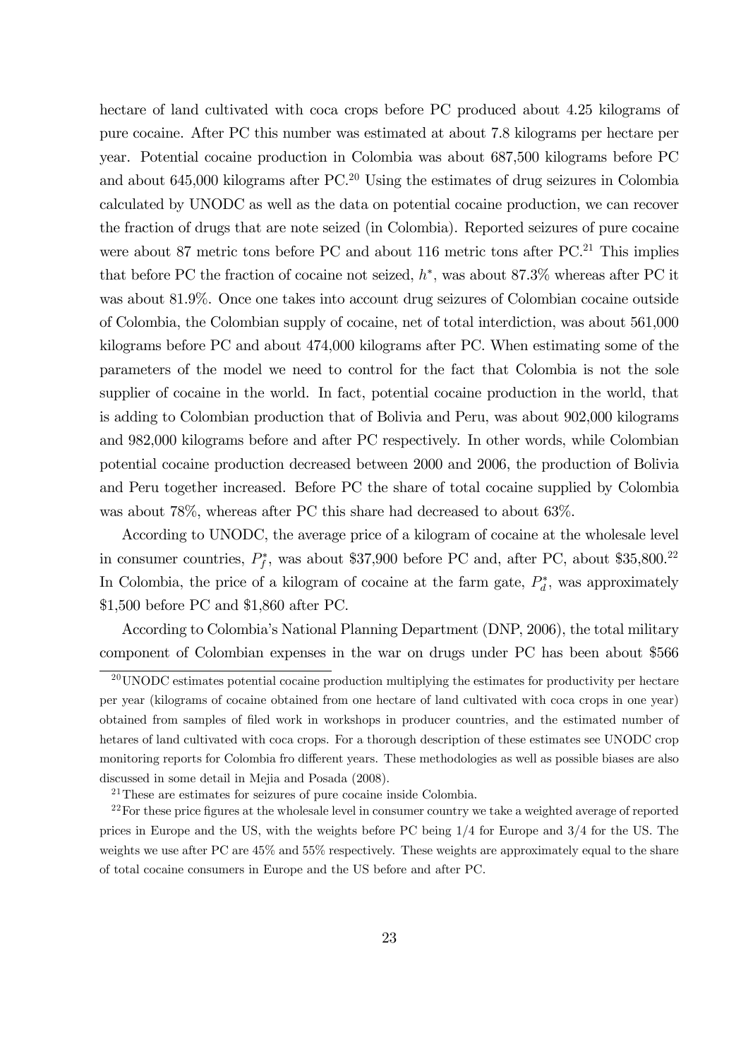hectare of land cultivated with coca crops before PC produced about 4.25 kilograms of pure cocaine. After PC this number was estimated at about 7.8 kilograms per hectare per year. Potential cocaine production in Colombia was about 687,500 kilograms before PC and about 645,000 kilograms after PC.[20] Using the estimates of drug seizures in Colombia calculated by UNODC as well as the data on potential cocaine production, we can recover the fraction of drugs that are note seized (in Colombia). Reported seizures of pure cocaine were about 87 metric tons before PC and about 116 metric tons after PC.[21] This implies that before PC the fraction of cocaine not seized, $h^{*}$, was about 87.3% whereas after PC it was about 81.9%. Once one takes into account drug seizures of Colombian cocaine outside of Colombia, the Colombian supply of cocaine, net of total interdiction, was about 561,000 kilograms before PC and about 474,000 kilograms after PC. When estimating some of the parameters of the model we need to control for the fact that Colombia is not the sole supplier of cocaine in the world. In fact, potential cocaine production in the world, that is adding to Colombian production that of Bolivia and Peru, was about 902,000 kilograms and 982,000 kilograms before and after PC respectively. In other words, while Colombian potential cocaine production decreased between 2000 and 2006, the production of Bolivia and Peru together increased. Before PC the share of total cocaine supplied by Colombia was about 78%, whereas after PC this share had decreased to about 63%.

According to UNODC, the average price of a kilogram of cocaine at the wholesale level in consumer countries, $P_f^{*}$, was about \$37,900 before PC and, after PC, about \$35,800.[22] In Colombia, the price of a kilogram of cocaine at the farm gate, $P_d^{*}$, was approximately \$1,500 before PC and \$1,860 after PC.

According to Colombia's National Planning Department (DNP, 2006), the total military component of Colombian expenses in the war on drugs under PC has been about \$566

---

[20] UNODC estimates potential cocaine production multiplying the estimates for productivity per hectare per year (kilograms of cocaine obtained from one hectare of land cultivated with coca crops in one year) obtained from samples of filed work in workshops in producer countries, and the estimated number of hetares of land cultivated with coca crops. For a thorough description of these estimates see UNODC crop monitoring reports for Colombia fro different years. These methodologies as well as possible biases are also discussed in some detail in Mejia and Posada (2008).

[21] These are estimates for seizures of pure cocaine inside Colombia.

[22] For these price figures at the wholesale level in consumer country we take a weighted average of reported prices in Europe and the US, with the weights before PC being 1/4 for Europe and 3/4 for the US. The weights we use after PC are 45% and 55% respectively. These weights are approximately equal to the share of total cocaine consumers in Europe and the US before and after PC.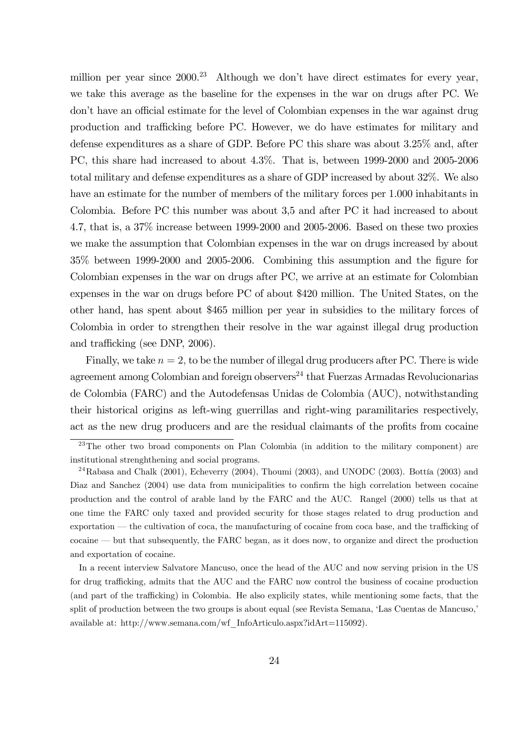million per year since 2000.[23] Although we don't have direct estimates for every year, we take this average as the baseline for the expenses in the war on drugs after PC. We don't have an official estimate for the level of Colombian expenses in the war against drug production and trafficking before PC. However, we do have estimates for military and defense expenditures as a share of GDP. Before PC this share was about 3.25% and, after PC, this share had increased to about 4.3%. That is, between 1999-2000 and 2005-2006 total military and defense expenditures as a share of GDP increased by about 32%. We also have an estimate for the number of members of the military forces per 1.000 inhabitants in Colombia. Before PC this number was about 3,5 and after PC it had increased to about 4.7, that is, a 37% increase between 1999-2000 and 2005-2006. Based on these two proxies we make the assumption that Colombian expenses in the war on drugs increased by about 35% between 1999-2000 and 2005-2006. Combining this assumption and the figure for Colombian expenses in the war on drugs after PC, we arrive at an estimate for Colombian expenses in the war on drugs before PC of about $420 million. The United States, on the other hand, has spent about $465 million per year in subsidies to the military forces of Colombia in order to strengthen their resolve in the war against illegal drug production and trafficking (see DNP, 2006).

Finally, we take $n = 2$, to be the number of illegal drug producers after PC. There is wide agreement among Colombian and foreign observers[24] that Fuerzas Armadas Revolucionarias de Colombia (FARC) and the Autodefensas Unidas de Colombia (AUC), notwithstanding their historical origins as left-wing guerrillas and right-wing paramilitaries respectively, act as the new drug producers and are the residual claimants of the profits from cocaine

[23] The other two broad components on Plan Colombia (in addition to the military component) are institutional strenghthening and social programs.

[24] Rabasa and Chalk (2001), Echeverry (2004), Thoumi (2003), and UNODC (2003). Bottía (2003) and Diaz and Sanchez (2004) use data from municipalities to confirm the high correlation between cocaine production and the control of arable land by the FARC and the AUC. Rangel (2000) tells us that at one time the FARC only taxed and provided security for those stages related to drug production and exportation — the cultivation of coca, the manufacturing of cocaine from coca base, and the trafficking of cocaine — but that subsequently, the FARC began, as it does now, to organize and direct the production and exportation of cocaine.

In a recent interview Salvatore Mancuso, once the head of the AUC and now serving prision in the US for drug trafficking, admits that the AUC and the FARC now control the business of cocaine production (and part of the trafficking) in Colombia. He also explicily states, while mentioning some facts, that the split of production between the two groups is about equal (see Revista Semana, 'Las Cuentas de Mancuso,' available at: http://www.semana.com/wf_InfoArticulo.aspx?idArt=115092).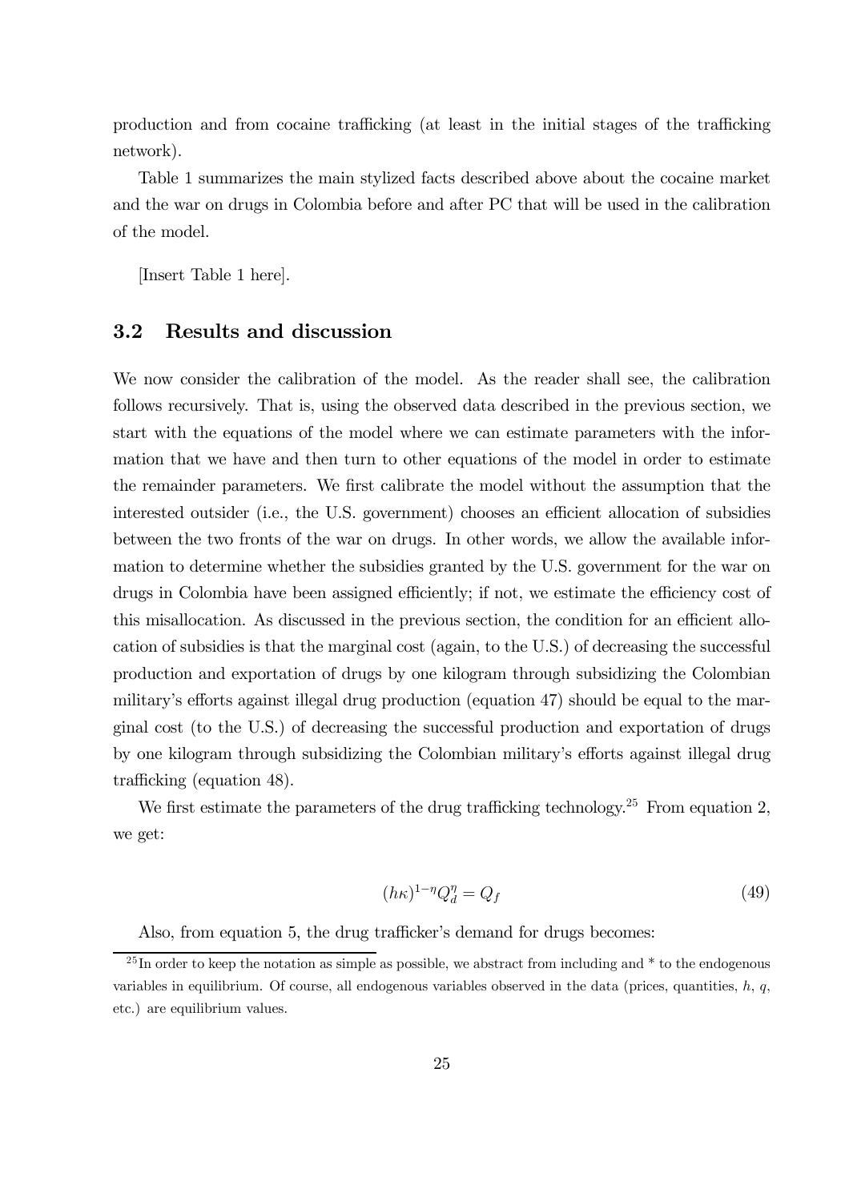production and from cocaine trafficking (at least in the initial stages of the trafficking network).

Table 1 summarizes the main stylized facts described above about the cocaine market and the war on drugs in Colombia before and after PC that will be used in the calibration of the model.

[Insert Table 1 here].

## 3.2 Results and discussion

We now consider the calibration of the model. As the reader shall see, the calibration follows recursively. That is, using the observed data described in the previous section, we start with the equations of the model where we can estimate parameters with the information that we have and then turn to other equations of the model in order to estimate the remainder parameters. We first calibrate the model without the assumption that the interested outsider (i.e., the U.S. government) chooses an efficient allocation of subsidies between the two fronts of the war on drugs. In other words, we allow the available information to determine whether the subsidies granted by the U.S. government for the war on drugs in Colombia have been assigned efficiently; if not, we estimate the efficiency cost of this misallocation. As discussed in the previous section, the condition for an efficient allocation of subsidies is that the marginal cost (again, to the U.S.) of decreasing the successful production and exportation of drugs by one kilogram through subsidizing the Colombian military's efforts against illegal drug production (equation 47) should be equal to the marginal cost (to the U.S.) of decreasing the successful production and exportation of drugs by one kilogram through subsidizing the Colombian military's efforts against illegal drug trafficking (equation 48).

We first estimate the parameters of the drug trafficking technology.[25] From equation 2, we get:

$$(h\kappa)^{1-\eta}Q_d^{\eta} = Q_f \tag{49}$$

Also, from equation 5, the drug trafficker's demand for drugs becomes:

[25] In order to keep the notation as simple as possible, we abstract from including and * to the endogenous variables in equilibrium. Of course, all endogenous variables observed in the data (prices, quantities, $h$, $q$, etc.) are equilibrium values.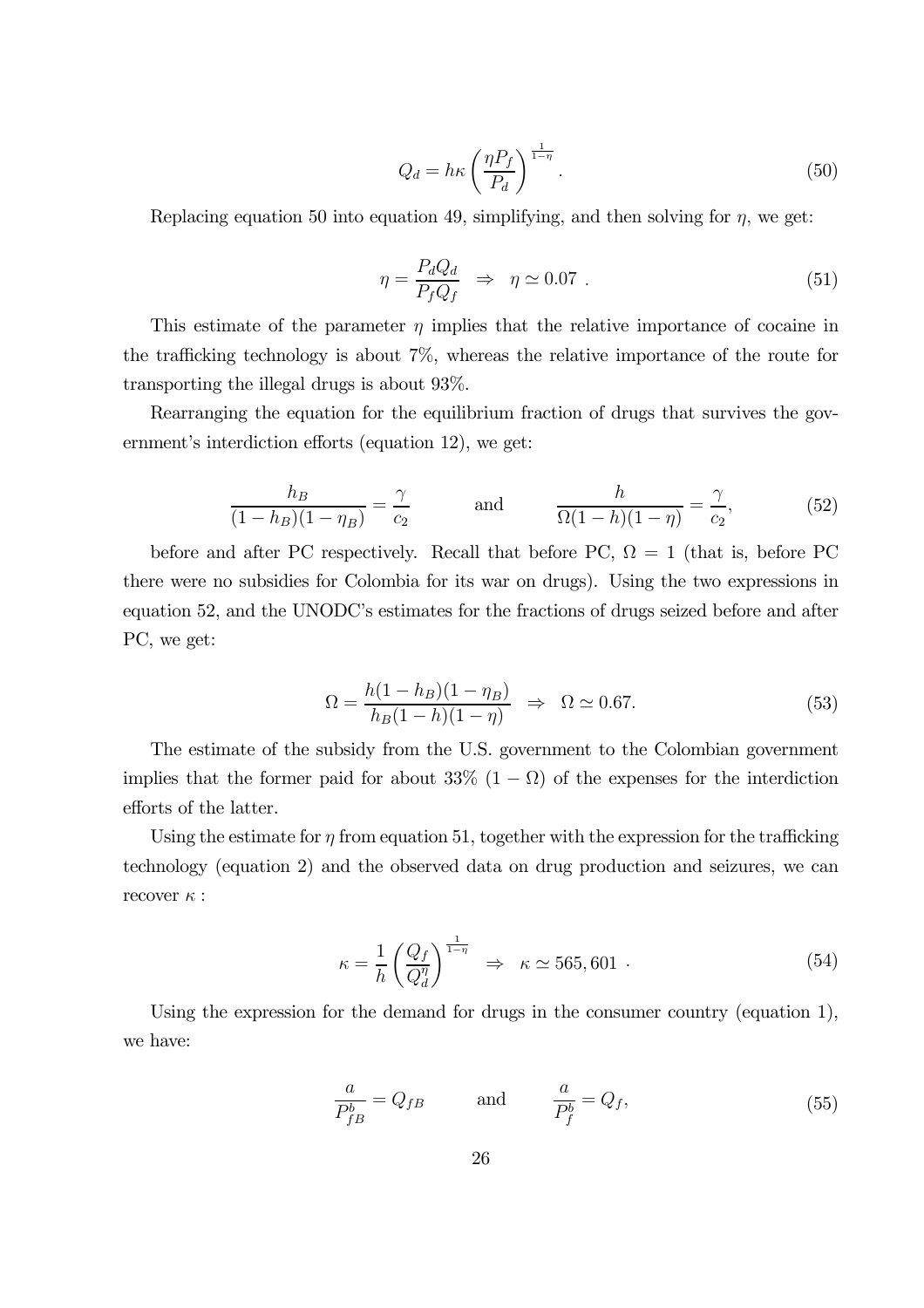$$Q_d = h\kappa \left( \frac{\eta P_f}{P_d} \right)^{\frac{1}{1-\eta}} . \tag{50}$$

Replacing equation 50 into equation 49, simplifying, and then solving for $\eta$, we get:

$$\eta = \frac{P_d Q_d}{P_f Q_f} \quad \Rightarrow \quad \eta \simeq 0.07 \ . \tag{51}$$

This estimate of the parameter $\eta$ implies that the relative importance of cocaine in the trafficking technology is about 7%, whereas the relative importance of the route for transporting the illegal drugs is about 93%.

Rearranging the equation for the equilibrium fraction of drugs that survives the government's interdiction efforts (equation 12), we get:

$$\frac{h_B}{(1-h_B)(1-\eta_B)} = \frac{\gamma}{c_2} \qquad \text{and} \qquad \frac{h}{\Omega(1-h)(1-\eta)} = \frac{\gamma}{c_2}, \tag{52}$$

before and after PC respectively. Recall that before PC, $\Omega = 1$ (that is, before PC there were no subsidies for Colombia for its war on drugs). Using the two expressions in equation 52, and the UNODC's estimates for the fractions of drugs seized before and after PC, we get:

$$\Omega = \frac{h(1-h_B)(1-\eta_B)}{h_B(1-h)(1-\eta)} \quad \Rightarrow \quad \Omega \simeq 0.67. \tag{53}$$

The estimate of the subsidy from the U.S. government to the Colombian government implies that the former paid for about 33% $(1-\Omega)$ of the expenses for the interdiction efforts of the latter.

Using the estimate for $\eta$ from equation 51, together with the expression for the trafficking technology (equation 2) and the observed data on drug production and seizures, we can recover $\kappa$ :

$$\kappa = \frac{1}{h} \left( \frac{Q_f}{Q_d^{\eta}} \right)^{\frac{1}{1-\eta}} \quad \Rightarrow \quad \kappa \simeq 565,601 \ . \tag{54}$$

Using the expression for the demand for drugs in the consumer country (equation 1), we have:

$$\frac{a}{P_{fB}^b} = Q_{fB} \qquad \text{and} \qquad \frac{a}{P_f^b} = Q_f, \tag{55}$$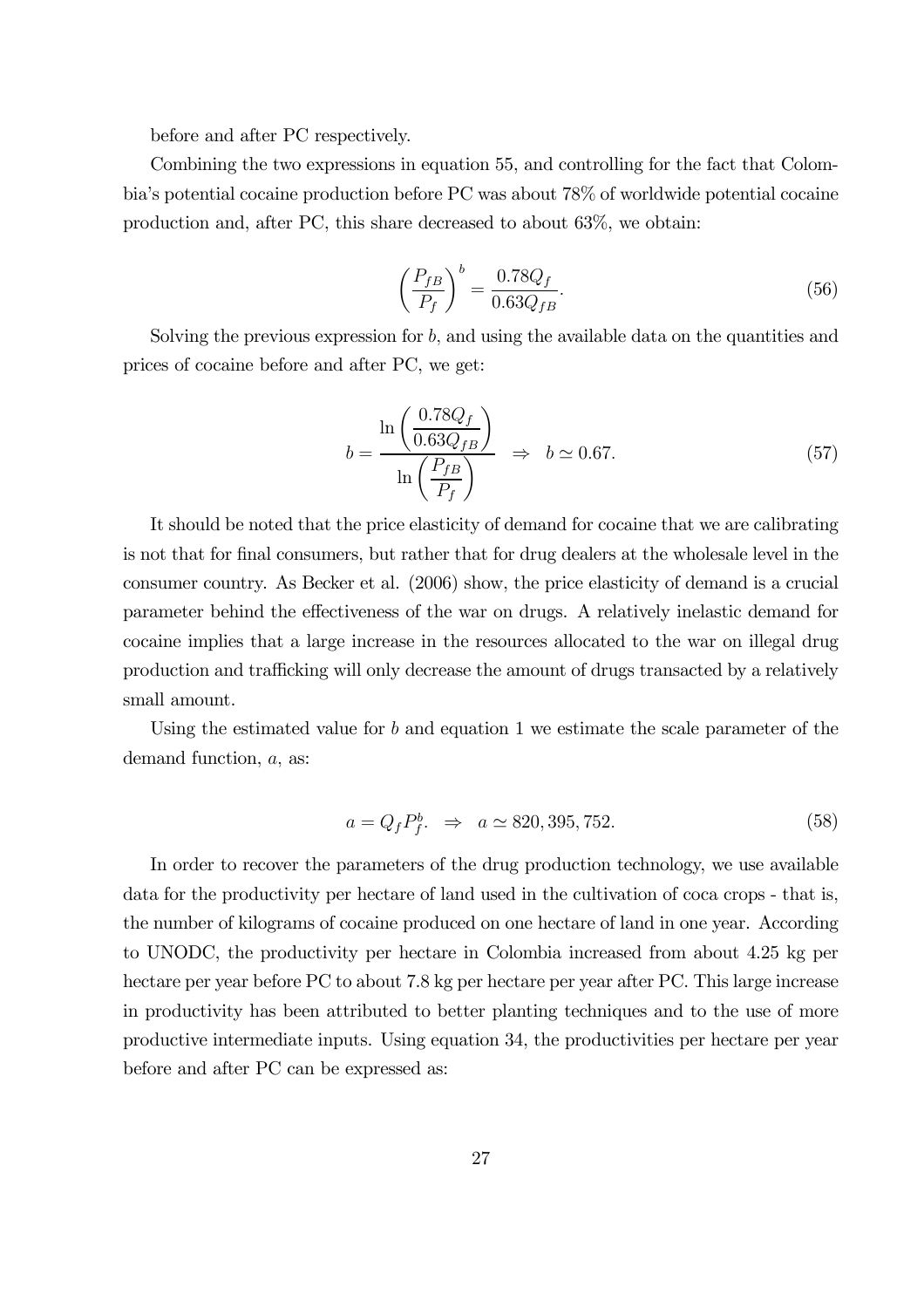before and after PC respectively.

Combining the two expressions in equation 55, and controlling for the fact that Colombia's potential cocaine production before PC was about 78% of worldwide potential cocaine production and, after PC, this share decreased to about 63%, we obtain:

$$\left(\frac{P_{fB}}{P_f}\right)^b = \frac{0.78Q_f}{0.63Q_{fB}}. \tag{56}$$

Solving the previous expression for $b$, and using the available data on the quantities and prices of cocaine before and after PC, we get:

$$b = \frac{\ln\left(\dfrac{0.78Q_f}{0.63Q_{fB}}\right)}{\ln\left(\dfrac{P_{fB}}{P_f}\right)} \quad \Rightarrow \quad b \simeq 0.67. \tag{57}$$

It should be noted that the price elasticity of demand for cocaine that we are calibrating is not that for final consumers, but rather that for drug dealers at the wholesale level in the consumer country. As Becker et al. (2006) show, the price elasticity of demand is a crucial parameter behind the effectiveness of the war on drugs. A relatively inelastic demand for cocaine implies that a large increase in the resources allocated to the war on illegal drug production and trafficking will only decrease the amount of drugs transacted by a relatively small amount.

Using the estimated value for $b$ and equation 1 we estimate the scale parameter of the demand function, $a$, as:

$$a = Q_f P_f^b. \quad \Rightarrow \quad a \simeq 820,395,752. \tag{58}$$

In order to recover the parameters of the drug production technology, we use available data for the productivity per hectare of land used in the cultivation of coca crops - that is, the number of kilograms of cocaine produced on one hectare of land in one year. According to UNODC, the productivity per hectare in Colombia increased from about 4.25 kg per hectare per year before PC to about 7.8 kg per hectare per year after PC. This large increase in productivity has been attributed to better planting techniques and to the use of more productive intermediate inputs. Using equation 34, the productivities per hectare per year before and after PC can be expressed as: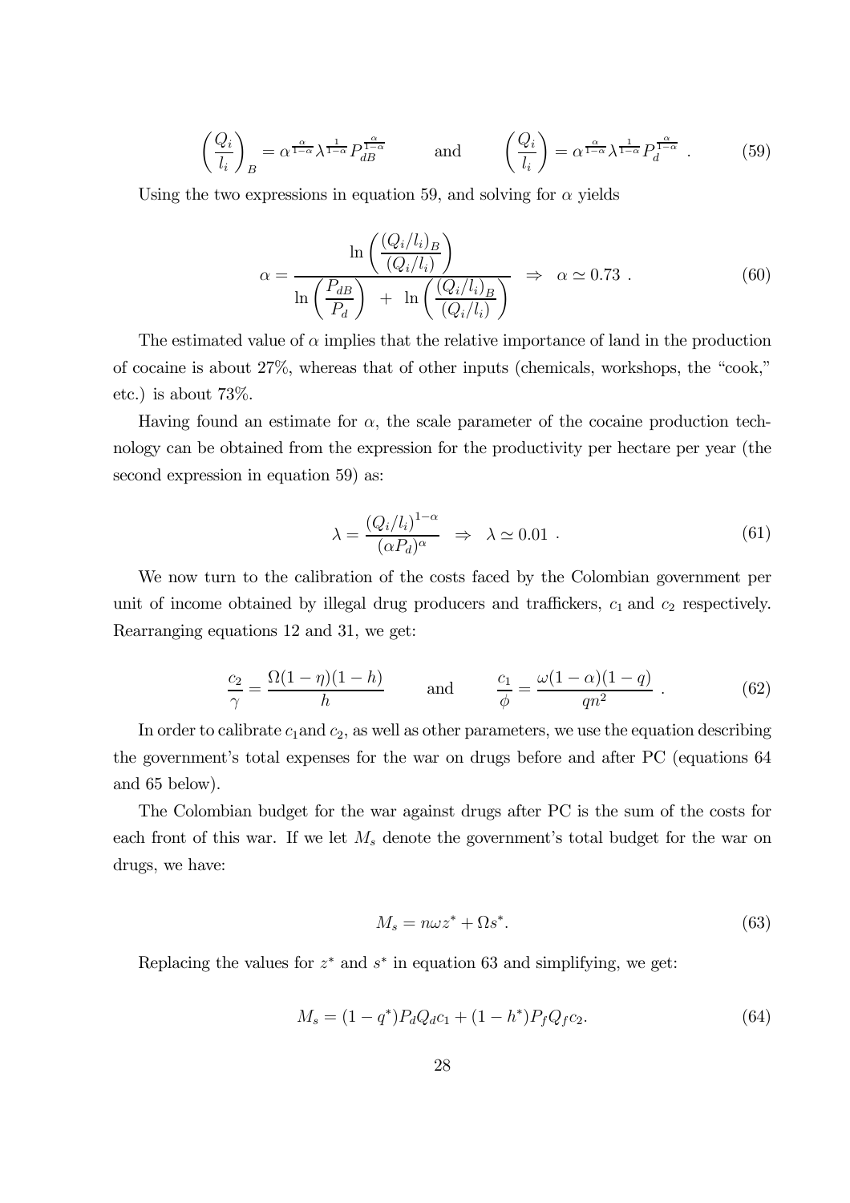$$\left(\frac{Q_i}{l_i}\right)_B = \alpha^{\frac{\alpha}{1-\alpha}} \lambda^{\frac{1}{1-\alpha}} P_{dB}^{\frac{\alpha}{1-\alpha}} \qquad \text{and} \qquad \left(\frac{Q_i}{l_i}\right) = \alpha^{\frac{\alpha}{1-\alpha}} \lambda^{\frac{1}{1-\alpha}} P_d^{\frac{\alpha}{1-\alpha}} \ . \tag{59}$$

Using the two expressions in equation 59, and solving for $\alpha$ yields

$$\alpha = \frac{\ln\left(\frac{(Q_i/l_i)_B}{(Q_i/l_i)}\right)}{\ln\left(\frac{P_{dB}}{P_d}\right) \ + \ \ln\left(\frac{(Q_i/l_i)_B}{(Q_i/l_i)}\right)} \ \Rightarrow \ \alpha \simeq 0.73 \ . \tag{60}$$

The estimated value of $\alpha$ implies that the relative importance of land in the production of cocaine is about 27%, whereas that of other inputs (chemicals, workshops, the "cook," etc.) is about 73%.

Having found an estimate for $\alpha$, the scale parameter of the cocaine production technology can be obtained from the expression for the productivity per hectare per year (the second expression in equation 59) as:

$$\lambda = \frac{(Q_i/l_i)^{1-\alpha}}{(\alpha P_d)^{\alpha}} \ \Rightarrow \ \lambda \simeq 0.01 \ . \tag{61}$$

We now turn to the calibration of the costs faced by the Colombian government per unit of income obtained by illegal drug producers and traffickers, $c_1$ and $c_2$ respectively. Rearranging equations 12 and 31, we get:

$$\frac{c_2}{\gamma} = \frac{\Omega(1-\eta)(1-h)}{h} \qquad \text{and} \qquad \frac{c_1}{\phi} = \frac{\omega(1-\alpha)(1-q)}{qn^2} \ . \tag{62}$$

In order to calibrate $c_1$and $c_2$, as well as other parameters, we use the equation describing the government's total expenses for the war on drugs before and after PC (equations 64 and 65 below).

The Colombian budget for the war against drugs after PC is the sum of the costs for each front of this war. If we let $M_s$ denote the government's total budget for the war on drugs, we have:

$$M_s = n\omega z^* + \Omega s^*. \tag{63}$$

Replacing the values for $z^*$ and $s^*$ in equation 63 and simplifying, we get:

$$M_s = (1-q^*)P_d Q_d c_1 + (1-h^*)P_f Q_f c_2. \tag{64}$$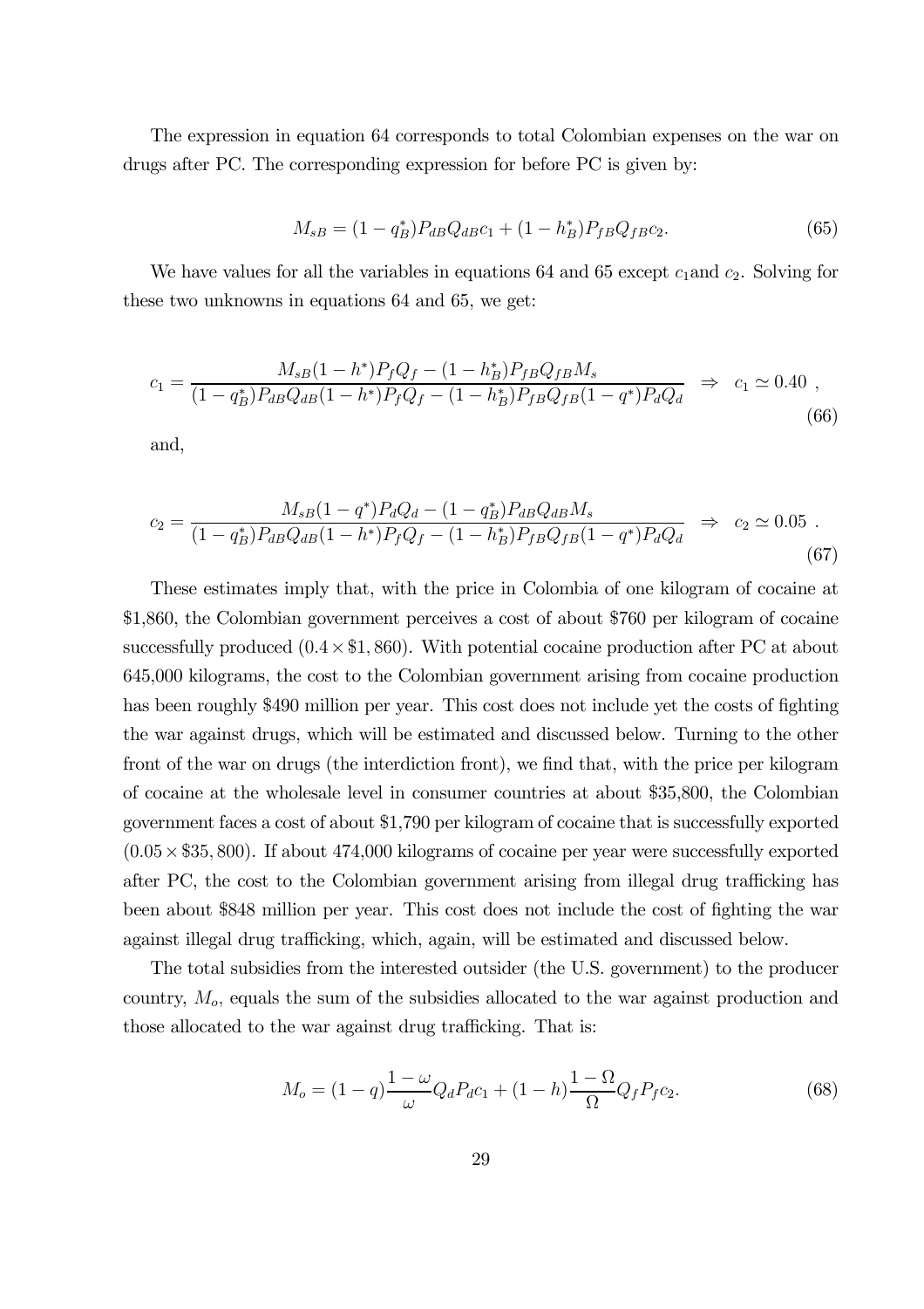The expression in equation 64 corresponds to total Colombian expenses on the war on drugs after PC. The corresponding expression for before PC is given by:

$$M_{sB} = (1 - q_B^*)P_{dB}Q_{dB}c_1 + (1 - h_B^*)P_{fB}Q_{fB}c_2. \tag{65}$$

We have values for all the variables in equations 64 and 65 except $c_1$and $c_2$. Solving for these two unknowns in equations 64 and 65, we get:

$$c_1 = \frac{M_{sB}(1 - h^*)P_f Q_f - (1 - h_B^*)P_{fB}Q_{fB}M_s}{(1 - q_B^*)P_{dB}Q_{dB}(1 - h^*)P_f Q_f - (1 - h_B^*)P_{fB}Q_{fB}(1 - q^*)P_d Q_d} \;\Rightarrow\; c_1 \simeq 0.40 \ , \tag{66}$$

and,

$$c_2 = \frac{M_{sB}(1 - q^*)P_d Q_d - (1 - q_B^*)P_{dB}Q_{dB}M_s}{(1 - q_B^*)P_{dB}Q_{dB}(1 - h^*)P_f Q_f - (1 - h_B^*)P_{fB}Q_{fB}(1 - q^*)P_d Q_d} \;\Rightarrow\; c_2 \simeq 0.05 \ . \tag{67}$$

These estimates imply that, with the price in Colombia of one kilogram of cocaine at \$1,860, the Colombian government perceives a cost of about \$760 per kilogram of cocaine successfully produced ($0.4 \times \$1,860$). With potential cocaine production after PC at about 645,000 kilograms, the cost to the Colombian government arising from cocaine production has been roughly \$490 million per year. This cost does not include yet the costs of fighting the war against drugs, which will be estimated and discussed below. Turning to the other front of the war on drugs (the interdiction front), we find that, with the price per kilogram of cocaine at the wholesale level in consumer countries at about \$35,800, the Colombian government faces a cost of about \$1,790 per kilogram of cocaine that is successfully exported ($0.05 \times \$35,800$). If about 474,000 kilograms of cocaine per year were successfully exported after PC, the cost to the Colombian government arising from illegal drug trafficking has been about \$848 million per year. This cost does not include the cost of fighting the war against illegal drug trafficking, which, again, will be estimated and discussed below.

The total subsidies from the interested outsider (the U.S. government) to the producer country, $M_o$, equals the sum of the subsidies allocated to the war against production and those allocated to the war against drug trafficking. That is:

$$M_o = (1 - q)\frac{1 - \omega}{\omega}Q_d P_d c_1 + (1 - h)\frac{1 - \Omega}{\Omega}Q_f P_f c_2. \tag{68}$$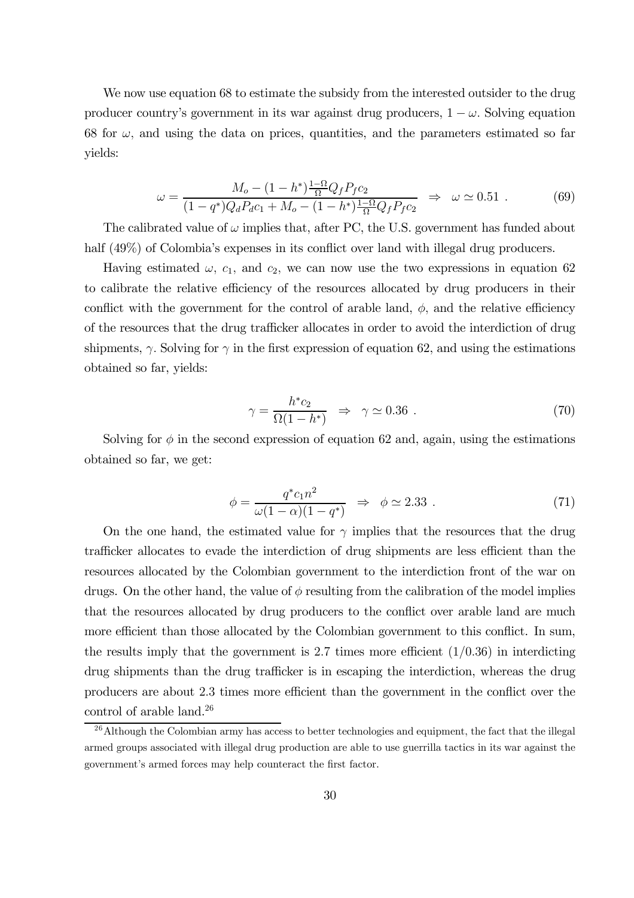We now use equation 68 to estimate the subsidy from the interested outsider to the drug producer country's government in its war against drug producers, $1-\omega$. Solving equation 68 for $\omega$, and using the data on prices, quantities, and the parameters estimated so far yields:

$$\omega = \frac{M_o - (1-h^*)\frac{1-\Omega}{\Omega}Q_f P_f c_2}{(1-q^*)Q_d P_d c_1 + M_o - (1-h^*)\frac{1-\Omega}{\Omega}Q_f P_f c_2} \;\;\Rightarrow\;\; \omega \simeq 0.51 \ . \tag{69}$$

The calibrated value of $\omega$ implies that, after PC, the U.S. government has funded about half (49%) of Colombia's expenses in its conflict over land with illegal drug producers.

Having estimated $\omega$, $c_1$, and $c_2$, we can now use the two expressions in equation 62 to calibrate the relative efficiency of the resources allocated by drug producers in their conflict with the government for the control of arable land, $\phi$, and the relative efficiency of the resources that the drug trafficker allocates in order to avoid the interdiction of drug shipments, $\gamma$. Solving for $\gamma$ in the first expression of equation 62, and using the estimations obtained so far, yields:

$$\gamma = \frac{h^* c_2}{\Omega(1-h^*)} \;\;\Rightarrow\;\; \gamma \simeq 0.36 \ . \tag{70}$$

Solving for $\phi$ in the second expression of equation 62 and, again, using the estimations obtained so far, we get:

$$\phi = \frac{q^* c_1 n^2}{\omega(1-\alpha)(1-q^*)} \;\;\Rightarrow\;\; \phi \simeq 2.33 \ . \tag{71}$$

On the one hand, the estimated value for $\gamma$ implies that the resources that the drug trafficker allocates to evade the interdiction of drug shipments are less efficient than the resources allocated by the Colombian government to the interdiction front of the war on drugs. On the other hand, the value of $\phi$ resulting from the calibration of the model implies that the resources allocated by drug producers to the conflict over arable land are much more efficient than those allocated by the Colombian government to this conflict. In sum, the results imply that the government is 2.7 times more efficient ($1/0.36$) in interdicting drug shipments than the drug trafficker is in escaping the interdiction, whereas the drug producers are about 2.3 times more efficient than the government in the conflict over the control of arable land.[26]

[26] Although the Colombian army has access to better technologies and equipment, the fact that the illegal armed groups associated with illegal drug production are able to use guerrilla tactics in its war against the government's armed forces may help counteract the first factor.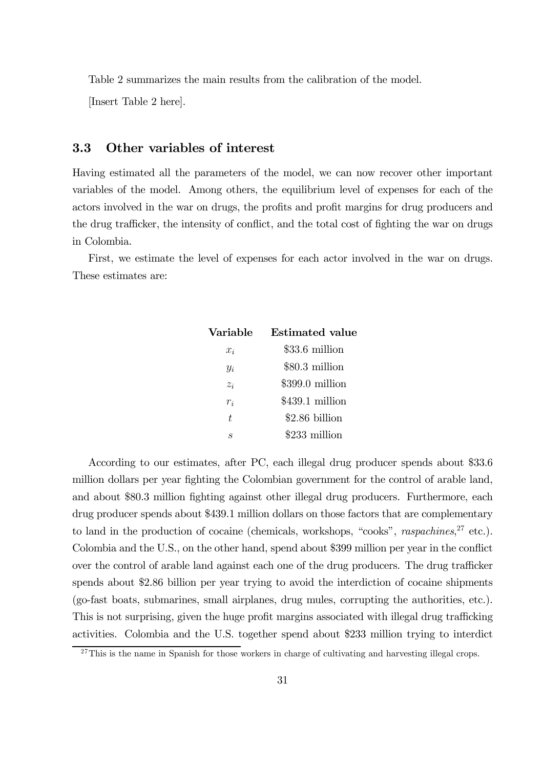Table 2 summarizes the main results from the calibration of the model.

[Insert Table 2 here].

### 3.3 Other variables of interest

Having estimated all the parameters of the model, we can now recover other important variables of the model. Among others, the equilibrium level of expenses for each of the actors involved in the war on drugs, the profits and profit margins for drug producers and the drug trafficker, the intensity of conflict, and the total cost of fighting the war on drugs in Colombia.

First, we estimate the level of expenses for each actor involved in the war on drugs. These estimates are:

| **Variable** | **Estimated value** |
|---|---|
| $x_i$ | \$33.6 million |
| $y_i$ | \$80.3 million |
| $z_i$ | \$399.0 million |
| $r_i$ | \$439.1 million |
| $t$ | \$2.86 billion |
| $s$ | \$233 million |

According to our estimates, after PC, each illegal drug producer spends about \$33.6 million dollars per year fighting the Colombian government for the control of arable land, and about \$80.3 million fighting against other illegal drug producers. Furthermore, each drug producer spends about \$439.1 million dollars on those factors that are complementary to land in the production of cocaine (chemicals, workshops, "cooks", *raspachines*,[27] etc.). Colombia and the U.S., on the other hand, spend about \$399 million per year in the conflict over the control of arable land against each one of the drug producers. The drug trafficker spends about \$2.86 billion per year trying to avoid the interdiction of cocaine shipments (go-fast boats, submarines, small airplanes, drug mules, corrupting the authorities, etc.). This is not surprising, given the huge profit margins associated with illegal drug trafficking activities. Colombia and the U.S. together spend about \$233 million trying to interdict

[27] This is the name in Spanish for those workers in charge of cultivating and harvesting illegal crops.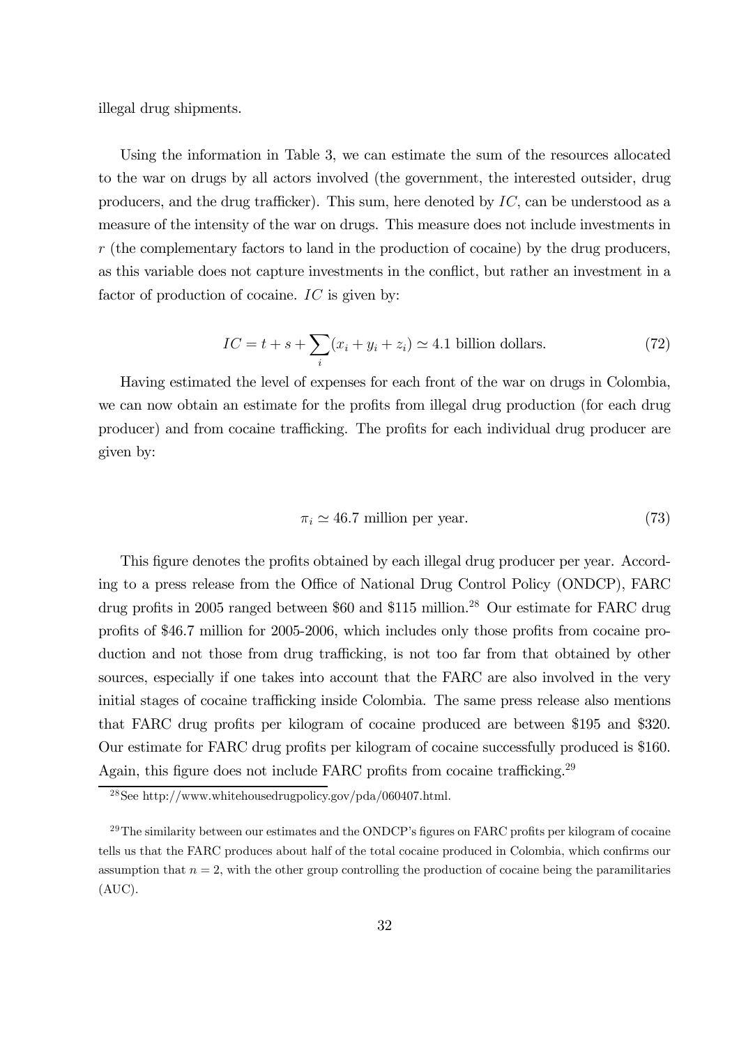illegal drug shipments.

Using the information in Table 3, we can estimate the sum of the resources allocated to the war on drugs by all actors involved (the government, the interested outsider, drug producers, and the drug trafficker). This sum, here denoted by $IC$, can be understood as a measure of the intensity of the war on drugs. This measure does not include investments in $r$ (the complementary factors to land in the production of cocaine) by the drug producers, as this variable does not capture investments in the conflict, but rather an investment in a factor of production of cocaine. $IC$ is given by:

$$IC = t + s + \sum_i (x_i + y_i + z_i) \simeq 4.1 \text{ billion dollars.} \tag{72}$$

Having estimated the level of expenses for each front of the war on drugs in Colombia, we can now obtain an estimate for the profits from illegal drug production (for each drug producer) and from cocaine trafficking. The profits for each individual drug producer are given by:

$$\pi_i \simeq 46.7 \text{ million per year.} \tag{73}$$

This figure denotes the profits obtained by each illegal drug producer per year. According to a press release from the Office of National Drug Control Policy (ONDCP), FARC drug profits in 2005 ranged between \$60 and \$115 million.[28] Our estimate for FARC drug profits of \$46.7 million for 2005-2006, which includes only those profits from cocaine production and not those from drug trafficking, is not too far from that obtained by other sources, especially if one takes into account that the FARC are also involved in the very initial stages of cocaine trafficking inside Colombia. The same press release also mentions that FARC drug profits per kilogram of cocaine produced are between \$195 and \$320. Our estimate for FARC drug profits per kilogram of cocaine successfully produced is \$160. Again, this figure does not include FARC profits from cocaine trafficking.[29]

[28] See http://www.whitehousedrugpolicy.gov/pda/060407.html.

[29] The similarity between our estimates and the ONDCP's figures on FARC profits per kilogram of cocaine tells us that the FARC produces about half of the total cocaine produced in Colombia, which confirms our assumption that $n = 2$, with the other group controlling the production of cocaine being the paramilitaries (AUC).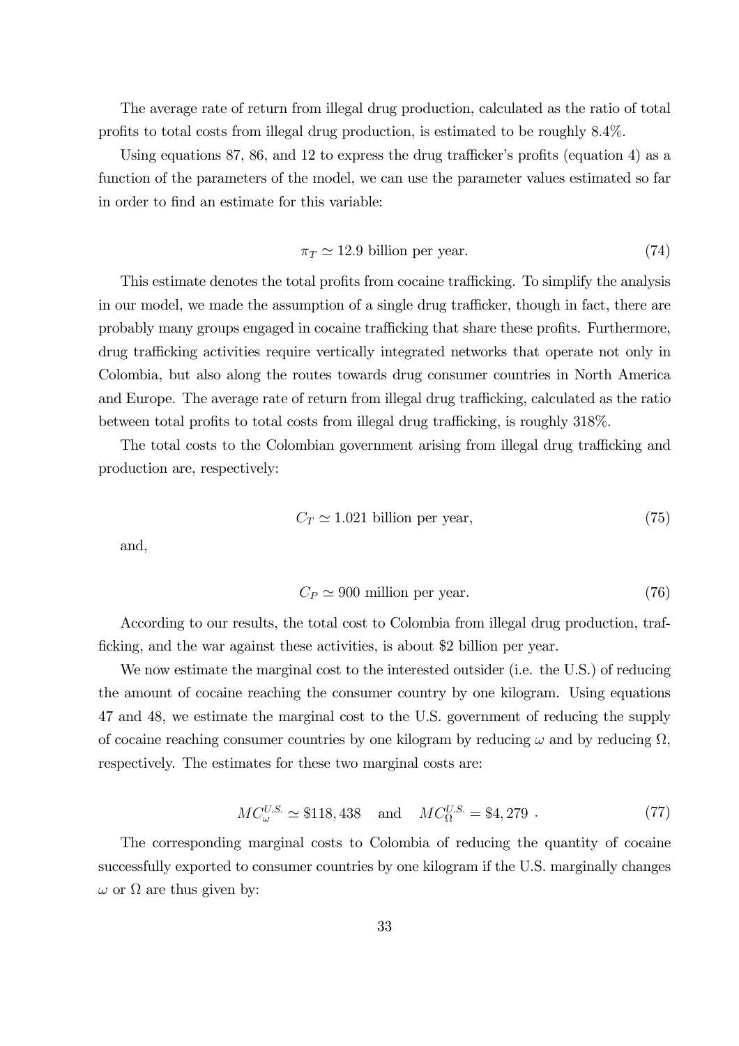The average rate of return from illegal drug production, calculated as the ratio of total profits to total costs from illegal drug production, is estimated to be roughly 8.4%.

Using equations 87, 86, and 12 to express the drug trafficker's profits (equation 4) as a function of the parameters of the model, we can use the parameter values estimated so far in order to find an estimate for this variable:

$$\pi_T \simeq 12.9 \text{ billion per year.} \tag{74}$$

This estimate denotes the total profits from cocaine trafficking. To simplify the analysis in our model, we made the assumption of a single drug trafficker, though in fact, there are probably many groups engaged in cocaine trafficking that share these profits. Furthermore, drug trafficking activities require vertically integrated networks that operate not only in Colombia, but also along the routes towards drug consumer countries in North America and Europe. The average rate of return from illegal drug trafficking, calculated as the ratio between total profits to total costs from illegal drug trafficking, is roughly 318%.

The total costs to the Colombian government arising from illegal drug trafficking and production are, respectively:

$$C_T \simeq 1.021 \text{ billion per year,} \tag{75}$$

and,

$$C_P \simeq 900 \text{ million per year.} \tag{76}$$

According to our results, the total cost to Colombia from illegal drug production, trafficking, and the war against these activities, is about \$2 billion per year.

We now estimate the marginal cost to the interested outsider (i.e. the U.S.) of reducing the amount of cocaine reaching the consumer country by one kilogram. Using equations 47 and 48, we estimate the marginal cost to the U.S. government of reducing the supply of cocaine reaching consumer countries by one kilogram by reducing $\omega$ and by reducing $\Omega$, respectively. The estimates for these two marginal costs are:

$$MC_{\omega}^{U.S.} \simeq \$118,438 \quad \text{and} \quad MC_{\Omega}^{U.S.} = \$4,279 \ . \tag{77}$$

The corresponding marginal costs to Colombia of reducing the quantity of cocaine successfully exported to consumer countries by one kilogram if the U.S. marginally changes $\omega$ or $\Omega$ are thus given by: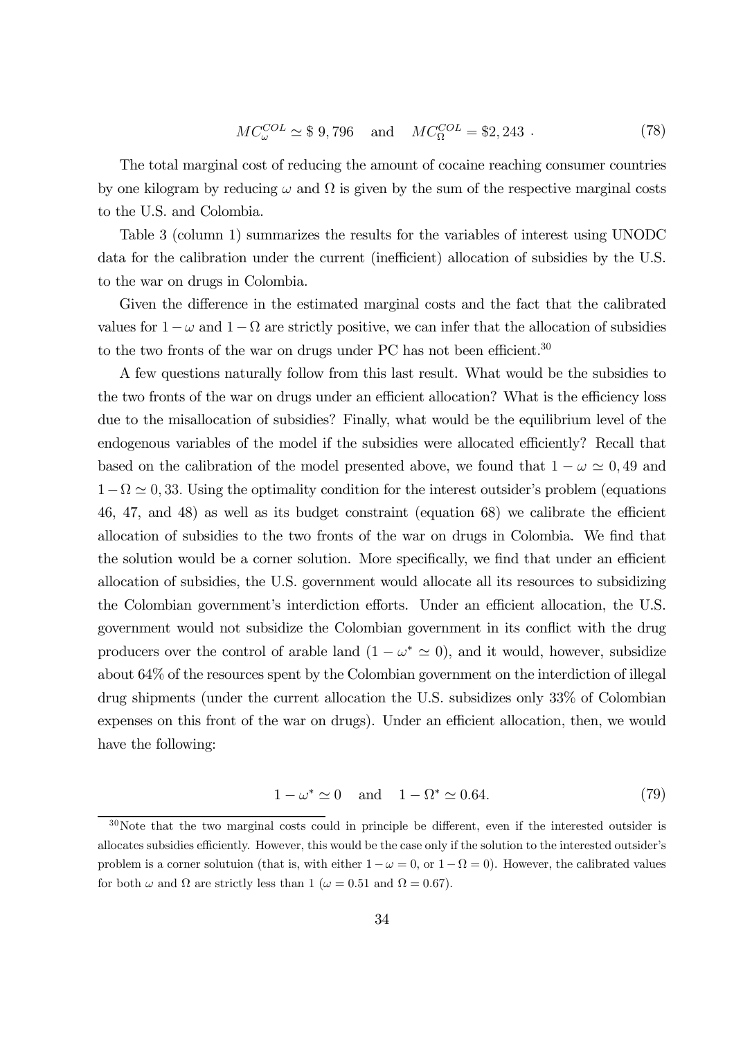$$MC_{\omega}^{COL} \simeq \$\ 9,796 \quad \text{and} \quad MC_{\Omega}^{COL} = \$2,243\ . \tag{78}$$

The total marginal cost of reducing the amount of cocaine reaching consumer countries by one kilogram by reducing $\omega$ and $\Omega$ is given by the sum of the respective marginal costs to the U.S. and Colombia.

Table 3 (column 1) summarizes the results for the variables of interest using UNODC data for the calibration under the current (inefficient) allocation of subsidies by the U.S. to the war on drugs in Colombia.

Given the difference in the estimated marginal costs and the fact that the calibrated values for $1-\omega$ and $1-\Omega$ are strictly positive, we can infer that the allocation of subsidies to the two fronts of the war on drugs under PC has not been efficient.[30]

A few questions naturally follow from this last result. What would be the subsidies to the two fronts of the war on drugs under an efficient allocation? What is the efficiency loss due to the misallocation of subsidies? Finally, what would be the equilibrium level of the endogenous variables of the model if the subsidies were allocated efficiently? Recall that based on the calibration of the model presented above, we found that $1-\omega \simeq 0,49$ and $1-\Omega \simeq 0,33$. Using the optimality condition for the interest outsider's problem (equations 46, 47, and 48) as well as its budget constraint (equation 68) we calibrate the efficient allocation of subsidies to the two fronts of the war on drugs in Colombia. We find that the solution would be a corner solution. More specifically, we find that under an efficient allocation of subsidies, the U.S. government would allocate all its resources to subsidizing the Colombian government's interdiction efforts. Under an efficient allocation, the U.S. government would not subsidize the Colombian government in its conflict with the drug producers over the control of arable land ($1-\omega^* \simeq 0$), and it would, however, subsidize about 64% of the resources spent by the Colombian government on the interdiction of illegal drug shipments (under the current allocation the U.S. subsidizes only 33% of Colombian expenses on this front of the war on drugs). Under an efficient allocation, then, we would have the following:

$$1-\omega^* \simeq 0 \quad \text{and} \quad 1-\Omega^* \simeq 0.64. \tag{79}$$

[30] Note that the two marginal costs could in principle be different, even if the interested outsider is allocates subsidies efficiently. However, this would be the case only if the solution to the interested outsider's problem is a corner solutuion (that is, with either $1-\omega = 0$, or $1-\Omega = 0$). However, the calibrated values for both $\omega$ and $\Omega$ are strictly less than 1 ($\omega = 0.51$ and $\Omega = 0.67$).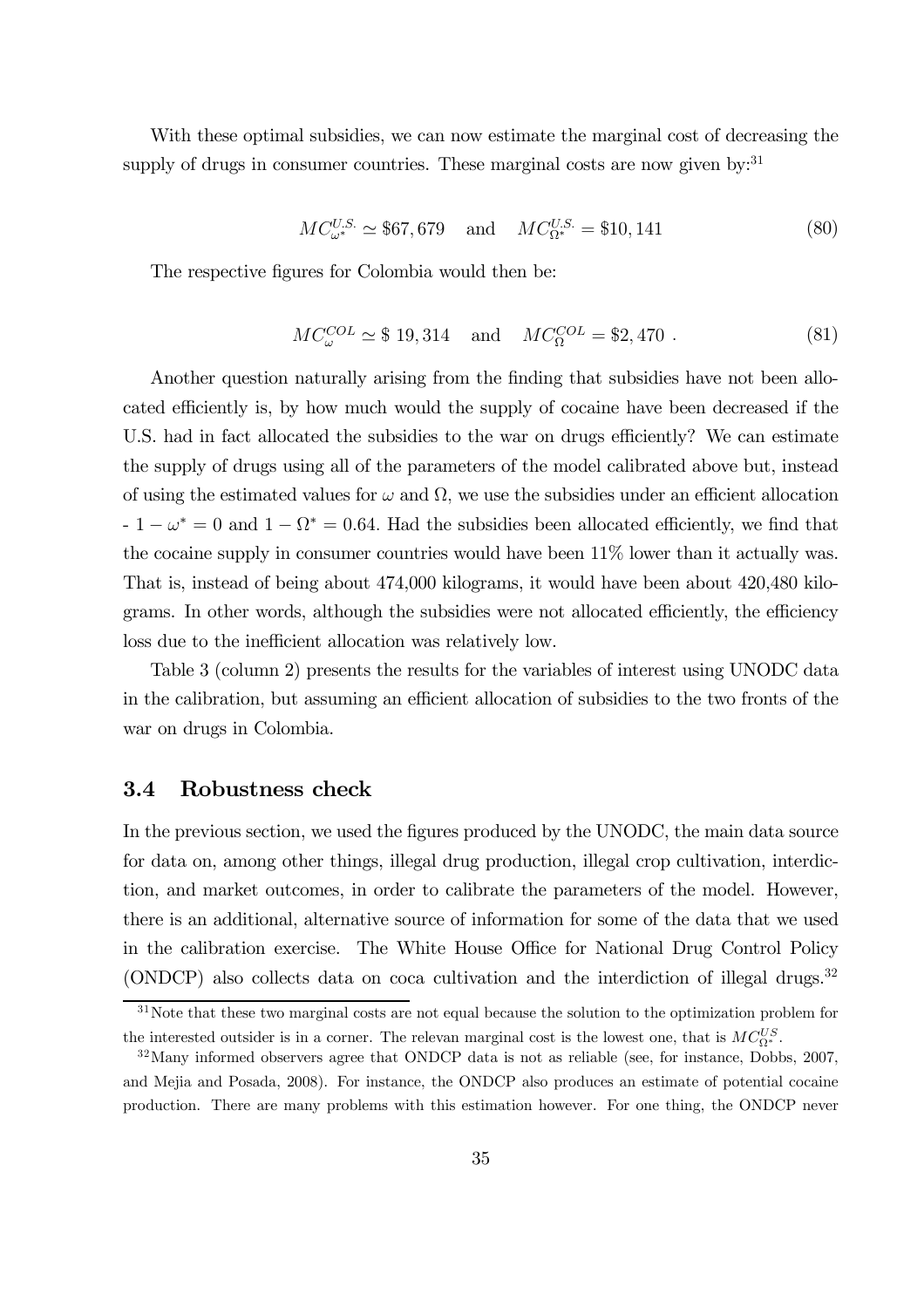With these optimal subsidies, we can now estimate the marginal cost of decreasing the supply of drugs in consumer countries. These marginal costs are now given by:[31]

$$MC_{\omega^*}^{U.S.} \simeq \$67,679 \quad \text{and} \quad MC_{\Omega^*}^{U.S.} = \$10,141 \tag{80}$$

The respective figures for Colombia would then be:

$$MC_{\omega}^{COL} \simeq \$\ 19,314 \quad \text{and} \quad MC_{\Omega}^{COL} = \$2,470\ . \tag{81}$$

Another question naturally arising from the finding that subsidies have not been allocated efficiently is, by how much would the supply of cocaine have been decreased if the U.S. had in fact allocated the subsidies to the war on drugs efficiently? We can estimate the supply of drugs using all of the parameters of the model calibrated above but, instead of using the estimated values for $\omega$ and $\Omega$, we use the subsidies under an efficient allocation - $1-\omega^* = 0$ and $1-\Omega^* = 0.64$. Had the subsidies been allocated efficiently, we find that the cocaine supply in consumer countries would have been 11% lower than it actually was. That is, instead of being about 474,000 kilograms, it would have been about 420,480 kilograms. In other words, although the subsidies were not allocated efficiently, the efficiency loss due to the inefficient allocation was relatively low.

Table 3 (column 2) presents the results for the variables of interest using UNODC data in the calibration, but assuming an efficient allocation of subsidies to the two fronts of the war on drugs in Colombia.

### 3.4 Robustness check

In the previous section, we used the figures produced by the UNODC, the main data source for data on, among other things, illegal drug production, illegal crop cultivation, interdiction, and market outcomes, in order to calibrate the parameters of the model. However, there is an additional, alternative source of information for some of the data that we used in the calibration exercise. The White House Office for National Drug Control Policy (ONDCP) also collects data on coca cultivation and the interdiction of illegal drugs.[32]

[31] Note that these two marginal costs are not equal because the solution to the optimization problem for the interested outsider is in a corner. The relevan marginal cost is the lowest one, that is $MC_{\Omega^*}^{US}$.

[32] Many informed observers agree that ONDCP data is not as reliable (see, for instance, Dobbs, 2007, and Mejia and Posada, 2008). For instance, the ONDCP also produces an estimate of potential cocaine production. There are many problems with this estimation however. For one thing, the ONDCP never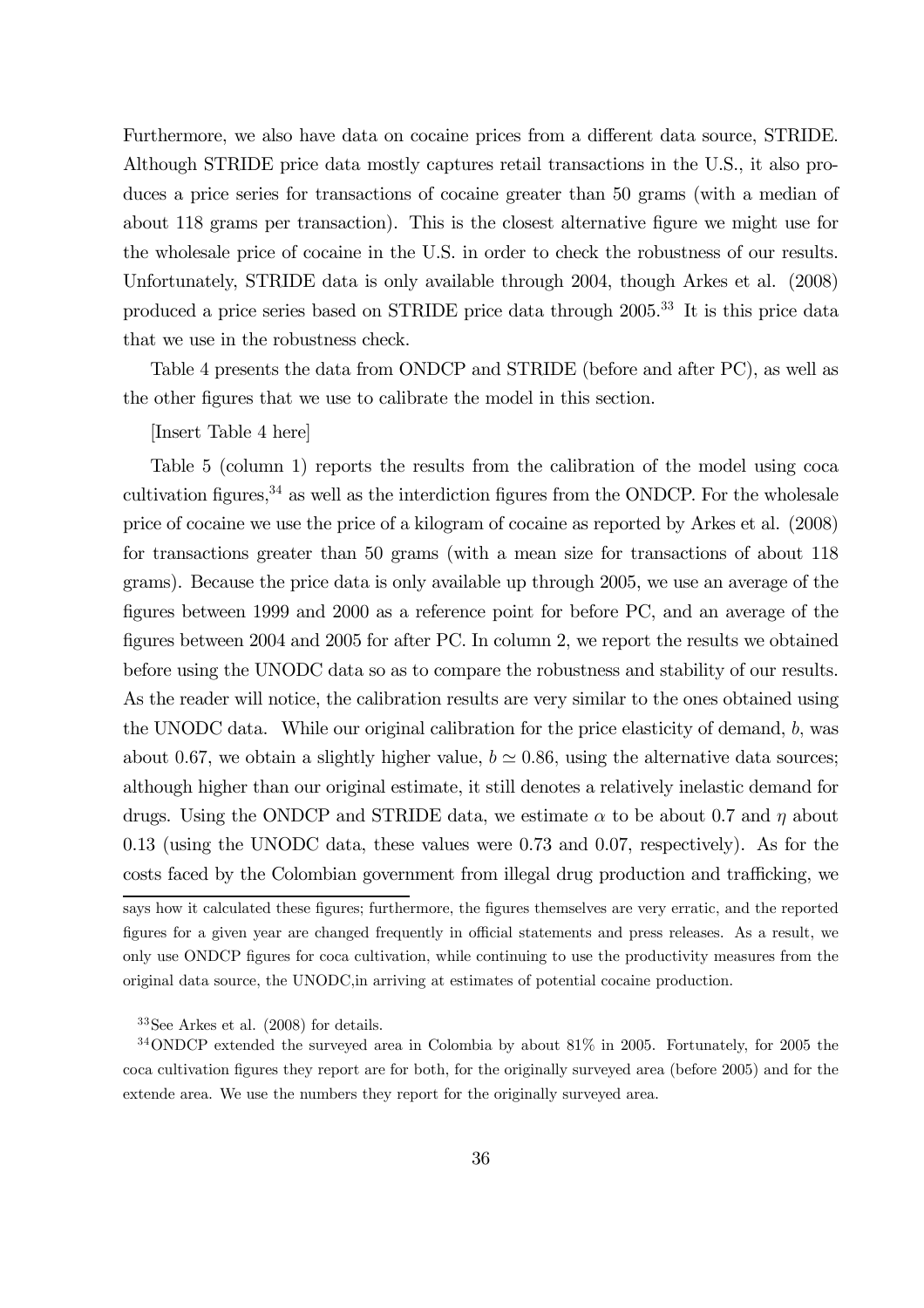Furthermore, we also have data on cocaine prices from a different data source, STRIDE. Although STRIDE price data mostly captures retail transactions in the U.S., it also produces a price series for transactions of cocaine greater than 50 grams (with a median of about 118 grams per transaction). This is the closest alternative figure we might use for the wholesale price of cocaine in the U.S. in order to check the robustness of our results. Unfortunately, STRIDE data is only available through 2004, though Arkes et al. (2008) produced a price series based on STRIDE price data through 2005.[33] It is this price data that we use in the robustness check.

Table 4 presents the data from ONDCP and STRIDE (before and after PC), as well as the other figures that we use to calibrate the model in this section.

[Insert Table 4 here]

Table 5 (column 1) reports the results from the calibration of the model using coca cultivation figures,[34] as well as the interdiction figures from the ONDCP. For the wholesale price of cocaine we use the price of a kilogram of cocaine as reported by Arkes et al. (2008) for transactions greater than 50 grams (with a mean size for transactions of about 118 grams). Because the price data is only available up through 2005, we use an average of the figures between 1999 and 2000 as a reference point for before PC, and an average of the figures between 2004 and 2005 for after PC. In column 2, we report the results we obtained before using the UNODC data so as to compare the robustness and stability of our results. As the reader will notice, the calibration results are very similar to the ones obtained using the UNODC data. While our original calibration for the price elasticity of demand, $b$, was about 0.67, we obtain a slightly higher value, $b \simeq 0.86$, using the alternative data sources; although higher than our original estimate, it still denotes a relatively inelastic demand for drugs. Using the ONDCP and STRIDE data, we estimate $\alpha$ to be about 0.7 and $\eta$ about 0.13 (using the UNODC data, these values were 0.73 and 0.07, respectively). As for the costs faced by the Colombian government from illegal drug production and trafficking, we

says how it calculated these figures; furthermore, the figures themselves are very erratic, and the reported figures for a given year are changed frequently in official statements and press releases. As a result, we only use ONDCP figures for coca cultivation, while continuing to use the productivity measures from the original data source, the UNODC,in arriving at estimates of potential cocaine production.

[33] See Arkes et al. (2008) for details.

[34] ONDCP extended the surveyed area in Colombia by about 81% in 2005. Fortunately, for 2005 the coca cultivation figures they report are for both, for the originally surveyed area (before 2005) and for the extende area. We use the numbers they report for the originally surveyed area.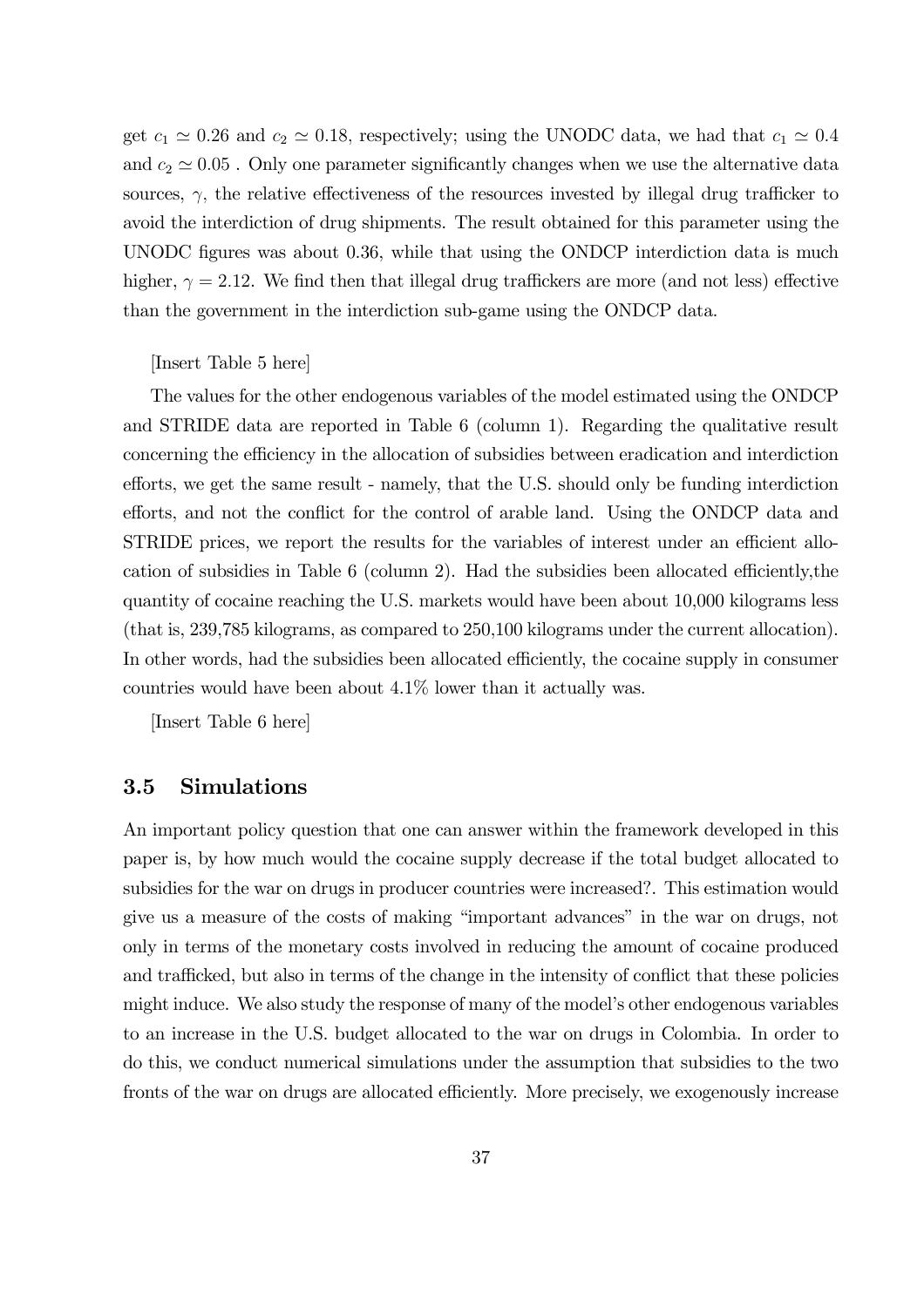get $c_1 \simeq 0.26$ and $c_2 \simeq 0.18$, respectively; using the UNODC data, we had that $c_1 \simeq 0.4$ and $c_2 \simeq 0.05$ . Only one parameter significantly changes when we use the alternative data sources, $\gamma$, the relative effectiveness of the resources invested by illegal drug trafficker to avoid the interdiction of drug shipments. The result obtained for this parameter using the UNODC figures was about 0.36, while that using the ONDCP interdiction data is much higher, $\gamma = 2.12$. We find then that illegal drug traffickers are more (and not less) effective than the government in the interdiction sub-game using the ONDCP data.

[Insert Table 5 here]

The values for the other endogenous variables of the model estimated using the ONDCP and STRIDE data are reported in Table 6 (column 1). Regarding the qualitative result concerning the efficiency in the allocation of subsidies between eradication and interdiction efforts, we get the same result - namely, that the U.S. should only be funding interdiction efforts, and not the conflict for the control of arable land. Using the ONDCP data and STRIDE prices, we report the results for the variables of interest under an efficient allocation of subsidies in Table 6 (column 2). Had the subsidies been allocated efficiently,the quantity of cocaine reaching the U.S. markets would have been about 10,000 kilograms less (that is, 239,785 kilograms, as compared to 250,100 kilograms under the current allocation). In other words, had the subsidies been allocated efficiently, the cocaine supply in consumer countries would have been about 4.1% lower than it actually was.

[Insert Table 6 here]

### 3.5 Simulations

An important policy question that one can answer within the framework developed in this paper is, by how much would the cocaine supply decrease if the total budget allocated to subsidies for the war on drugs in producer countries were increased?. This estimation would give us a measure of the costs of making "important advances" in the war on drugs, not only in terms of the monetary costs involved in reducing the amount of cocaine produced and trafficked, but also in terms of the change in the intensity of conflict that these policies might induce. We also study the response of many of the model's other endogenous variables to an increase in the U.S. budget allocated to the war on drugs in Colombia. In order to do this, we conduct numerical simulations under the assumption that subsidies to the two fronts of the war on drugs are allocated efficiently. More precisely, we exogenously increase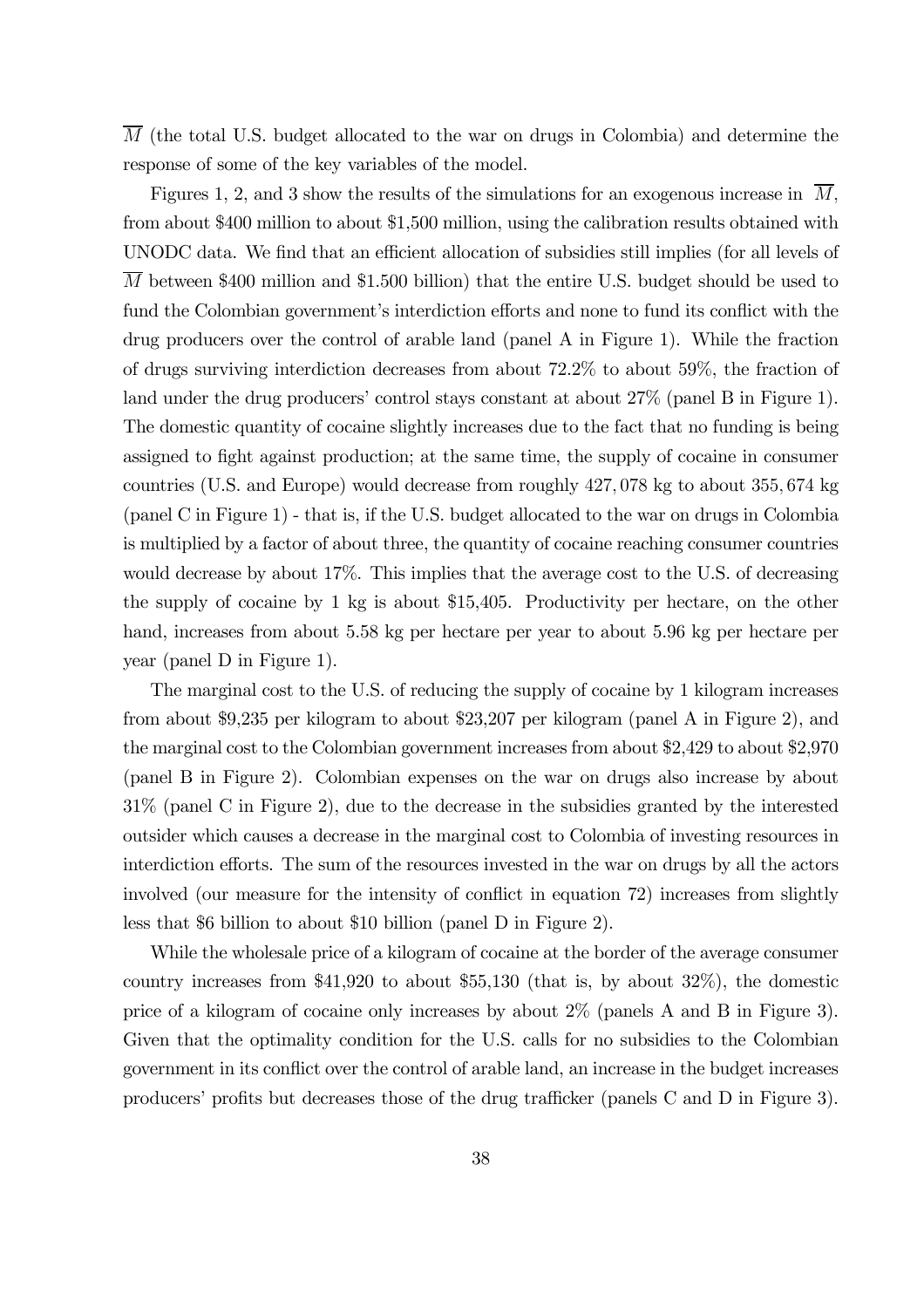$\overline{M}$ (the total U.S. budget allocated to the war on drugs in Colombia) and determine the response of some of the key variables of the model.

Figures 1, 2, and 3 show the results of the simulations for an exogenous increase in $\overline{M}$, from about \$400 million to about \$1,500 million, using the calibration results obtained with UNODC data. We find that an efficient allocation of subsidies still implies (for all levels of $\overline{M}$ between \$400 million and \$1.500 billion) that the entire U.S. budget should be used to fund the Colombian government's interdiction efforts and none to fund its conflict with the drug producers over the control of arable land (panel A in Figure 1). While the fraction of drugs surviving interdiction decreases from about 72.2% to about 59%, the fraction of land under the drug producers' control stays constant at about 27% (panel B in Figure 1). The domestic quantity of cocaine slightly increases due to the fact that no funding is being assigned to fight against production; at the same time, the supply of cocaine in consumer countries (U.S. and Europe) would decrease from roughly $427,078$ kg to about $355,674$ kg (panel C in Figure 1) - that is, if the U.S. budget allocated to the war on drugs in Colombia is multiplied by a factor of about three, the quantity of cocaine reaching consumer countries would decrease by about 17%. This implies that the average cost to the U.S. of decreasing the supply of cocaine by 1 kg is about \$15,405. Productivity per hectare, on the other hand, increases from about 5.58 kg per hectare per year to about 5.96 kg per hectare per year (panel D in Figure 1).

The marginal cost to the U.S. of reducing the supply of cocaine by 1 kilogram increases from about \$9,235 per kilogram to about \$23,207 per kilogram (panel A in Figure 2), and the marginal cost to the Colombian government increases from about \$2,429 to about \$2,970 (panel B in Figure 2). Colombian expenses on the war on drugs also increase by about 31% (panel C in Figure 2), due to the decrease in the subsidies granted by the interested outsider which causes a decrease in the marginal cost to Colombia of investing resources in interdiction efforts. The sum of the resources invested in the war on drugs by all the actors involved (our measure for the intensity of conflict in equation 72) increases from slightly less that \$6 billion to about \$10 billion (panel D in Figure 2).

While the wholesale price of a kilogram of cocaine at the border of the average consumer country increases from \$41,920 to about \$55,130 (that is, by about 32%), the domestic price of a kilogram of cocaine only increases by about 2% (panels A and B in Figure 3). Given that the optimality condition for the U.S. calls for no subsidies to the Colombian government in its conflict over the control of arable land, an increase in the budget increases producers' profits but decreases those of the drug trafficker (panels C and D in Figure 3).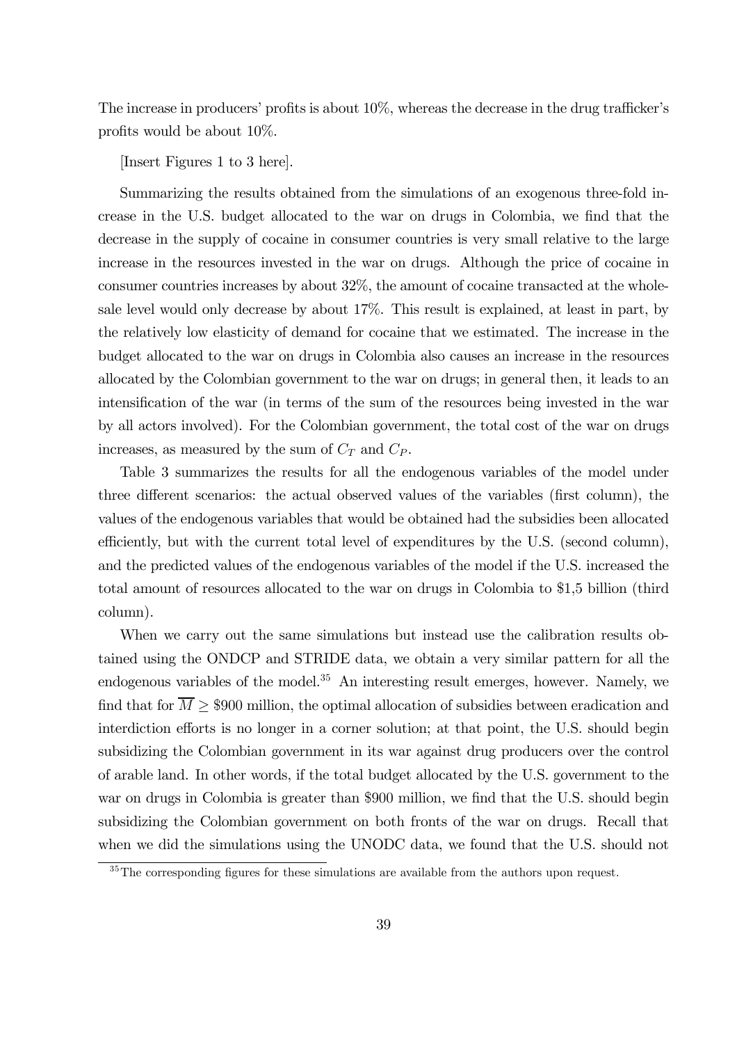The increase in producers' profits is about 10%, whereas the decrease in the drug trafficker's profits would be about 10%.

[Insert Figures 1 to 3 here].

Summarizing the results obtained from the simulations of an exogenous three-fold increase in the U.S. budget allocated to the war on drugs in Colombia, we find that the decrease in the supply of cocaine in consumer countries is very small relative to the large increase in the resources invested in the war on drugs. Although the price of cocaine in consumer countries increases by about 32%, the amount of cocaine transacted at the wholesale level would only decrease by about 17%. This result is explained, at least in part, by the relatively low elasticity of demand for cocaine that we estimated. The increase in the budget allocated to the war on drugs in Colombia also causes an increase in the resources allocated by the Colombian government to the war on drugs; in general then, it leads to an intensification of the war (in terms of the sum of the resources being invested in the war by all actors involved). For the Colombian government, the total cost of the war on drugs increases, as measured by the sum of $C_T$ and $C_P$.

Table 3 summarizes the results for all the endogenous variables of the model under three different scenarios: the actual observed values of the variables (first column), the values of the endogenous variables that would be obtained had the subsidies been allocated efficiently, but with the current total level of expenditures by the U.S. (second column), and the predicted values of the endogenous variables of the model if the U.S. increased the total amount of resources allocated to the war on drugs in Colombia to \$1,5 billion (third column).

When we carry out the same simulations but instead use the calibration results obtained using the ONDCP and STRIDE data, we obtain a very similar pattern for all the endogenous variables of the model.[35] An interesting result emerges, however. Namely, we find that for $\overline{M} \geq \$900$ million, the optimal allocation of subsidies between eradication and interdiction efforts is no longer in a corner solution; at that point, the U.S. should begin subsidizing the Colombian government in its war against drug producers over the control of arable land. In other words, if the total budget allocated by the U.S. government to the war on drugs in Colombia is greater than \$900 million, we find that the U.S. should begin subsidizing the Colombian government on both fronts of the war on drugs. Recall that when we did the simulations using the UNODC data, we found that the U.S. should not

[35] The corresponding figures for these simulations are available from the authors upon request.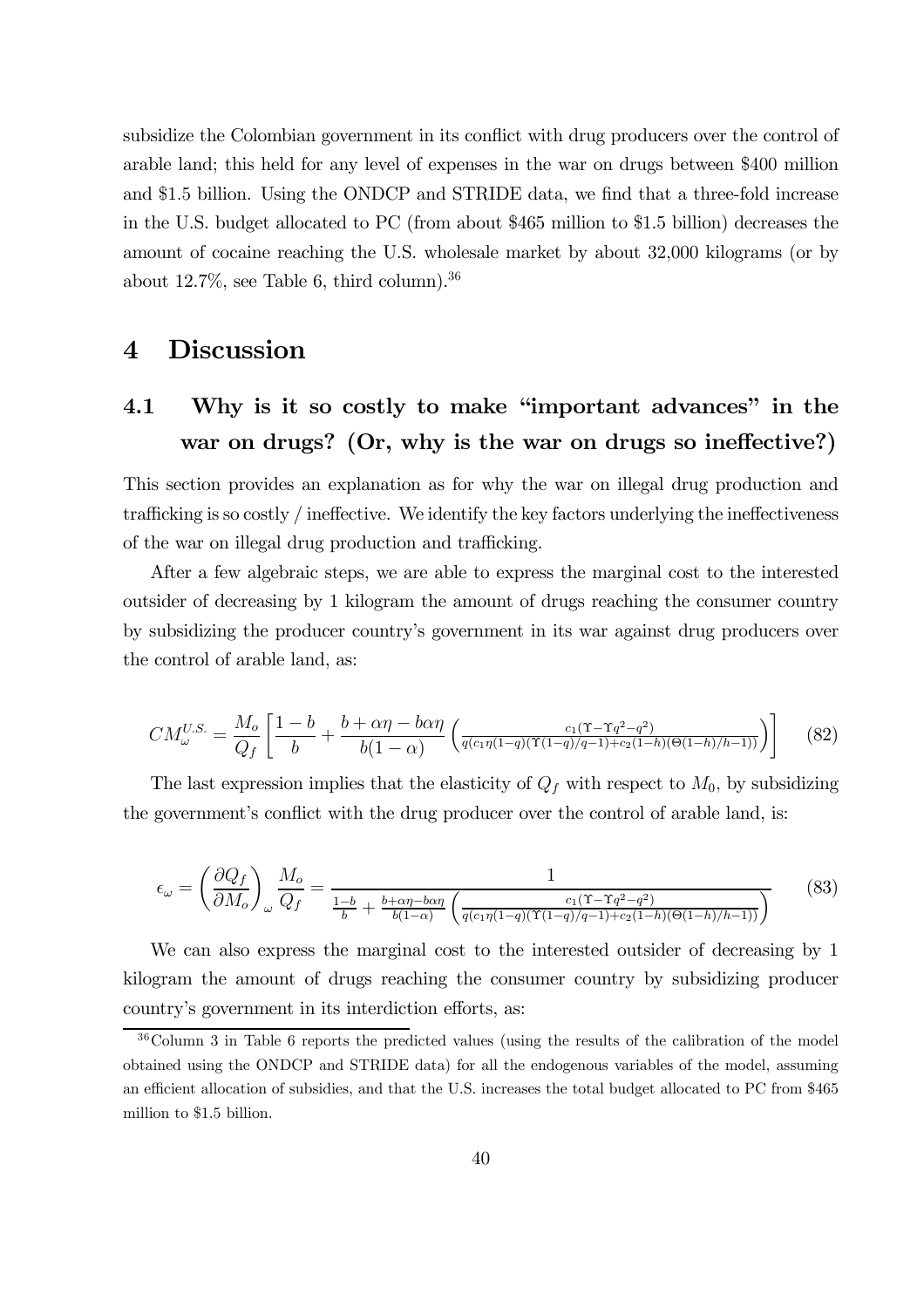subsidize the Colombian government in its conflict with drug producers over the control of arable land; this held for any level of expenses in the war on drugs between \$400 million and \$1.5 billion. Using the ONDCP and STRIDE data, we find that a three-fold increase in the U.S. budget allocated to PC (from about \$465 million to \$1.5 billion) decreases the amount of cocaine reaching the U.S. wholesale market by about 32,000 kilograms (or by about 12.7%, see Table 6, third column).[36]

# 4 Discussion

## 4.1 Why is it so costly to make "important advances" in the war on drugs? (Or, why is the war on drugs so ineffective?)

This section provides an explanation as for why the war on illegal drug production and trafficking is so costly / ineffective. We identify the key factors underlying the ineffectiveness of the war on illegal drug production and trafficking.

After a few algebraic steps, we are able to express the marginal cost to the interested outsider of decreasing by 1 kilogram the amount of drugs reaching the consumer country by subsidizing the producer country's government in its war against drug producers over the control of arable land, as:

$$CM_{\omega}^{U.S.} = \frac{M_o}{Q_f}\left[\frac{1-b}{b} + \frac{b+\alpha\eta - b\alpha\eta}{b(1-\alpha)}\left(\frac{c_1(\Upsilon - \Upsilon q^2 - q^2)}{q(c_1\eta(1-q)(\Upsilon(1-q)/q-1) + c_2(1-h)(\Theta(1-h)/h-1))}\right)\right] \tag{82}$$

The last expression implies that the elasticity of $Q_f$ with respect to $M_0$, by subsidizing the government's conflict with the drug producer over the control of arable land, is:

$$\epsilon_{\omega} = \left(\frac{\partial Q_f}{\partial M_o}\right)_{\omega}\frac{M_o}{Q_f} = \frac{1}{\frac{1-b}{b} + \frac{b+\alpha\eta - b\alpha\eta}{b(1-\alpha)}\left(\frac{c_1(\Upsilon - \Upsilon q^2 - q^2)}{q(c_1\eta(1-q)(\Upsilon(1-q)/q-1) + c_2(1-h)(\Theta(1-h)/h-1))}\right)} \tag{83}$$

We can also express the marginal cost to the interested outsider of decreasing by 1 kilogram the amount of drugs reaching the consumer country by subsidizing producer country's government in its interdiction efforts, as:

[36] Column 3 in Table 6 reports the predicted values (using the results of the calibration of the model obtained using the ONDCP and STRIDE data) for all the endogenous variables of the model, assuming an efficient allocation of subsidies, and that the U.S. increases the total budget allocated to PC from \$465 million to \$1.5 billion.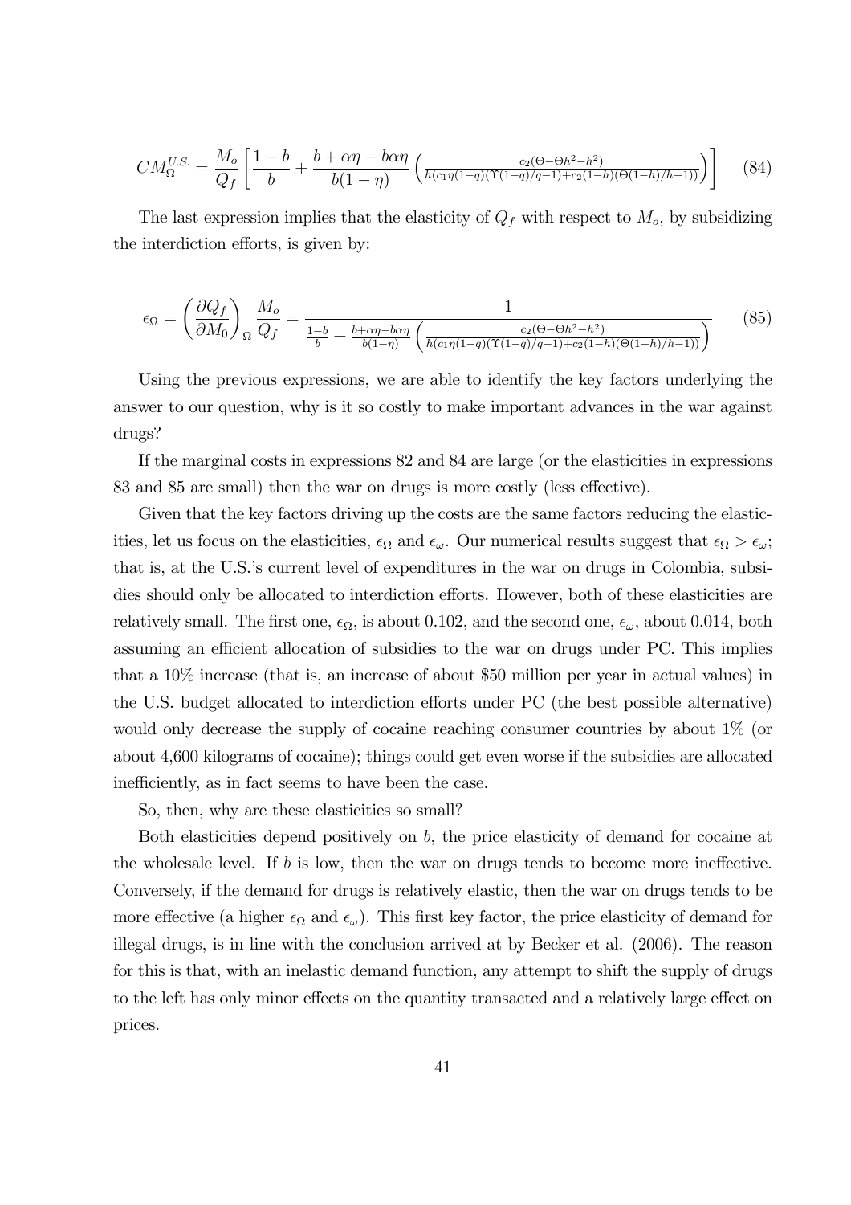$$CM_{\Omega}^{U.S.} = \frac{M_o}{Q_f}\left[\frac{1-b}{b} + \frac{b+\alpha\eta - b\alpha\eta}{b(1-\eta)}\left(\frac{c_2(\Theta-\Theta h^2-h^2)}{h(c_1\eta(1-q)(\Upsilon(1-q)/q-1)+c_2(1-h)(\Theta(1-h)/h-1))}\right)\right] \quad (84)$$

The last expression implies that the elasticity of $Q_f$ with respect to $M_o$, by subsidizing the interdiction efforts, is given by:

$$\epsilon_{\Omega} = \left(\frac{\partial Q_f}{\partial M_0}\right)_{\Omega}\frac{M_o}{Q_f} = \frac{1}{\frac{1-b}{b} + \frac{b+\alpha\eta-b\alpha\eta}{b(1-\eta)}\left(\frac{c_2(\Theta-\Theta h^2-h^2)}{h(c_1\eta(1-q)(\Upsilon(1-q)/q-1)+c_2(1-h)(\Theta(1-h)/h-1))}\right)} \quad (85)$$

Using the previous expressions, we are able to identify the key factors underlying the answer to our question, why is it so costly to make important advances in the war against drugs?

If the marginal costs in expressions 82 and 84 are large (or the elasticities in expressions 83 and 85 are small) then the war on drugs is more costly (less effective).

Given that the key factors driving up the costs are the same factors reducing the elasticities, let us focus on the elasticities, $\epsilon_{\Omega}$ and $\epsilon_{\omega}$. Our numerical results suggest that $\epsilon_{\Omega} > \epsilon_{\omega}$; that is, at the U.S.'s current level of expenditures in the war on drugs in Colombia, subsidies should only be allocated to interdiction efforts. However, both of these elasticities are relatively small. The first one, $\epsilon_{\Omega}$, is about 0.102, and the second one, $\epsilon_{\omega}$, about 0.014, both assuming an efficient allocation of subsidies to the war on drugs under PC. This implies that a 10% increase (that is, an increase of about \$50 million per year in actual values) in the U.S. budget allocated to interdiction efforts under PC (the best possible alternative) would only decrease the supply of cocaine reaching consumer countries by about 1% (or about 4,600 kilograms of cocaine); things could get even worse if the subsidies are allocated inefficiently, as in fact seems to have been the case.

So, then, why are these elasticities so small?

Both elasticities depend positively on $b$, the price elasticity of demand for cocaine at the wholesale level. If $b$ is low, then the war on drugs tends to become more ineffective. Conversely, if the demand for drugs is relatively elastic, then the war on drugs tends to be more effective (a higher $\epsilon_{\Omega}$ and $\epsilon_{\omega}$). This first key factor, the price elasticity of demand for illegal drugs, is in line with the conclusion arrived at by Becker et al. (2006). The reason for this is that, with an inelastic demand function, any attempt to shift the supply of drugs to the left has only minor effects on the quantity transacted and a relatively large effect on prices.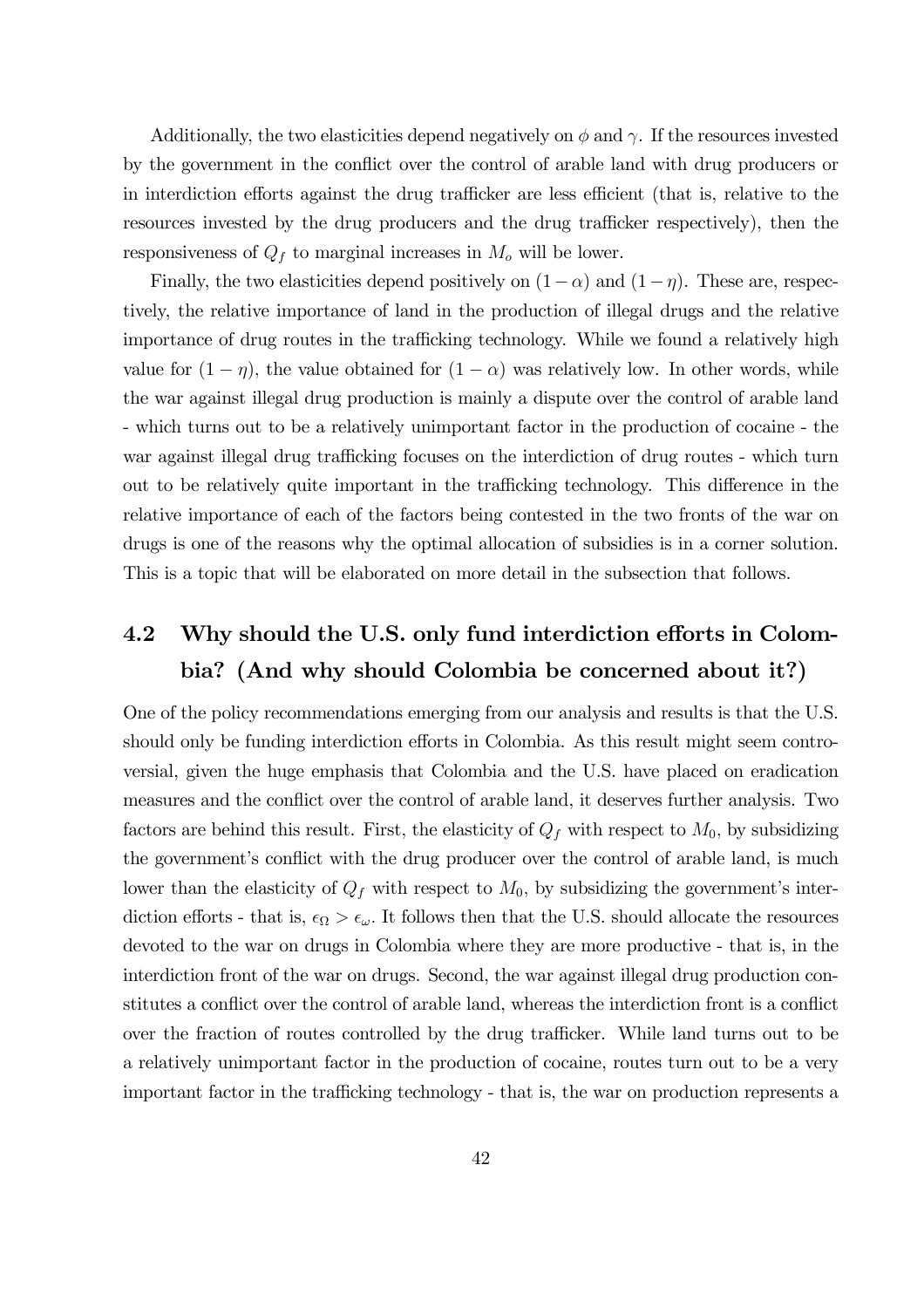Additionally, the two elasticities depend negatively on $\phi$ and $\gamma$. If the resources invested by the government in the conflict over the control of arable land with drug producers or in interdiction efforts against the drug trafficker are less efficient (that is, relative to the resources invested by the drug producers and the drug trafficker respectively), then the responsiveness of $Q_f$ to marginal increases in $M_o$ will be lower.

Finally, the two elasticities depend positively on $(1-\alpha)$ and $(1-\eta)$. These are, respectively, the relative importance of land in the production of illegal drugs and the relative importance of drug routes in the trafficking technology. While we found a relatively high value for $(1-\eta)$, the value obtained for $(1-\alpha)$ was relatively low. In other words, while the war against illegal drug production is mainly a dispute over the control of arable land - which turns out to be a relatively unimportant factor in the production of cocaine - the war against illegal drug trafficking focuses on the interdiction of drug routes - which turn out to be relatively quite important in the trafficking technology. This difference in the relative importance of each of the factors being contested in the two fronts of the war on drugs is one of the reasons why the optimal allocation of subsidies is in a corner solution. This is a topic that will be elaborated on more detail in the subsection that follows.

## 4.2 Why should the U.S. only fund interdiction efforts in Colombia? (And why should Colombia be concerned about it?)

One of the policy recommendations emerging from our analysis and results is that the U.S. should only be funding interdiction efforts in Colombia. As this result might seem controversial, given the huge emphasis that Colombia and the U.S. have placed on eradication measures and the conflict over the control of arable land, it deserves further analysis. Two factors are behind this result. First, the elasticity of $Q_f$ with respect to $M_0$, by subsidizing the government's conflict with the drug producer over the control of arable land, is much lower than the elasticity of $Q_f$ with respect to $M_0$, by subsidizing the government's interdiction efforts - that is, $\epsilon_\Omega > \epsilon_\omega$. It follows then that the U.S. should allocate the resources devoted to the war on drugs in Colombia where they are more productive - that is, in the interdiction front of the war on drugs. Second, the war against illegal drug production constitutes a conflict over the control of arable land, whereas the interdiction front is a conflict over the fraction of routes controlled by the drug trafficker. While land turns out to be a relatively unimportant factor in the production of cocaine, routes turn out to be a very important factor in the trafficking technology - that is, the war on production represents a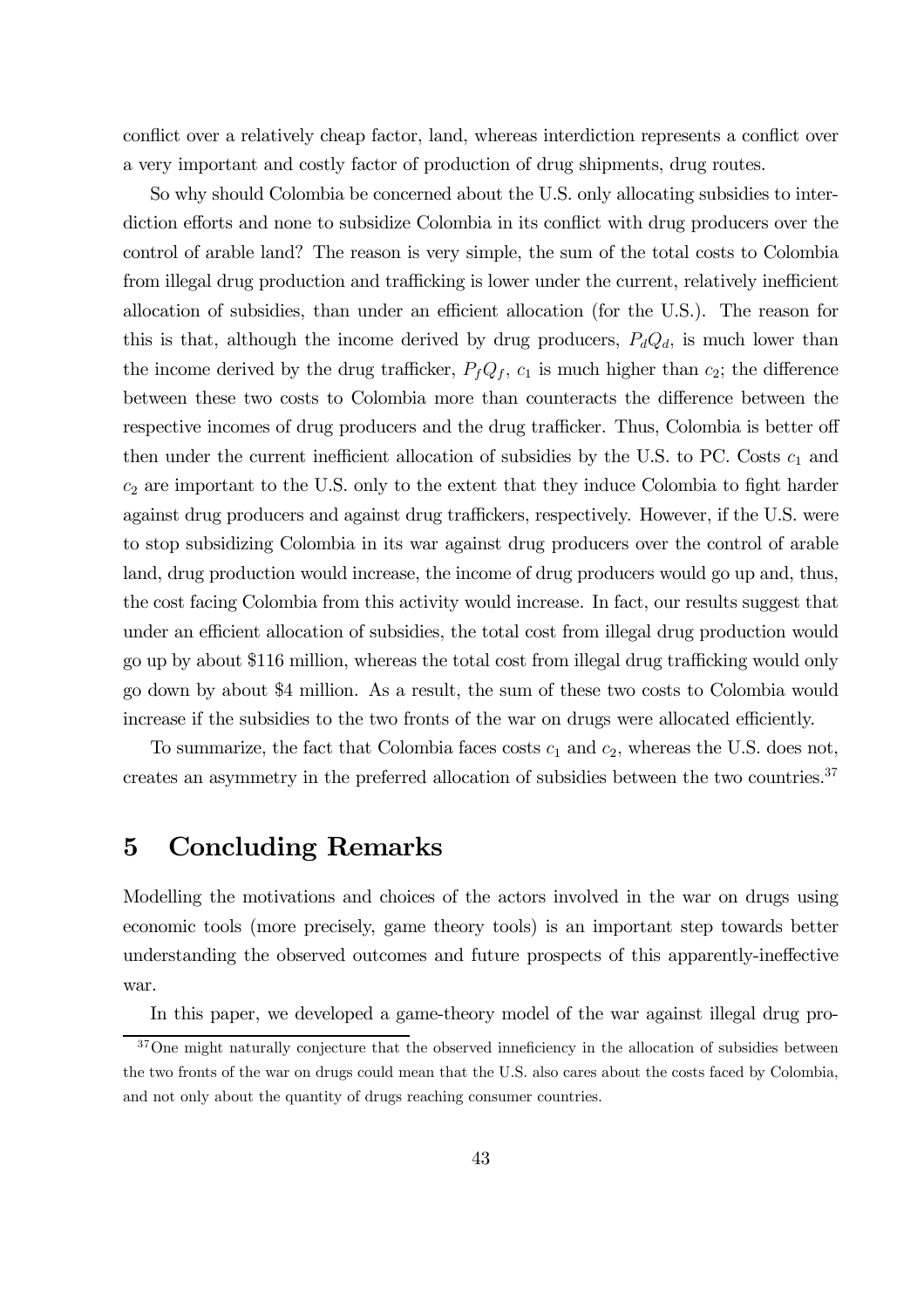conflict over a relatively cheap factor, land, whereas interdiction represents a conflict over a very important and costly factor of production of drug shipments, drug routes.

So why should Colombia be concerned about the U.S. only allocating subsidies to interdiction efforts and none to subsidize Colombia in its conflict with drug producers over the control of arable land? The reason is very simple, the sum of the total costs to Colombia from illegal drug production and trafficking is lower under the current, relatively inefficient allocation of subsidies, than under an efficient allocation (for the U.S.). The reason for this is that, although the income derived by drug producers, $P_d Q_d$, is much lower than the income derived by the drug trafficker, $P_f Q_f$, $c_1$ is much higher than $c_2$; the difference between these two costs to Colombia more than counteracts the difference between the respective incomes of drug producers and the drug trafficker. Thus, Colombia is better off then under the current inefficient allocation of subsidies by the U.S. to PC. Costs $c_1$ and $c_2$ are important to the U.S. only to the extent that they induce Colombia to fight harder against drug producers and against drug traffickers, respectively. However, if the U.S. were to stop subsidizing Colombia in its war against drug producers over the control of arable land, drug production would increase, the income of drug producers would go up and, thus, the cost facing Colombia from this activity would increase. In fact, our results suggest that under an efficient allocation of subsidies, the total cost from illegal drug production would go up by about \$116 million, whereas the total cost from illegal drug trafficking would only go down by about \$4 million. As a result, the sum of these two costs to Colombia would increase if the subsidies to the two fronts of the war on drugs were allocated efficiently.

To summarize, the fact that Colombia faces costs $c_1$ and $c_2$, whereas the U.S. does not, creates an asymmetry in the preferred allocation of subsidies between the two countries.[37]

# 5 Concluding Remarks

Modelling the motivations and choices of the actors involved in the war on drugs using economic tools (more precisely, game theory tools) is an important step towards better understanding the observed outcomes and future prospects of this apparently-ineffective war.

In this paper, we developed a game-theory model of the war against illegal drug pro-

[37] One might naturally conjecture that the observed inneficiency in the allocation of subsidies between the two fronts of the war on drugs could mean that the U.S. also cares about the costs faced by Colombia, and not only about the quantity of drugs reaching consumer countries.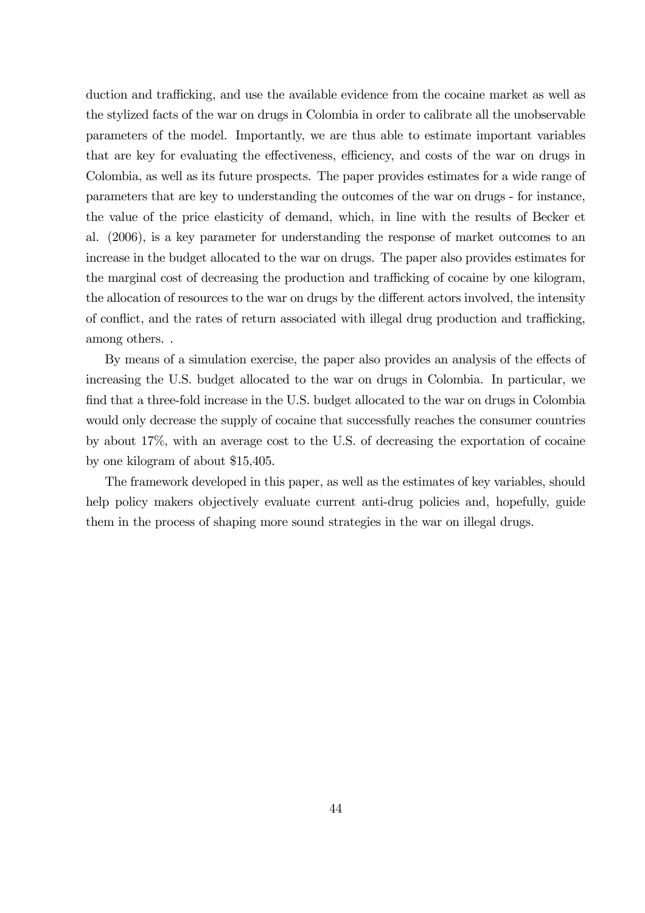duction and trafficking, and use the available evidence from the cocaine market as well as the stylized facts of the war on drugs in Colombia in order to calibrate all the unobservable parameters of the model. Importantly, we are thus able to estimate important variables that are key for evaluating the effectiveness, efficiency, and costs of the war on drugs in Colombia, as well as its future prospects. The paper provides estimates for a wide range of parameters that are key to understanding the outcomes of the war on drugs - for instance, the value of the price elasticity of demand, which, in line with the results of Becker et al. (2006), is a key parameter for understanding the response of market outcomes to an increase in the budget allocated to the war on drugs. The paper also provides estimates for the marginal cost of decreasing the production and trafficking of cocaine by one kilogram, the allocation of resources to the war on drugs by the different actors involved, the intensity of conflict, and the rates of return associated with illegal drug production and trafficking, among others. .

By means of a simulation exercise, the paper also provides an analysis of the effects of increasing the U.S. budget allocated to the war on drugs in Colombia. In particular, we find that a three-fold increase in the U.S. budget allocated to the war on drugs in Colombia would only decrease the supply of cocaine that successfully reaches the consumer countries by about 17%, with an average cost to the U.S. of decreasing the exportation of cocaine by one kilogram of about $15,405.

The framework developed in this paper, as well as the estimates of key variables, should help policy makers objectively evaluate current anti-drug policies and, hopefully, guide them in the process of shaping more sound strategies in the war on illegal drugs.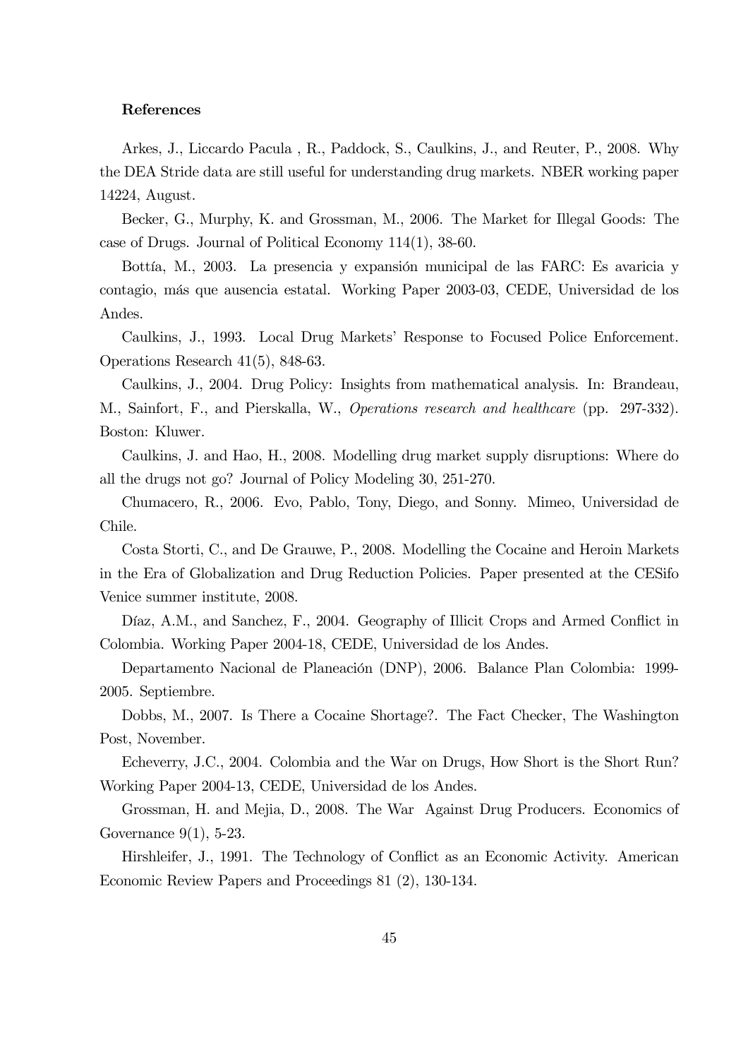**References**

Arkes, J., Liccardo Pacula , R., Paddock, S., Caulkins, J., and Reuter, P., 2008. Why the DEA Stride data are still useful for understanding drug markets. NBER working paper 14224, August.

Becker, G., Murphy, K. and Grossman, M., 2006. The Market for Illegal Goods: The case of Drugs. Journal of Political Economy 114(1), 38-60.

Bottía, M., 2003. La presencia y expansión municipal de las FARC: Es avaricia y contagio, más que ausencia estatal. Working Paper 2003-03, CEDE, Universidad de los Andes.

Caulkins, J., 1993. Local Drug Markets' Response to Focused Police Enforcement. Operations Research 41(5), 848-63.

Caulkins, J., 2004. Drug Policy: Insights from mathematical analysis. In: Brandeau, M., Sainfort, F., and Pierskalla, W., *Operations research and healthcare* (pp. 297-332). Boston: Kluwer.

Caulkins, J. and Hao, H., 2008. Modelling drug market supply disruptions: Where do all the drugs not go? Journal of Policy Modeling 30, 251-270.

Chumacero, R., 2006. Evo, Pablo, Tony, Diego, and Sonny. Mimeo, Universidad de Chile.

Costa Storti, C., and De Grauwe, P., 2008. Modelling the Cocaine and Heroin Markets in the Era of Globalization and Drug Reduction Policies. Paper presented at the CESifo Venice summer institute, 2008.

Díaz, A.M., and Sanchez, F., 2004. Geography of Illicit Crops and Armed Conflict in Colombia. Working Paper 2004-18, CEDE, Universidad de los Andes.

Departamento Nacional de Planeación (DNP), 2006. Balance Plan Colombia: 1999-2005. Septiembre.

Dobbs, M., 2007. Is There a Cocaine Shortage?. The Fact Checker, The Washington Post, November.

Echeverry, J.C., 2004. Colombia and the War on Drugs, How Short is the Short Run? Working Paper 2004-13, CEDE, Universidad de los Andes.

Grossman, H. and Mejia, D., 2008. The War Against Drug Producers. Economics of Governance 9(1), 5-23.

Hirshleifer, J., 1991. The Technology of Conflict as an Economic Activity. American Economic Review Papers and Proceedings 81 (2), 130-134.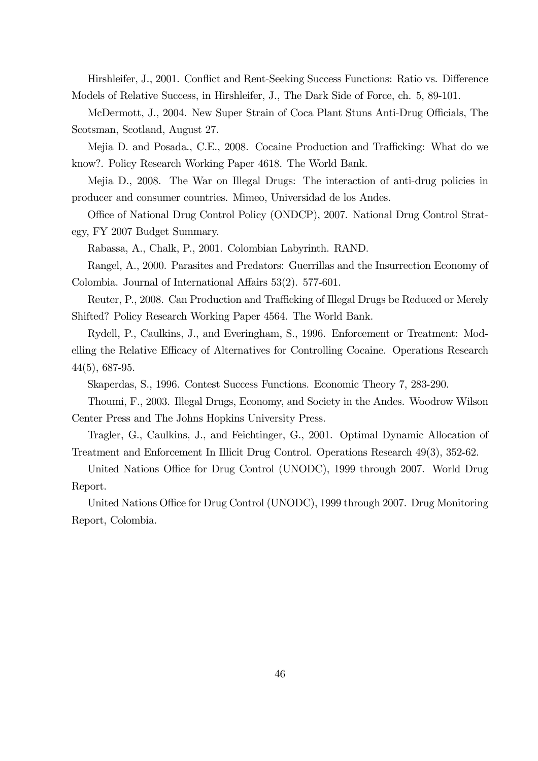Hirshleifer, J., 2001. Conflict and Rent-Seeking Success Functions: Ratio vs. Difference Models of Relative Success, in Hirshleifer, J., The Dark Side of Force, ch. 5, 89-101.

McDermott, J., 2004. New Super Strain of Coca Plant Stuns Anti-Drug Officials, The Scotsman, Scotland, August 27.

Mejia D. and Posada., C.E., 2008. Cocaine Production and Trafficking: What do we know?. Policy Research Working Paper 4618. The World Bank.

Mejia D., 2008. The War on Illegal Drugs: The interaction of anti-drug policies in producer and consumer countries. Mimeo, Universidad de los Andes.

Office of National Drug Control Policy (ONDCP), 2007. National Drug Control Strategy, FY 2007 Budget Summary.

Rabassa, A., Chalk, P., 2001. Colombian Labyrinth. RAND.

Rangel, A., 2000. Parasites and Predators: Guerrillas and the Insurrection Economy of Colombia. Journal of International Affairs 53(2). 577-601.

Reuter, P., 2008. Can Production and Trafficking of Illegal Drugs be Reduced or Merely Shifted? Policy Research Working Paper 4564. The World Bank.

Rydell, P., Caulkins, J., and Everingham, S., 1996. Enforcement or Treatment: Modelling the Relative Efficacy of Alternatives for Controlling Cocaine. Operations Research 44(5), 687-95.

Skaperdas, S., 1996. Contest Success Functions. Economic Theory 7, 283-290.

Thoumi, F., 2003. Illegal Drugs, Economy, and Society in the Andes. Woodrow Wilson Center Press and The Johns Hopkins University Press.

Tragler, G., Caulkins, J., and Feichtinger, G., 2001. Optimal Dynamic Allocation of Treatment and Enforcement In Illicit Drug Control. Operations Research 49(3), 352-62.

United Nations Office for Drug Control (UNODC), 1999 through 2007. World Drug Report.

United Nations Office for Drug Control (UNODC), 1999 through 2007. Drug Monitoring Report, Colombia.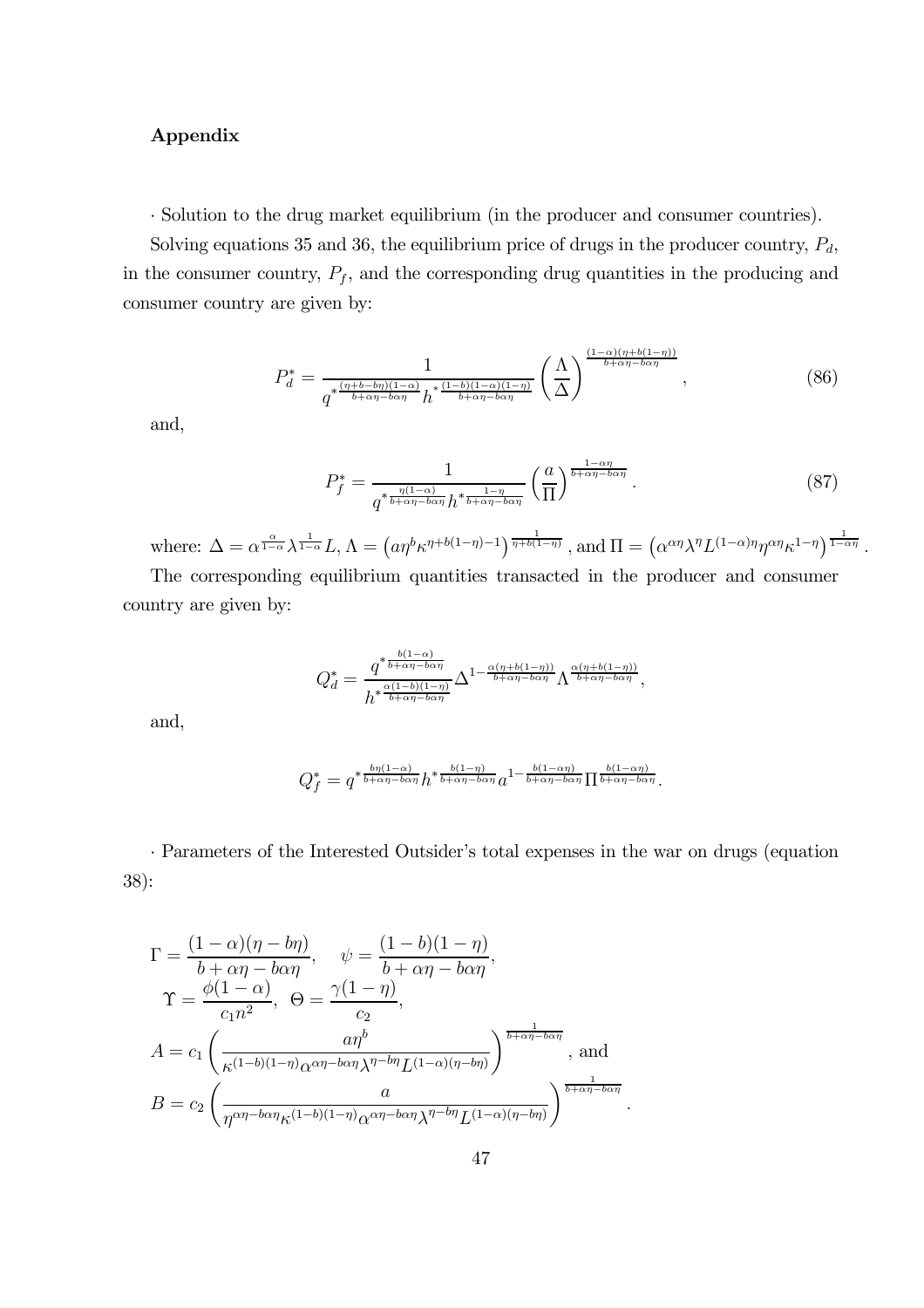**Appendix**

· Solution to the drug market equilibrium (in the producer and consumer countries).

Solving equations 35 and 36, the equilibrium price of drugs in the producer country, $P_d$, in the consumer country, $P_f$, and the corresponding drug quantities in the producing and consumer country are given by:

$$P_d^* = \frac{1}{q^{*\frac{(\eta+b-b\eta)(1-\alpha)}{b+\alpha\eta-b\alpha\eta}} h^{*\frac{(1-b)(1-\alpha)(1-\eta)}{b+\alpha\eta-b\alpha\eta}}} \left(\frac{\Lambda}{\Delta}\right)^{\frac{(1-\alpha)(\eta+b(1-\eta))}{b+\alpha\eta-b\alpha\eta}}, \tag{86}$$

and,

$$P_f^* = \frac{1}{q^{*\frac{\eta(1-\alpha)}{b+\alpha\eta-b\alpha\eta}} h^{*\frac{1-\eta}{b+\alpha\eta-b\alpha\eta}}} \left(\frac{a}{\Pi}\right)^{\frac{1-\alpha\eta}{b+\alpha\eta-b\alpha\eta}}. \tag{87}$$

where: $\Delta = \alpha^{\frac{\alpha}{1-\alpha}} \lambda^{\frac{1}{1-\alpha}} L$, $\Lambda = \left(a\eta^b \kappa^{\eta+b(1-\eta)-1}\right)^{\frac{1}{\eta+b(1-\eta)}}$, and $\Pi = \left(\alpha^{\alpha\eta}\lambda^{\eta} L^{(1-\alpha)\eta} \eta^{\alpha\eta} \kappa^{1-\eta}\right)^{\frac{1}{1-\alpha\eta}}$.

The corresponding equilibrium quantities transacted in the producer and consumer country are given by:

$$Q_d^* = \frac{q^{*\frac{b(1-\alpha)}{b+\alpha\eta-b\alpha\eta}}}{h^{*\frac{\alpha(1-b)(1-\eta)}{b+\alpha\eta-b\alpha\eta}}} \Delta^{1-\frac{\alpha(\eta+b(1-\eta))}{b+\alpha\eta-b\alpha\eta}} \Lambda^{\frac{\alpha(\eta+b(1-\eta))}{b+\alpha\eta-b\alpha\eta}},$$

and,

$$Q_f^* = q^{*\frac{b\eta(1-\alpha)}{b+\alpha\eta-b\alpha\eta}} h^{*\frac{b(1-\eta)}{b+\alpha\eta-b\alpha\eta}} a^{1-\frac{b(1-\alpha\eta)}{b+\alpha\eta-b\alpha\eta}} \Pi^{\frac{b(1-\alpha\eta)}{b+\alpha\eta-b\alpha\eta}}.$$

· Parameters of the Interested Outsider's total expenses in the war on drugs (equation 38):

$$\Gamma = \frac{(1-\alpha)(\eta-b\eta)}{b+\alpha\eta-b\alpha\eta}, \quad \psi = \frac{(1-b)(1-\eta)}{b+\alpha\eta-b\alpha\eta},$$

$$\Upsilon = \frac{\phi(1-\alpha)}{c_1 n^2}, \quad \Theta = \frac{\gamma(1-\eta)}{c_2},$$

$$A = c_1 \left(\frac{a\eta^b}{\kappa^{(1-b)(1-\eta)} \alpha^{\alpha\eta-b\alpha\eta} \lambda^{\eta-b\eta} L^{(1-\alpha)(\eta-b\eta)}}\right)^{\frac{1}{b+\alpha\eta-b\alpha\eta}}, \text{ and}$$

$$B = c_2 \left(\frac{a}{\eta^{\alpha\eta-b\alpha\eta} \kappa^{(1-b)(1-\eta)} \alpha^{\alpha\eta-b\alpha\eta} \lambda^{\eta-b\eta} L^{(1-\alpha)(\eta-b\eta)}}\right)^{\frac{1}{b+\alpha\eta-b\alpha\eta}}.$$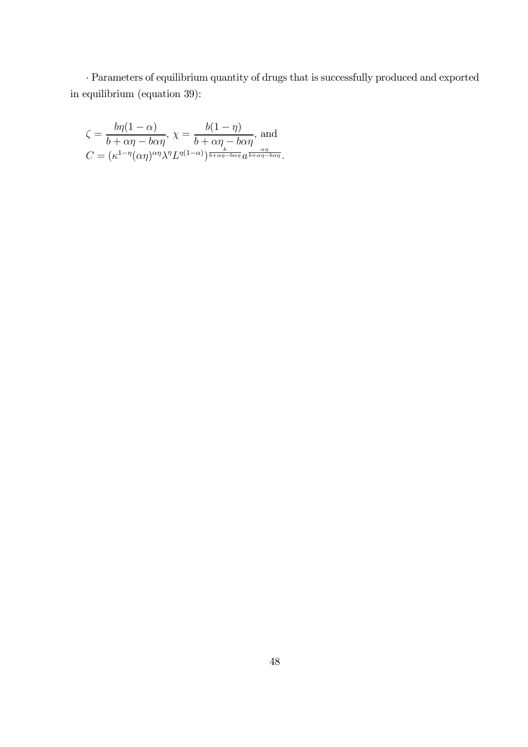· Parameters of equilibrium quantity of drugs that is successfully produced and exported in equilibrium (equation 39):

$$\zeta = \frac{b\eta(1-\alpha)}{b+\alpha\eta - b\alpha\eta},\ \chi = \frac{b(1-\eta)}{b+\alpha\eta - b\alpha\eta},\ \text{and}$$
$$C = \left(\kappa^{1-\eta}(\alpha\eta)^{\alpha\eta}\lambda^{\eta}L^{\eta(1-\alpha)}\right)^{\frac{b}{b+\alpha\eta-b\alpha\eta}} a^{\frac{\alpha\eta}{b+\alpha\eta-b\alpha\eta}}.$$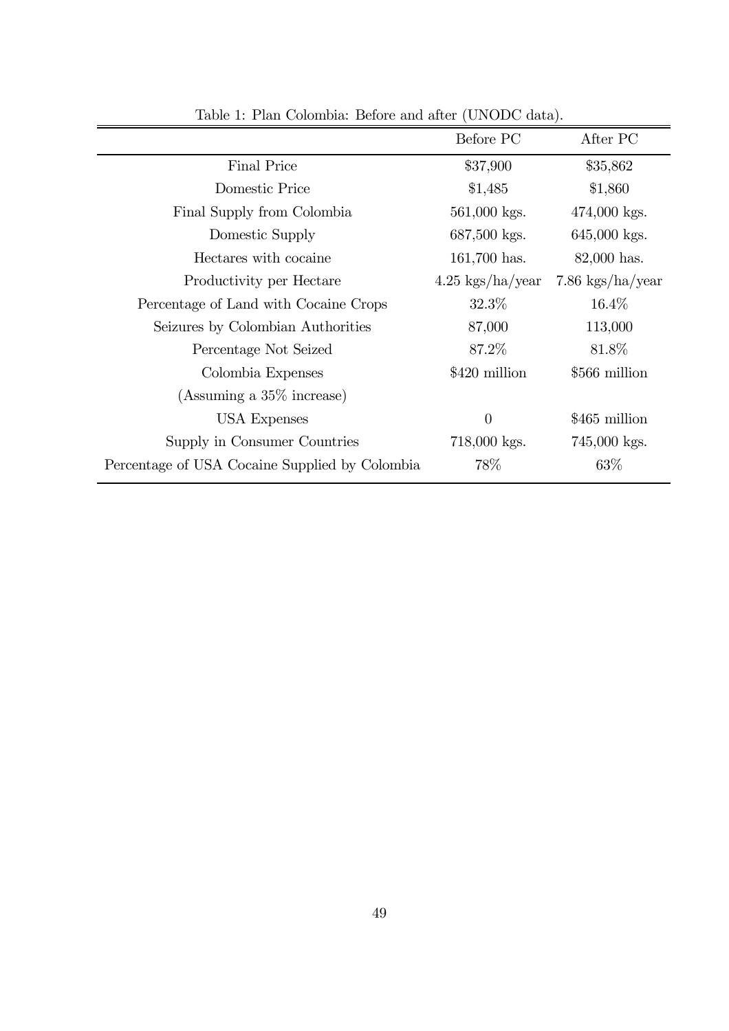Table 1: Plan Colombia: Before and after (UNODC data).

| | Before PC | After PC |
|---|---|---|
| Final Price | \$37,900 | \$35,862 |
| Domestic Price | \$1,485 | \$1,860 |
| Final Supply from Colombia | 561,000 kgs. | 474,000 kgs. |
| Domestic Supply | 687,500 kgs. | 645,000 kgs. |
| Hectares with cocaine | 161,700 has. | 82,000 has. |
| Productivity per Hectare | 4.25 kgs/ha/year | 7.86 kgs/ha/year |
| Percentage of Land with Cocaine Crops | 32.3% | 16.4% |
| Seizures by Colombian Authorities | 87,000 | 113,000 |
| Percentage Not Seized | 87.2% | 81.8% |
| Colombia Expenses | \$420 million | \$566 million |
| (Assuming a 35% increase) | | |
| USA Expenses | 0 | \$465 million |
| Supply in Consumer Countries | 718,000 kgs. | 745,000 kgs. |
| Percentage of USA Cocaine Supplied by Colombia | 78% | 63% |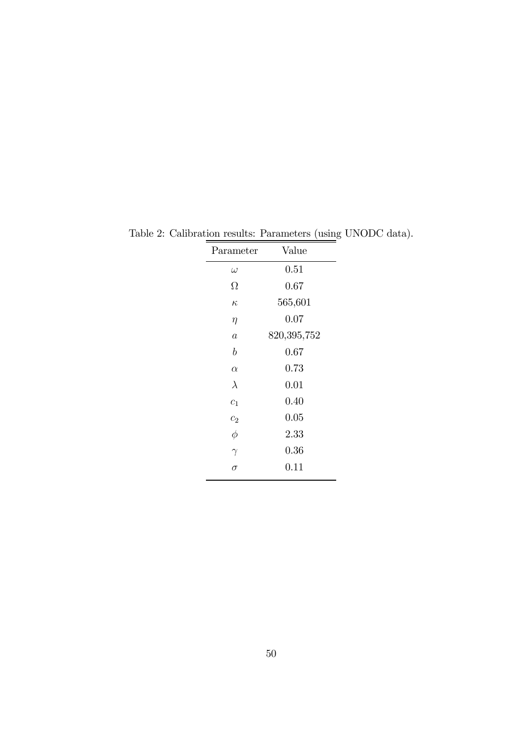Table 2: Calibration results: Parameters (using UNODC data).

| Parameter | Value |
|---|---|
| $\omega$ | 0.51 |
| $\Omega$ | 0.67 |
| $\kappa$ | 565,601 |
| $\eta$ | 0.07 |
| $a$ | 820,395,752 |
| $b$ | 0.67 |
| $\alpha$ | 0.73 |
| $\lambda$ | 0.01 |
| $c_1$ | 0.40 |
| $c_2$ | 0.05 |
| $\phi$ | 2.33 |
| $\gamma$ | 0.36 |
| $\sigma$ | 0.11 |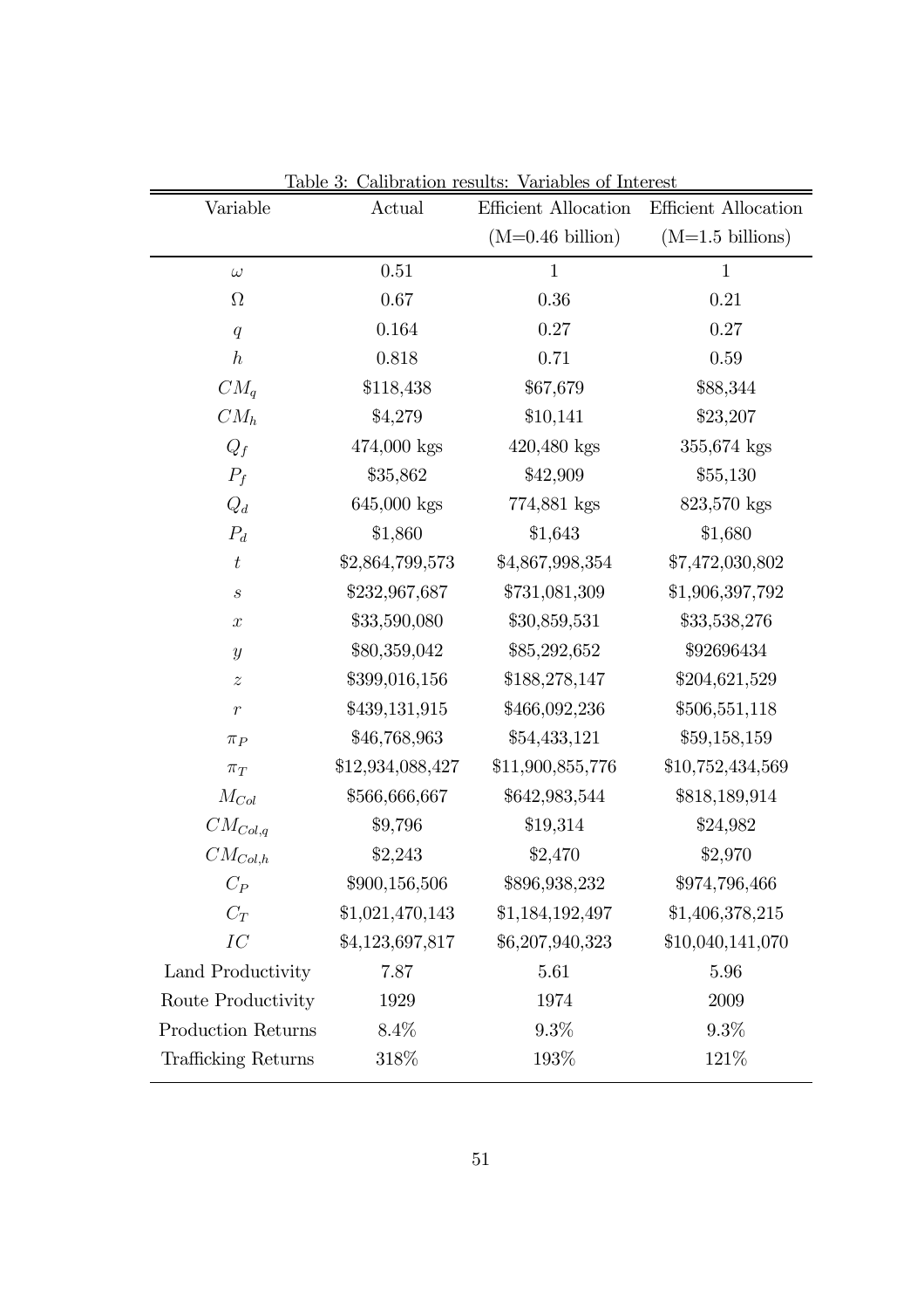Table 3: Calibration results: Variables of Interest

| Variable | Actual | Efficient Allocation (M=0.46 billion) | Efficient Allocation (M=1.5 billions) |
|---|---|---|---|
| $\omega$ | 0.51 | 1 | 1 |
| $\Omega$ | 0.67 | 0.36 | 0.21 |
| $q$ | 0.164 | 0.27 | 0.27 |
| $h$ | 0.818 | 0.71 | 0.59 |
| $CM_q$ | \$118,438 | \$67,679 | \$88,344 |
| $CM_h$ | \$4,279 | \$10,141 | \$23,207 |
| $Q_f$ | 474,000 kgs | 420,480 kgs | 355,674 kgs |
| $P_f$ | \$35,862 | \$42,909 | \$55,130 |
| $Q_d$ | 645,000 kgs | 774,881 kgs | 823,570 kgs |
| $P_d$ | \$1,860 | \$1,643 | \$1,680 |
| $t$ | \$2,864,799,573 | \$4,867,998,354 | \$7,472,030,802 |
| $s$ | \$232,967,687 | \$731,081,309 | \$1,906,397,792 |
| $x$ | \$33,590,080 | \$30,859,531 | \$33,538,276 |
| $y$ | \$80,359,042 | \$85,292,652 | \$92696434 |
| $z$ | \$399,016,156 | \$188,278,147 | \$204,621,529 |
| $r$ | \$439,131,915 | \$466,092,236 | \$506,551,118 |
| $\pi_P$ | \$46,768,963 | \$54,433,121 | \$59,158,159 |
| $\pi_T$ | \$12,934,088,427 | \$11,900,855,776 | \$10,752,434,569 |
| $M_{Col}$ | \$566,666,667 | \$642,983,544 | \$818,189,914 |
| $CM_{Col,q}$ | \$9,796 | \$19,314 | \$24,982 |
| $CM_{Col,h}$ | \$2,243 | \$2,470 | \$2,970 |
| $C_P$ | \$900,156,506 | \$896,938,232 | \$974,796,466 |
| $C_T$ | \$1,021,470,143 | \$1,184,192,497 | \$1,406,378,215 |
| $IC$ | \$4,123,697,817 | \$6,207,940,323 | \$10,040,141,070 |
| Land Productivity | 7.87 | 5.61 | 5.96 |
| Route Productivity | 1929 | 1974 | 2009 |
| Production Returns | 8.4% | 9.3% | 9.3% |
| Trafficking Returns | 318% | 193% | 121% |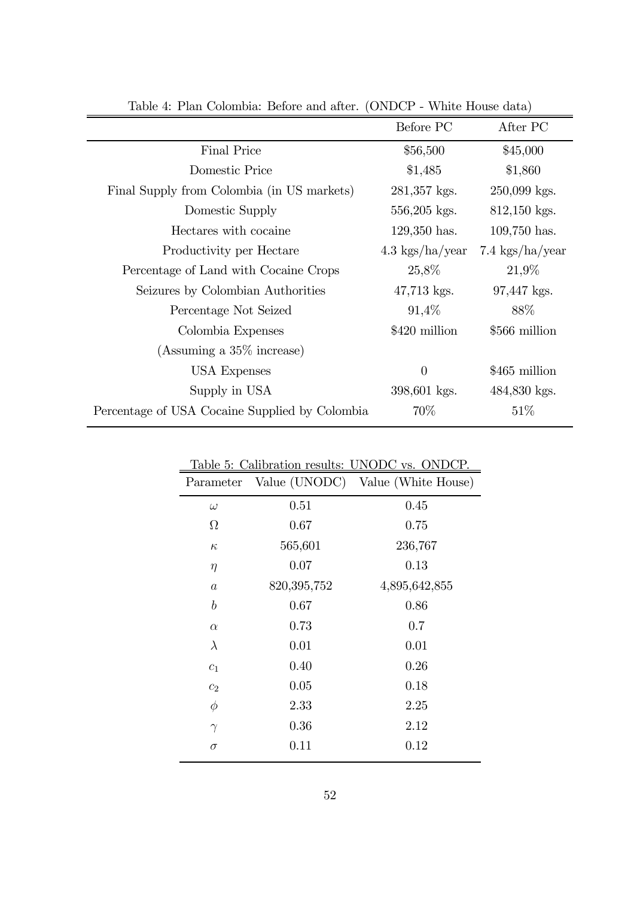Table 4: Plan Colombia: Before and after. (ONDCP - White House data)

| | Before PC | After PC |
|---|---|---|
| Final Price | \$56,500 | \$45,000 |
| Domestic Price | \$1,485 | \$1,860 |
| Final Supply from Colombia (in US markets) | 281,357 kgs. | 250,099 kgs. |
| Domestic Supply | 556,205 kgs. | 812,150 kgs. |
| Hectares with cocaine | 129,350 has. | 109,750 has. |
| Productivity per Hectare | 4.3 kgs/ha/year | 7.4 kgs/ha/year |
| Percentage of Land with Cocaine Crops | 25,8% | 21,9% |
| Seizures by Colombian Authorities | 47,713 kgs. | 97,447 kgs. |
| Percentage Not Seized | 91,4% | 88% |
| Colombia Expenses | \$420 million | \$566 million |
| (Assuming a 35% increase) | | |
| USA Expenses | 0 | \$465 million |
| Supply in USA | 398,601 kgs. | 484,830 kgs. |
| Percentage of USA Cocaine Supplied by Colombia | 70% | 51% |

Table 5: Calibration results: UNODC vs. ONDCP.

| Parameter | Value (UNODC) | Value (White House) |
|---|---|---|
| $\omega$ | 0.51 | 0.45 |
| $\Omega$ | 0.67 | 0.75 |
| $\kappa$ | 565,601 | 236,767 |
| $\eta$ | 0.07 | 0.13 |
| $a$ | 820,395,752 | 4,895,642,855 |
| $b$ | 0.67 | 0.86 |
| $\alpha$ | 0.73 | 0.7 |
| $\lambda$ | 0.01 | 0.01 |
| $c_1$ | 0.40 | 0.26 |
| $c_2$ | 0.05 | 0.18 |
| $\phi$ | 2.33 | 2.25 |
| $\gamma$ | 0.36 | 2.12 |
| $\sigma$ | 0.11 | 0.12 |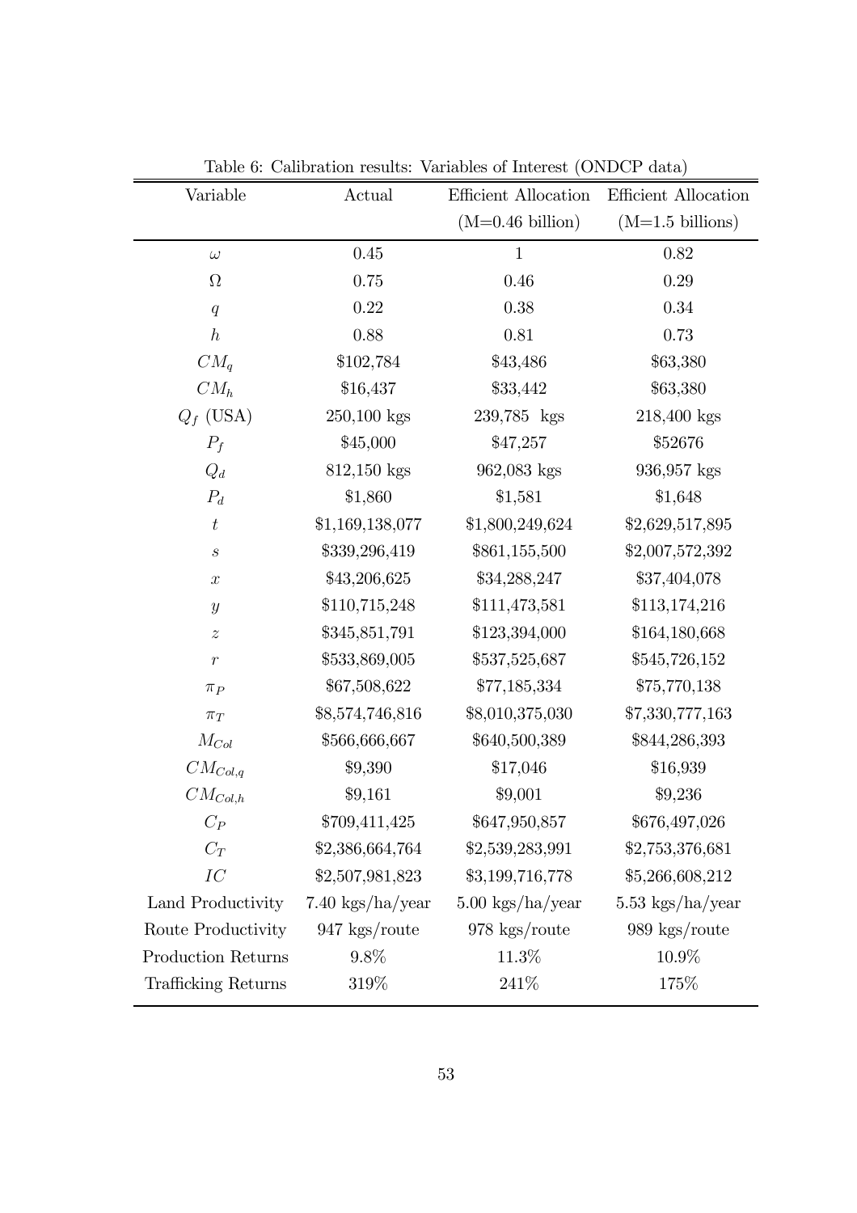Table 6: Calibration results: Variables of Interest (ONDCP data)

| Variable | Actual | Efficient Allocation (M=0.46 billion) | Efficient Allocation (M=1.5 billions) |
|---|---|---|---|
| $\omega$ | 0.45 | 1 | 0.82 |
| $\Omega$ | 0.75 | 0.46 | 0.29 |
| $q$ | 0.22 | 0.38 | 0.34 |
| $h$ | 0.88 | 0.81 | 0.73 |
| $CM_q$ | \$102,784 | \$43,486 | \$63,380 |
| $CM_h$ | \$16,437 | \$33,442 | \$63,380 |
| $Q_f$ (USA) | 250,100 kgs | 239,785 kgs | 218,400 kgs |
| $P_f$ | \$45,000 | \$47,257 | \$52676 |
| $Q_d$ | 812,150 kgs | 962,083 kgs | 936,957 kgs |
| $P_d$ | \$1,860 | \$1,581 | \$1,648 |
| $t$ | \$1,169,138,077 | \$1,800,249,624 | \$2,629,517,895 |
| $s$ | \$339,296,419 | \$861,155,500 | \$2,007,572,392 |
| $x$ | \$43,206,625 | \$34,288,247 | \$37,404,078 |
| $y$ | \$110,715,248 | \$111,473,581 | \$113,174,216 |
| $z$ | \$345,851,791 | \$123,394,000 | \$164,180,668 |
| $r$ | \$533,869,005 | \$537,525,687 | \$545,726,152 |
| $\pi_P$ | \$67,508,622 | \$77,185,334 | \$75,770,138 |
| $\pi_T$ | \$8,574,746,816 | \$8,010,375,030 | \$7,330,777,163 |
| $M_{Col}$ | \$566,666,667 | \$640,500,389 | \$844,286,393 |
| $CM_{Col,q}$ | \$9,390 | \$17,046 | \$16,939 |
| $CM_{Col,h}$ | \$9,161 | \$9,001 | \$9,236 |
| $C_P$ | \$709,411,425 | \$647,950,857 | \$676,497,026 |
| $C_T$ | \$2,386,664,764 | \$2,539,283,991 | \$2,753,376,681 |
| $IC$ | \$2,507,981,823 | \$3,199,716,778 | \$5,266,608,212 |
| Land Productivity | 7.40 kgs/ha/year | 5.00 kgs/ha/year | 5.53 kgs/ha/year |
| Route Productivity | 947 kgs/route | 978 kgs/route | 989 kgs/route |
| Production Returns | 9.8% | 11.3% | 10.9% |
| Trafficking Returns | 319% | 241% | 175% |